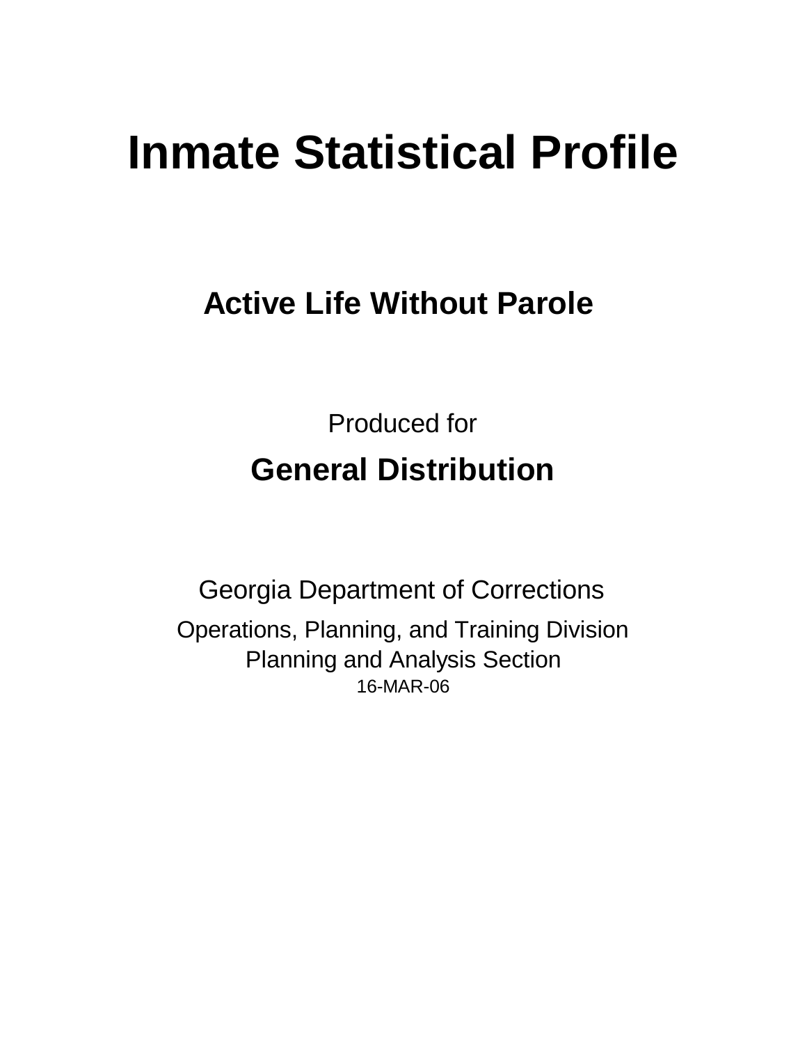# Inmate Statistical Profile

## Active Life Without Parole

Produced for

## General Distribution

Georgia Department of Corrections

Operations, Planning, and Training Division
Planning and Analysis Section
16-MAR-06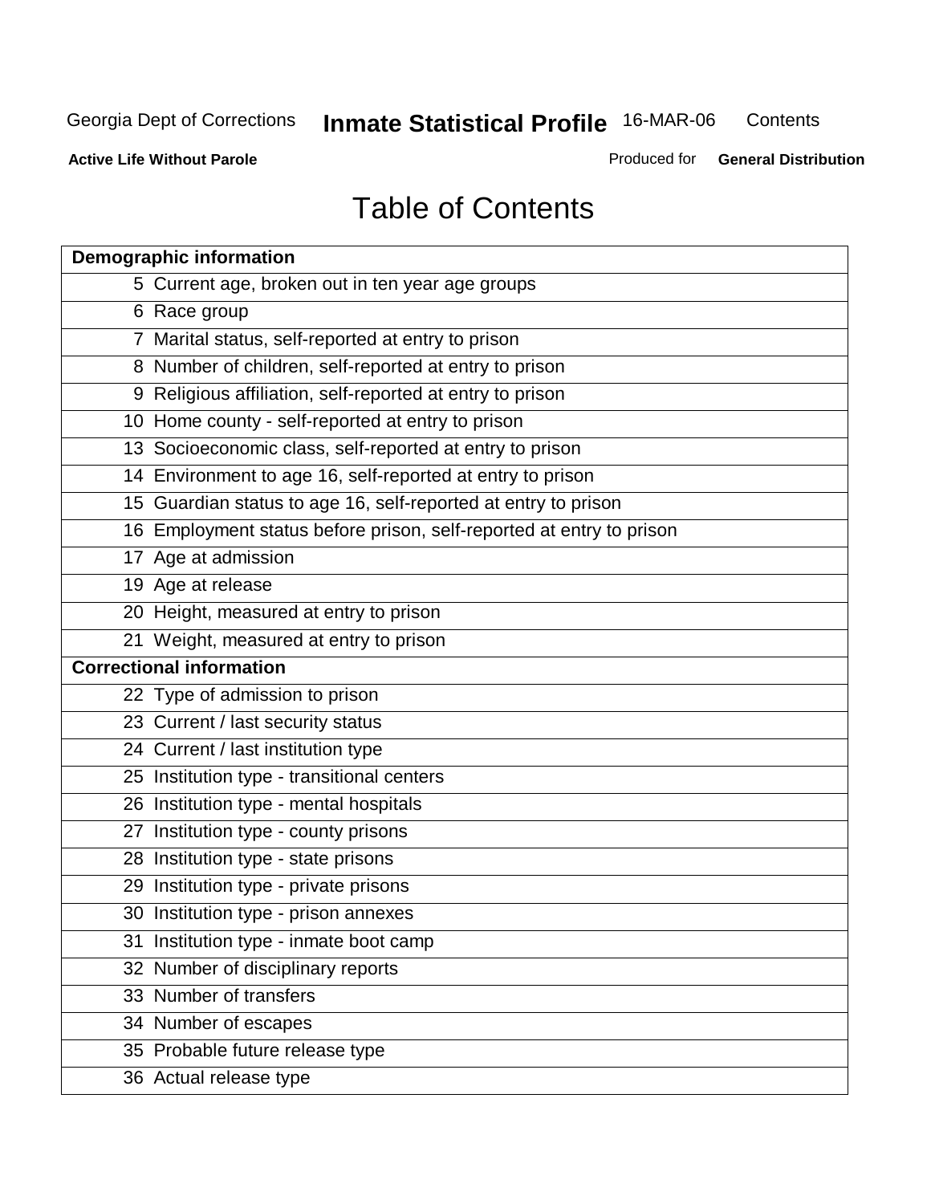# Table of Contents

| | |
|---|---|
| **Demographic information** | |
| 5 | Current age, broken out in ten year age groups |
| 6 | Race group |
| 7 | Marital status, self-reported at entry to prison |
| 8 | Number of children, self-reported at entry to prison |
| 9 | Religious affiliation, self-reported at entry to prison |
| 10 | Home county - self-reported at entry to prison |
| 13 | Socioeconomic class, self-reported at entry to prison |
| 14 | Environment to age 16, self-reported at entry to prison |
| 15 | Guardian status to age 16, self-reported at entry to prison |
| 16 | Employment status before prison, self-reported at entry to prison |
| 17 | Age at admission |
| 19 | Age at release |
| 20 | Height, measured at entry to prison |
| 21 | Weight, measured at entry to prison |
| **Correctional information** | |
| 22 | Type of admission to prison |
| 23 | Current / last security status |
| 24 | Current / last institution type |
| 25 | Institution type - transitional centers |
| 26 | Institution type - mental hospitals |
| 27 | Institution type - county prisons |
| 28 | Institution type - state prisons |
| 29 | Institution type - private prisons |
| 30 | Institution type - prison annexes |
| 31 | Institution type - inmate boot camp |
| 32 | Number of disciplinary reports |
| 33 | Number of transfers |
| 34 | Number of escapes |
| 35 | Probable future release type |
| 36 | Actual release type |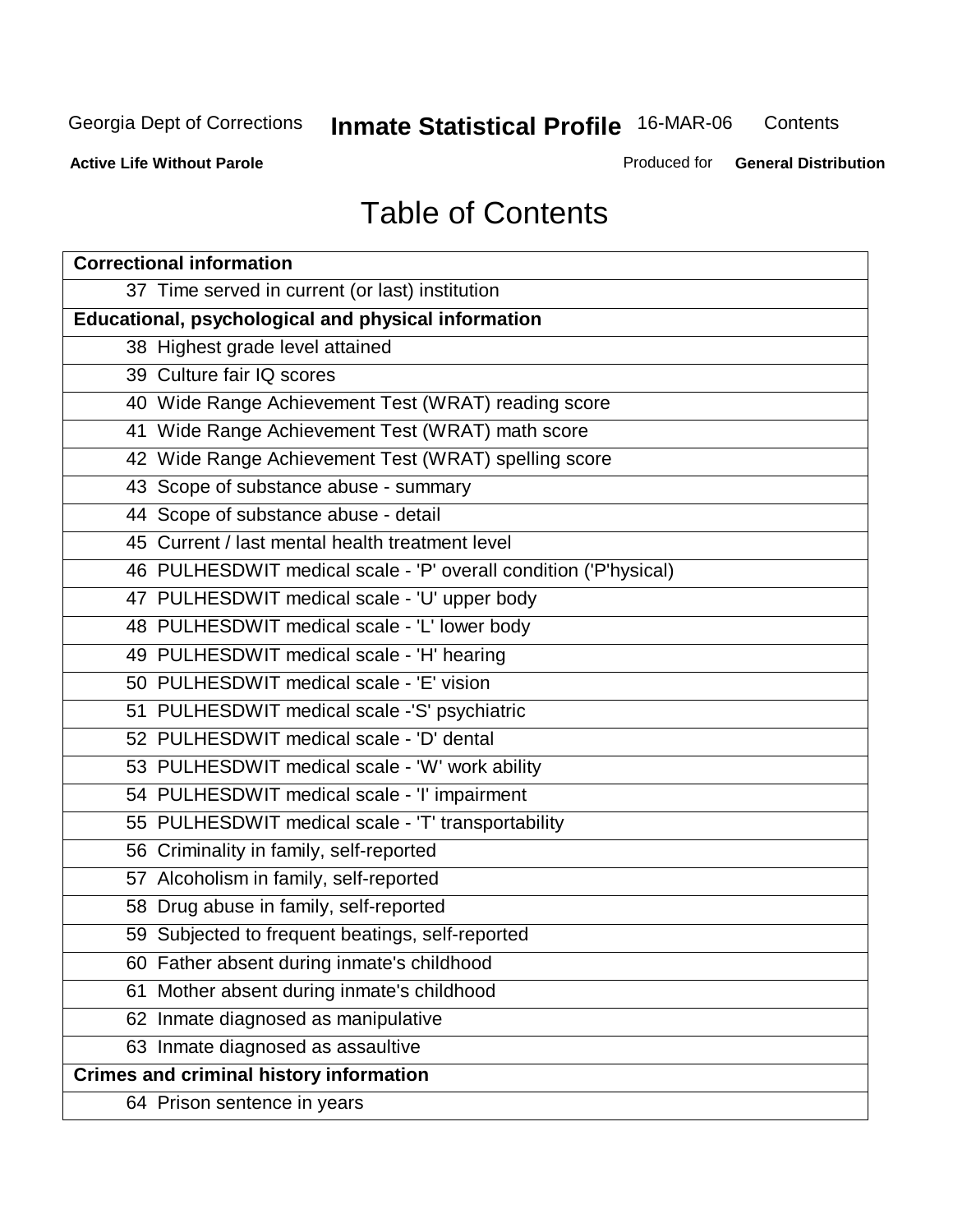# Table of Contents

| | |
|---|---|
| **Correctional information** | |
| 37 | Time served in current (or last) institution |
| **Educational, psychological and physical information** | |
| 38 | Highest grade level attained |
| 39 | Culture fair IQ scores |
| 40 | Wide Range Achievement Test (WRAT) reading score |
| 41 | Wide Range Achievement Test (WRAT) math score |
| 42 | Wide Range Achievement Test (WRAT) spelling score |
| 43 | Scope of substance abuse - summary |
| 44 | Scope of substance abuse - detail |
| 45 | Current / last mental health treatment level |
| 46 | PULHESDWIT medical scale - 'P' overall condition ('P'hysical) |
| 47 | PULHESDWIT medical scale - 'U' upper body |
| 48 | PULHESDWIT medical scale - 'L' lower body |
| 49 | PULHESDWIT medical scale - 'H' hearing |
| 50 | PULHESDWIT medical scale - 'E' vision |
| 51 | PULHESDWIT medical scale -'S' psychiatric |
| 52 | PULHESDWIT medical scale - 'D' dental |
| 53 | PULHESDWIT medical scale - 'W' work ability |
| 54 | PULHESDWIT medical scale - 'I' impairment |
| 55 | PULHESDWIT medical scale - 'T' transportability |
| 56 | Criminality in family, self-reported |
| 57 | Alcoholism in family, self-reported |
| 58 | Drug abuse in family, self-reported |
| 59 | Subjected to frequent beatings, self-reported |
| 60 | Father absent during inmate's childhood |
| 61 | Mother absent during inmate's childhood |
| 62 | Inmate diagnosed as manipulative |
| 63 | Inmate diagnosed as assaultive |
| **Crimes and criminal history information** | |
| 64 | Prison sentence in years |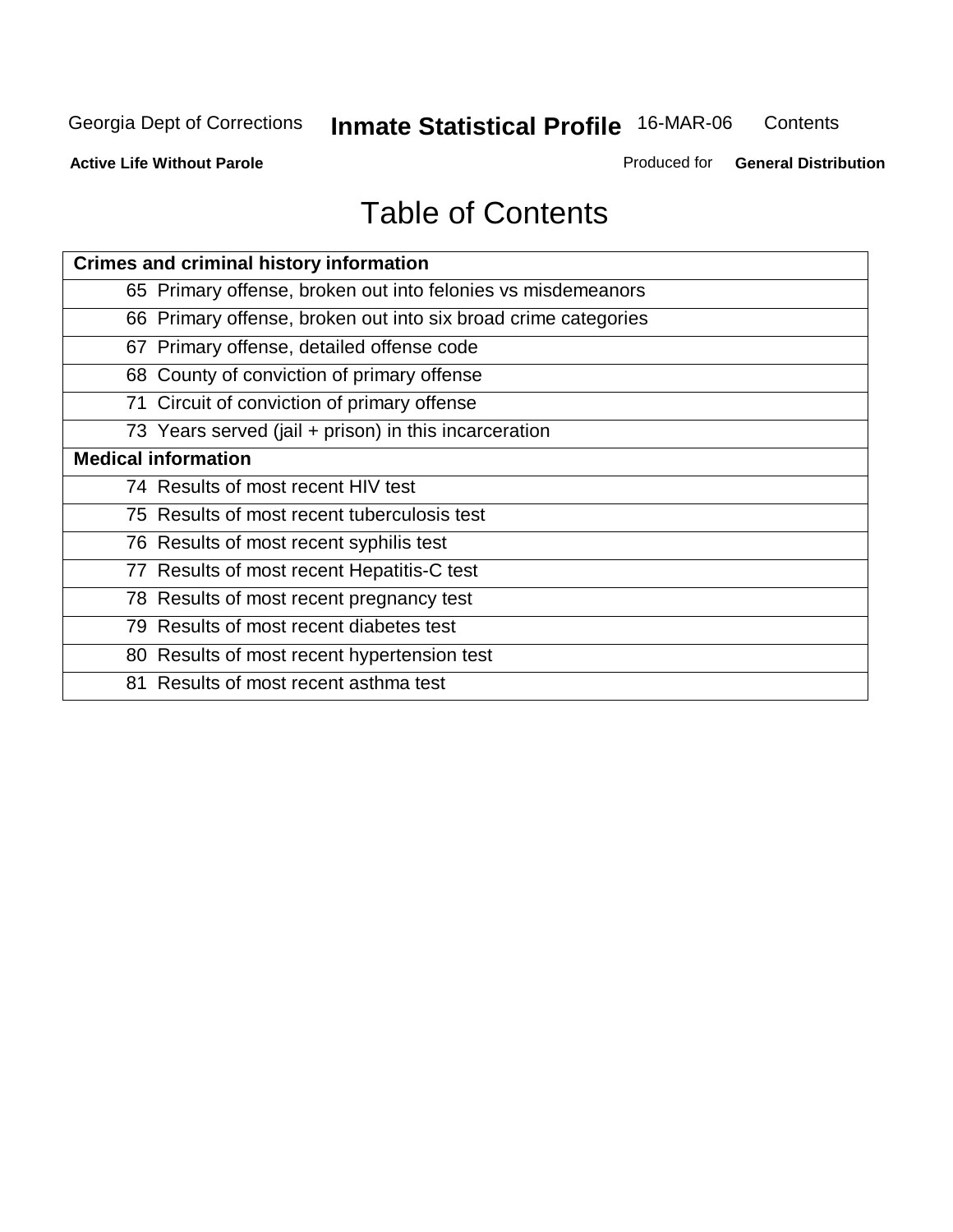Georgia Dept of Corrections **Inmate Statistical Profile** 16-MAR-06 Contents

**Active Life Without Parole** Produced for **General Distribution**

# Table of Contents

| | |
|---|---|
| **Crimes and criminal history information** | |
| 65 | Primary offense, broken out into felonies vs misdemeanors |
| 66 | Primary offense, broken out into six broad crime categories |
| 67 | Primary offense, detailed offense code |
| 68 | County of conviction of primary offense |
| 71 | Circuit of conviction of primary offense |
| 73 | Years served (jail + prison) in this incarceration |
| **Medical information** | |
| 74 | Results of most recent HIV test |
| 75 | Results of most recent tuberculosis test |
| 76 | Results of most recent syphilis test |
| 77 | Results of most recent Hepatitis-C test |
| 78 | Results of most recent pregnancy test |
| 79 | Results of most recent diabetes test |
| 80 | Results of most recent hypertension test |
| 81 | Results of most recent asthma test |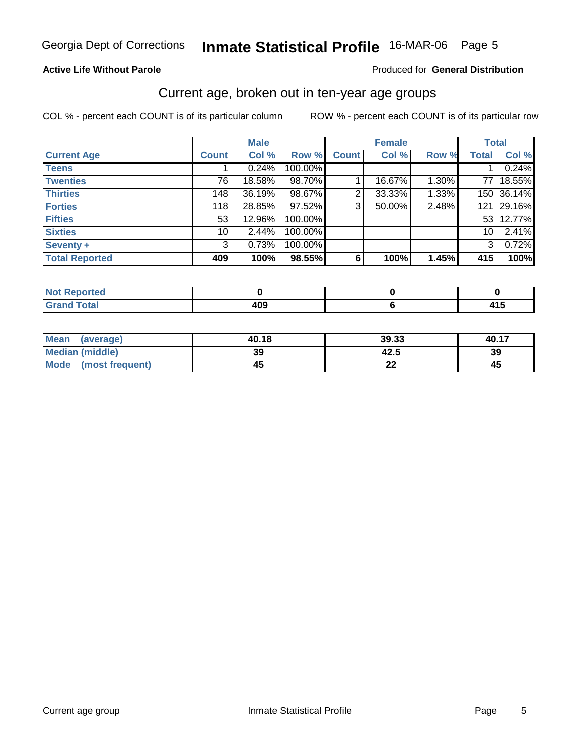Georgia Dept of Corrections **Inmate Statistical Profile** 16-MAR-06 Page 5

**Active Life Without Parole**

Produced for **General Distribution**

## Current age, broken out in ten-year age groups

COL % - percent each COUNT is of its particular column

ROW % - percent each COUNT is of its particular row

| | Male | | | Female | | | Total | |
|---|---|---|---|---|---|---|---|---|
| **Current Age** | **Count** | **Col %** | **Row %** | **Count** | **Col %** | **Row %** | **Total** | **Col %** |
| **Teens** | 1 | 0.24% | 100.00% | | | | 1 | 0.24% |
| **Twenties** | 76 | 18.58% | 98.70% | 1 | 16.67% | 1.30% | 77 | 18.55% |
| **Thirties** | 148 | 36.19% | 98.67% | 2 | 33.33% | 1.33% | 150 | 36.14% |
| **Forties** | 118 | 28.85% | 97.52% | 3 | 50.00% | 2.48% | 121 | 29.16% |
| **Fifties** | 53 | 12.96% | 100.00% | | | | 53 | 12.77% |
| **Sixties** | 10 | 2.44% | 100.00% | | | | 10 | 2.41% |
| **Seventy +** | 3 | 0.73% | 100.00% | | | | 3 | 0.72% |
| **Total Reported** | **409** | **100%** | **98.55%** | **6** | **100%** | **1.45%** | **415** | **100%** |

| | Male | Female | Total |
|---|---|---|---|
| **Not Reported** | **0** | **0** | **0** |
| **Grand Total** | **409** | **6** | **415** |

| | Male | Female | Total |
|---|---|---|---|
| **Mean (average)** | **40.18** | **39.33** | **40.17** |
| **Median (middle)** | **39** | **42.5** | **39** |
| **Mode (most frequent)** | **45** | **22** | **45** |

Current age group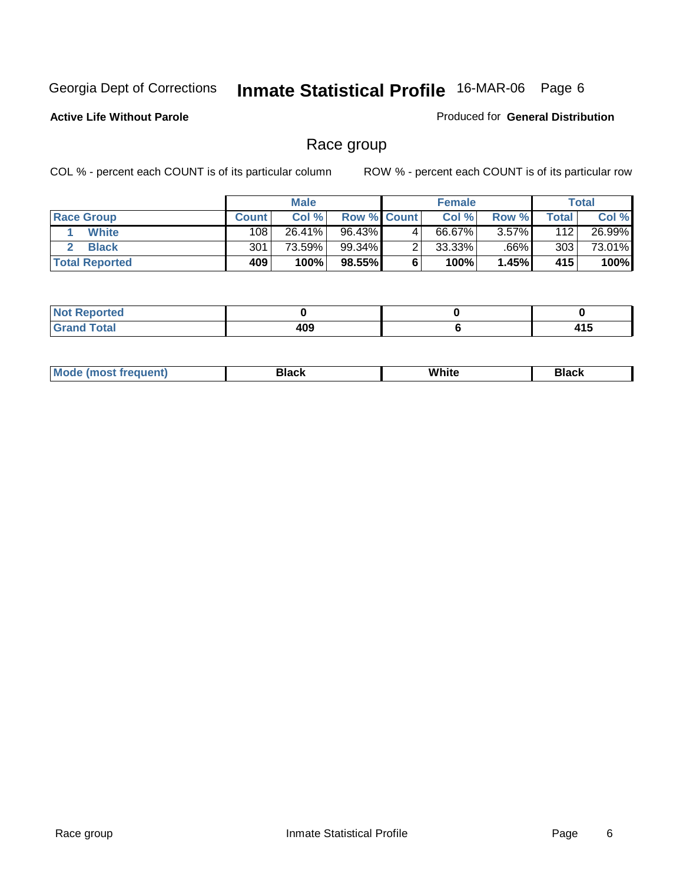Georgia Dept of Corrections **Inmate Statistical Profile** 16-MAR-06 Page 6

**Active Life Without Parole**

Produced for **General Distribution**

## Race group

COL % - percent each COUNT is of its particular column

ROW % - percent each COUNT is of its particular row

| | Male | | | Female | | | Total | |
|---|---|---|---|---|---|---|---|---|
| **Race Group** | **Count** | **Col %** | **Row %** | **Count** | **Col %** | **Row %** | **Total** | **Col %** |
| 1 **White** | 108 | 26.41% | 96.43% | 4 | 66.67% | 3.57% | 112 | 26.99% |
| 2 **Black** | 301 | 73.59% | 99.34% | 2 | 33.33% | .66% | 303 | 73.01% |
| **Total Reported** | **409** | **100%** | **98.55%** | **6** | **100%** | **1.45%** | **415** | **100%** |

| | Male | Female | Total |
|---|---|---|---|
| **Not Reported** | **0** | **0** | **0** |
| **Grand Total** | **409** | **6** | **415** |

| | Male | Female | Total |
|---|---|---|---|
| **Mode (most frequent)** | **Black** | **White** | **Black** |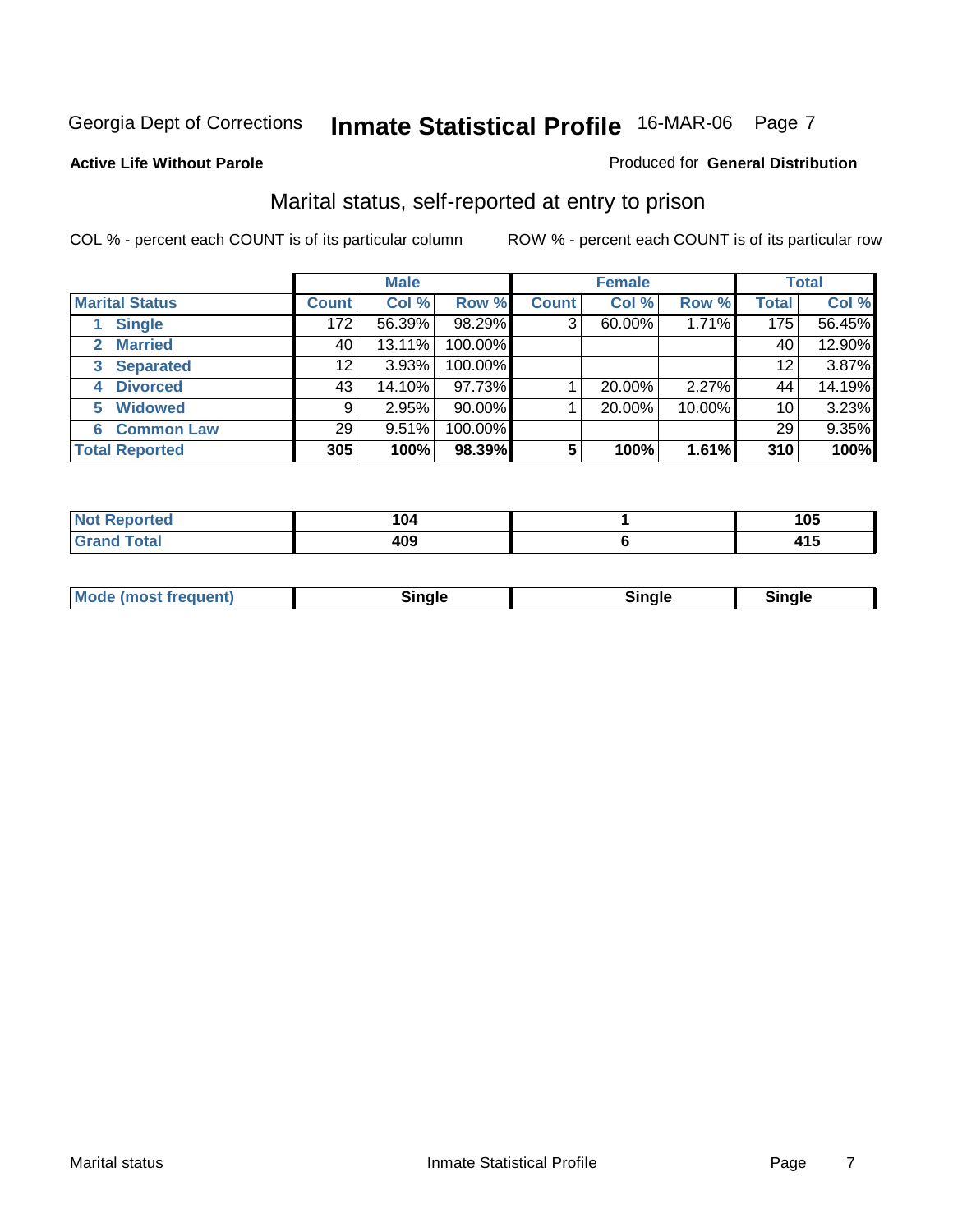Georgia Dept of Corrections **Inmate Statistical Profile** 16-MAR-06 Page 7

**Active Life Without Parole**

Produced for **General Distribution**

## Marital status, self-reported at entry to prison

COL % - percent each COUNT is of its particular column

ROW % - percent each COUNT is of its particular row

| | Male | | | Female | | | Total | |
|---|---|---|---|---|---|---|---|---|
| **Marital Status** | **Count** | **Col %** | **Row %** | **Count** | **Col %** | **Row %** | **Total** | **Col %** |
| 1 **Single** | 172 | 56.39% | 98.29% | 3 | 60.00% | 1.71% | 175 | 56.45% |
| 2 **Married** | 40 | 13.11% | 100.00% | | | | 40 | 12.90% |
| 3 **Separated** | 12 | 3.93% | 100.00% | | | | 12 | 3.87% |
| 4 **Divorced** | 43 | 14.10% | 97.73% | 1 | 20.00% | 2.27% | 44 | 14.19% |
| 5 **Widowed** | 9 | 2.95% | 90.00% | 1 | 20.00% | 10.00% | 10 | 3.23% |
| 6 **Common Law** | 29 | 9.51% | 100.00% | | | | 29 | 9.35% |
| **Total Reported** | **305** | **100%** | **98.39%** | **5** | **100%** | **1.61%** | **310** | **100%** |

| | Male | Female | Total |
|---|---|---|---|
| **Not Reported** | **104** | **1** | **105** |
| **Grand Total** | **409** | **6** | **415** |

| | Male | Female | Total |
|---|---|---|---|
| **Mode (most frequent)** | **Single** | **Single** | **Single** |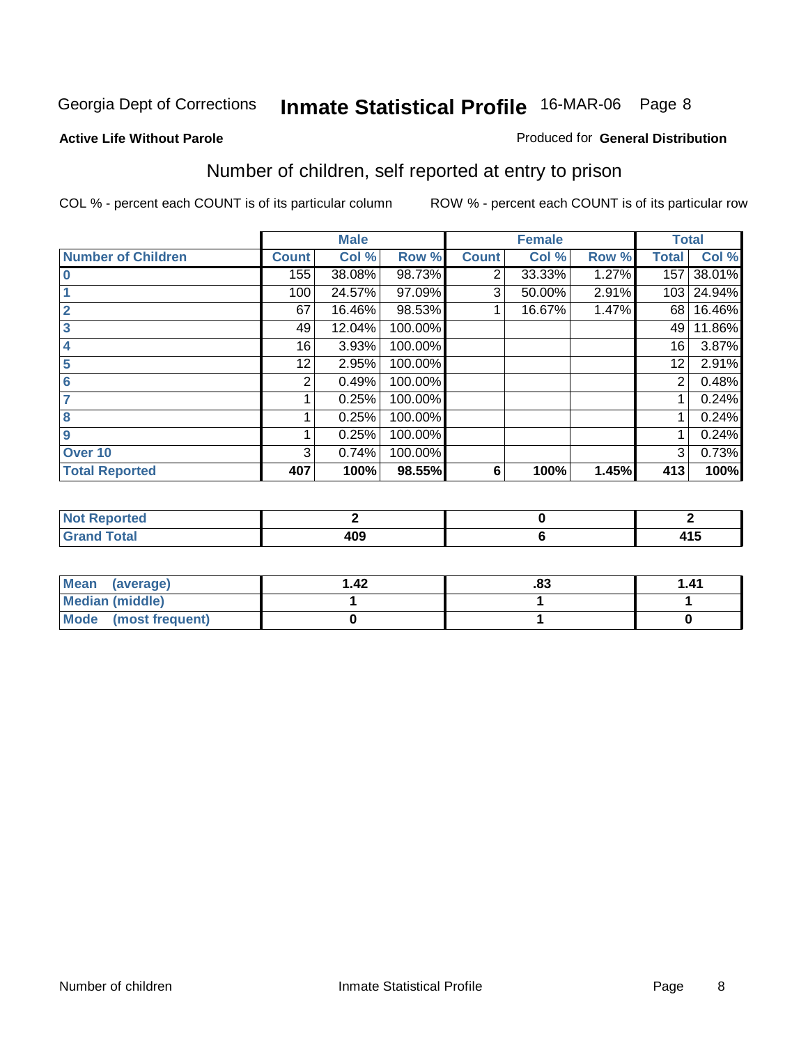Georgia Dept of Corrections **Inmate Statistical Profile** 16-MAR-06

**Active Life Without Parole**

Produced for **General Distribution**

## Number of children, self reported at entry to prison

COL % - percent each COUNT is of its particular column

ROW % - percent each COUNT is of its particular row

| | Male | | | Female | | | Total | |
|---|---|---|---|---|---|---|---|---|
| **Number of Children** | **Count** | **Col %** | **Row %** | **Count** | **Col %** | **Row %** | **Total** | **Col %** |
| **0** | 155 | 38.08% | 98.73% | 2 | 33.33% | 1.27% | 157 | 38.01% |
| **1** | 100 | 24.57% | 97.09% | 3 | 50.00% | 2.91% | 103 | 24.94% |
| **2** | 67 | 16.46% | 98.53% | 1 | 16.67% | 1.47% | 68 | 16.46% |
| **3** | 49 | 12.04% | 100.00% | | | | 49 | 11.86% |
| **4** | 16 | 3.93% | 100.00% | | | | 16 | 3.87% |
| **5** | 12 | 2.95% | 100.00% | | | | 12 | 2.91% |
| **6** | 2 | 0.49% | 100.00% | | | | 2 | 0.48% |
| **7** | 1 | 0.25% | 100.00% | | | | 1 | 0.24% |
| **8** | 1 | 0.25% | 100.00% | | | | 1 | 0.24% |
| **9** | 1 | 0.25% | 100.00% | | | | 1 | 0.24% |
| **Over 10** | 3 | 0.74% | 100.00% | | | | 3 | 0.73% |
| **Total Reported** | **407** | **100%** | **98.55%** | **6** | **100%** | **1.45%** | **413** | **100%** |

| | Male | Female | Total |
|---|---|---|---|
| **Not Reported** | **2** | **0** | **2** |
| **Grand Total** | **409** | **6** | **415** |

| | Male | Female | Total |
|---|---|---|---|
| **Mean (average)** | **1.42** | **.83** | **1.41** |
| **Median (middle)** | **1** | **1** | **1** |
| **Mode (most frequent)** | **0** | **1** | **0** |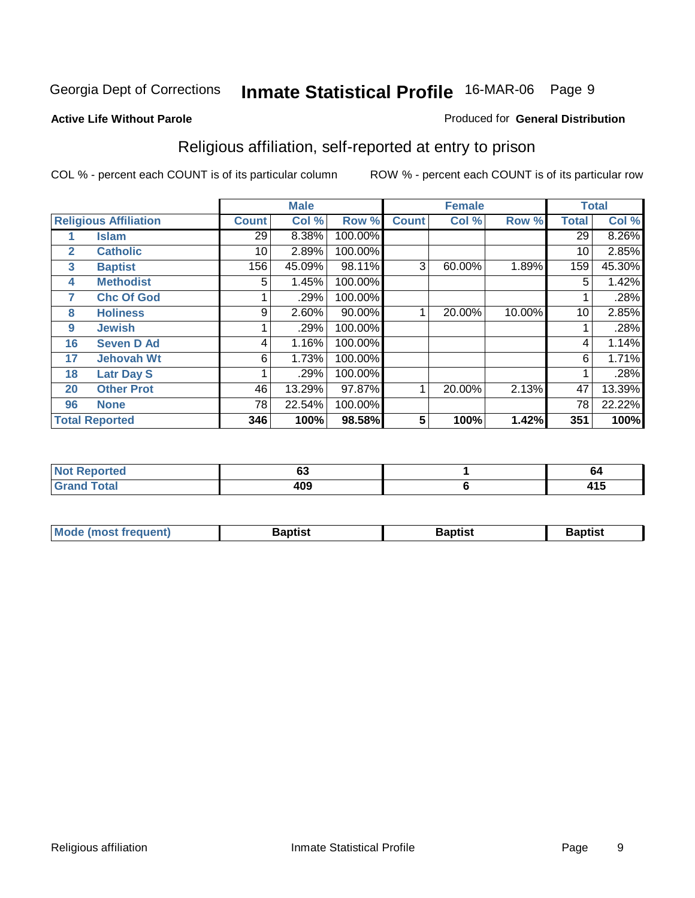Georgia Dept of Corrections **Inmate Statistical Profile** 16-MAR-06

**Active Life Without Parole**

Produced for **General Distribution**

## Religious affiliation, self-reported at entry to prison

COL % - percent each COUNT is of its particular column    ROW % - percent each COUNT is of its particular row

| | | Male | | | Female | | | Total | |
|---|---|---|---|---|---|---|---|---|---|
| **Religious Affiliation** | | **Count** | **Col %** | **Row %** | **Count** | **Col %** | **Row %** | **Total** | **Col %** |
| 1 | Islam | 29 | 8.38% | 100.00% | | | | 29 | 8.26% |
| 2 | Catholic | 10 | 2.89% | 100.00% | | | | 10 | 2.85% |
| 3 | Baptist | 156 | 45.09% | 98.11% | 3 | 60.00% | 1.89% | 159 | 45.30% |
| 4 | Methodist | 5 | 1.45% | 100.00% | | | | 5 | 1.42% |
| 7 | Chc Of God | 1 | .29% | 100.00% | | | | 1 | .28% |
| 8 | Holiness | 9 | 2.60% | 90.00% | 1 | 20.00% | 10.00% | 10 | 2.85% |
| 9 | Jewish | 1 | .29% | 100.00% | | | | 1 | .28% |
| 16 | Seven D Ad | 4 | 1.16% | 100.00% | | | | 4 | 1.14% |
| 17 | Jehovah Wt | 6 | 1.73% | 100.00% | | | | 6 | 1.71% |
| 18 | Latr Day S | 1 | .29% | 100.00% | | | | 1 | .28% |
| 20 | Other Prot | 46 | 13.29% | 97.87% | 1 | 20.00% | 2.13% | 47 | 13.39% |
| 96 | None | 78 | 22.54% | 100.00% | | | | 78 | 22.22% |
| **Total Reported** | | **346** | **100%** | **98.58%** | **5** | **100%** | **1.42%** | **351** | **100%** |

| | Male | Female | Total |
|---|---|---|---|
| Not Reported | 63 | 1 | 64 |
| Grand Total | 409 | 6 | 415 |

| | Male | Female | Total |
|---|---|---|---|
| Mode (most frequent) | Baptist | Baptist | Baptist |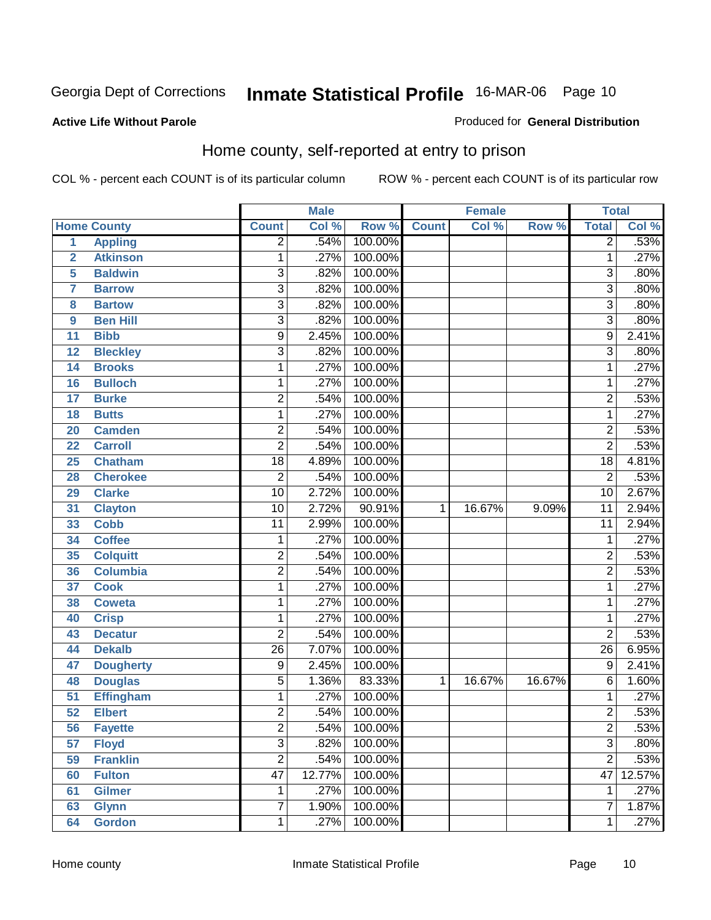Georgia Dept of Corrections **Inmate Statistical Profile** 16-MAR-06

**Active Life Without Parole**

Produced for **General Distribution**

## Home county, self-reported at entry to prison

COL % - percent each COUNT is of its particular column ROW % - percent each COUNT is of its particular row

| | | Male | | | Female | | | Total | |
|---|---|---|---|---|---|---|---|---|---|
| | Home County | Count | Col % | Row % | Count | Col % | Row % | Total | Col % |
| 1 | Appling | 2 | .54% | 100.00% | | | | 2 | .53% |
| 2 | Atkinson | 1 | .27% | 100.00% | | | | 1 | .27% |
| 5 | Baldwin | 3 | .82% | 100.00% | | | | 3 | .80% |
| 7 | Barrow | 3 | .82% | 100.00% | | | | 3 | .80% |
| 8 | Bartow | 3 | .82% | 100.00% | | | | 3 | .80% |
| 9 | Ben Hill | 3 | .82% | 100.00% | | | | 3 | .80% |
| 11 | Bibb | 9 | 2.45% | 100.00% | | | | 9 | 2.41% |
| 12 | Bleckley | 3 | .82% | 100.00% | | | | 3 | .80% |
| 14 | Brooks | 1 | .27% | 100.00% | | | | 1 | .27% |
| 16 | Bulloch | 1 | .27% | 100.00% | | | | 1 | .27% |
| 17 | Burke | 2 | .54% | 100.00% | | | | 2 | .53% |
| 18 | Butts | 1 | .27% | 100.00% | | | | 1 | .27% |
| 20 | Camden | 2 | .54% | 100.00% | | | | 2 | .53% |
| 22 | Carroll | 2 | .54% | 100.00% | | | | 2 | .53% |
| 25 | Chatham | 18 | 4.89% | 100.00% | | | | 18 | 4.81% |
| 28 | Cherokee | 2 | .54% | 100.00% | | | | 2 | .53% |
| 29 | Clarke | 10 | 2.72% | 100.00% | | | | 10 | 2.67% |
| 31 | Clayton | 10 | 2.72% | 90.91% | 1 | 16.67% | 9.09% | 11 | 2.94% |
| 33 | Cobb | 11 | 2.99% | 100.00% | | | | 11 | 2.94% |
| 34 | Coffee | 1 | .27% | 100.00% | | | | 1 | .27% |
| 35 | Colquitt | 2 | .54% | 100.00% | | | | 2 | .53% |
| 36 | Columbia | 2 | .54% | 100.00% | | | | 2 | .53% |
| 37 | Cook | 1 | .27% | 100.00% | | | | 1 | .27% |
| 38 | Coweta | 1 | .27% | 100.00% | | | | 1 | .27% |
| 40 | Crisp | 1 | .27% | 100.00% | | | | 1 | .27% |
| 43 | Decatur | 2 | .54% | 100.00% | | | | 2 | .53% |
| 44 | Dekalb | 26 | 7.07% | 100.00% | | | | 26 | 6.95% |
| 47 | Dougherty | 9 | 2.45% | 100.00% | | | | 9 | 2.41% |
| 48 | Douglas | 5 | 1.36% | 83.33% | 1 | 16.67% | 16.67% | 6 | 1.60% |
| 51 | Effingham | 1 | .27% | 100.00% | | | | 1 | .27% |
| 52 | Elbert | 2 | .54% | 100.00% | | | | 2 | .53% |
| 56 | Fayette | 2 | .54% | 100.00% | | | | 2 | .53% |
| 57 | Floyd | 3 | .82% | 100.00% | | | | 3 | .80% |
| 59 | Franklin | 2 | .54% | 100.00% | | | | 2 | .53% |
| 60 | Fulton | 47 | 12.77% | 100.00% | | | | 47 | 12.57% |
| 61 | Gilmer | 1 | .27% | 100.00% | | | | 1 | .27% |
| 63 | Glynn | 7 | 1.90% | 100.00% | | | | 7 | 1.87% |
| 64 | Gordon | 1 | .27% | 100.00% | | | | 1 | .27% |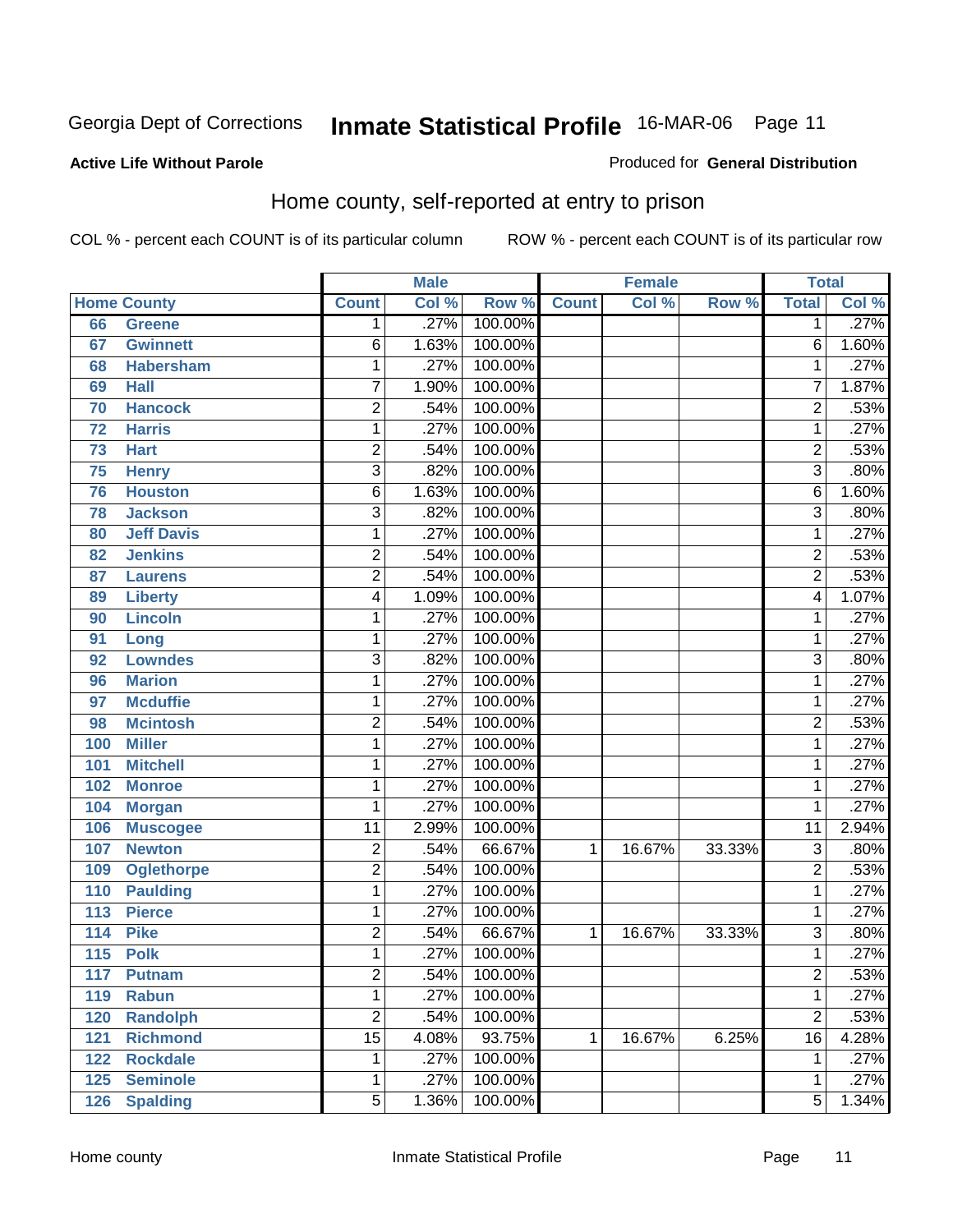Georgia Dept of Corrections **Inmate Statistical Profile** 16-MAR-06 Page 11

**Active Life Without Parole**

Produced for **General Distribution**

## Home county, self-reported at entry to prison

COL % - percent each COUNT is of its particular column ROW % - percent each COUNT is of its particular row

| Home County | | Male | | | Female | | | Total | |
|---|---|---|---|---|---|---|---|---|---|
| | | Count | Col % | Row % | Count | Col % | Row % | Total | Col % |
| 66 | Greene | 1 | .27% | 100.00% | | | | 1 | .27% |
| 67 | Gwinnett | 6 | 1.63% | 100.00% | | | | 6 | 1.60% |
| 68 | Habersham | 1 | .27% | 100.00% | | | | 1 | .27% |
| 69 | Hall | 7 | 1.90% | 100.00% | | | | 7 | 1.87% |
| 70 | Hancock | 2 | .54% | 100.00% | | | | 2 | .53% |
| 72 | Harris | 1 | .27% | 100.00% | | | | 1 | .27% |
| 73 | Hart | 2 | .54% | 100.00% | | | | 2 | .53% |
| 75 | Henry | 3 | .82% | 100.00% | | | | 3 | .80% |
| 76 | Houston | 6 | 1.63% | 100.00% | | | | 6 | 1.60% |
| 78 | Jackson | 3 | .82% | 100.00% | | | | 3 | .80% |
| 80 | Jeff Davis | 1 | .27% | 100.00% | | | | 1 | .27% |
| 82 | Jenkins | 2 | .54% | 100.00% | | | | 2 | .53% |
| 87 | Laurens | 2 | .54% | 100.00% | | | | 2 | .53% |
| 89 | Liberty | 4 | 1.09% | 100.00% | | | | 4 | 1.07% |
| 90 | Lincoln | 1 | .27% | 100.00% | | | | 1 | .27% |
| 91 | Long | 1 | .27% | 100.00% | | | | 1 | .27% |
| 92 | Lowndes | 3 | .82% | 100.00% | | | | 3 | .80% |
| 96 | Marion | 1 | .27% | 100.00% | | | | 1 | .27% |
| 97 | Mcduffie | 1 | .27% | 100.00% | | | | 1 | .27% |
| 98 | Mcintosh | 2 | .54% | 100.00% | | | | 2 | .53% |
| 100 | Miller | 1 | .27% | 100.00% | | | | 1 | .27% |
| 101 | Mitchell | 1 | .27% | 100.00% | | | | 1 | .27% |
| 102 | Monroe | 1 | .27% | 100.00% | | | | 1 | .27% |
| 104 | Morgan | 1 | .27% | 100.00% | | | | 1 | .27% |
| 106 | Muscogee | 11 | 2.99% | 100.00% | | | | 11 | 2.94% |
| 107 | Newton | 2 | .54% | 66.67% | 1 | 16.67% | 33.33% | 3 | .80% |
| 109 | Oglethorpe | 2 | .54% | 100.00% | | | | 2 | .53% |
| 110 | Paulding | 1 | .27% | 100.00% | | | | 1 | .27% |
| 113 | Pierce | 1 | .27% | 100.00% | | | | 1 | .27% |
| 114 | Pike | 2 | .54% | 66.67% | 1 | 16.67% | 33.33% | 3 | .80% |
| 115 | Polk | 1 | .27% | 100.00% | | | | 1 | .27% |
| 117 | Putnam | 2 | .54% | 100.00% | | | | 2 | .53% |
| 119 | Rabun | 1 | .27% | 100.00% | | | | 1 | .27% |
| 120 | Randolph | 2 | .54% | 100.00% | | | | 2 | .53% |
| 121 | Richmond | 15 | 4.08% | 93.75% | 1 | 16.67% | 6.25% | 16 | 4.28% |
| 122 | Rockdale | 1 | .27% | 100.00% | | | | 1 | .27% |
| 125 | Seminole | 1 | .27% | 100.00% | | | | 1 | .27% |
| 126 | Spalding | 5 | 1.36% | 100.00% | | | | 5 | 1.34% |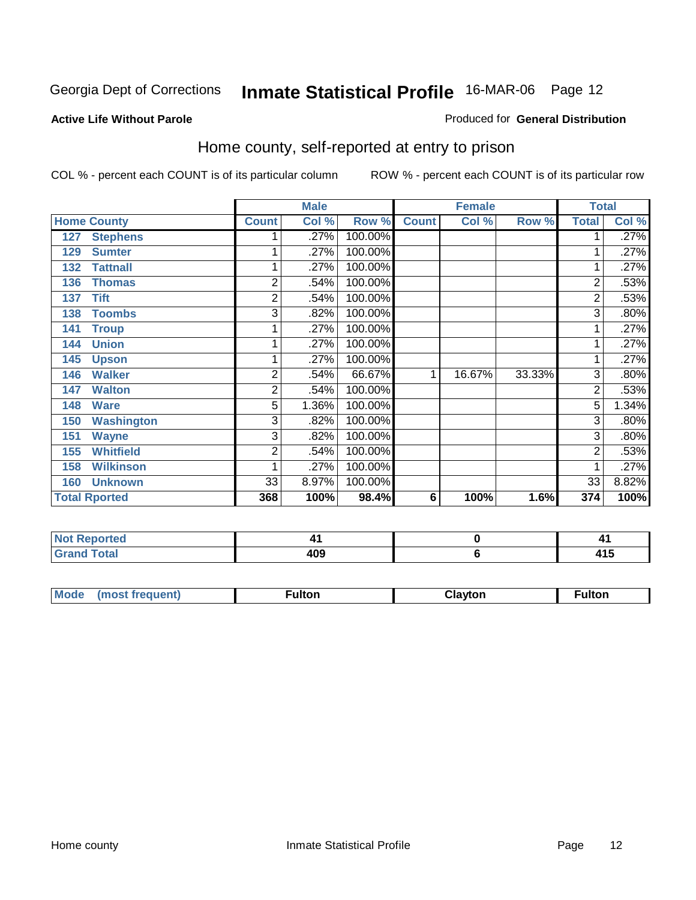Georgia Dept of Corrections **Inmate Statistical Profile** 16-MAR-06

**Active Life Without Parole**

Produced for **General Distribution**

## Home county, self-reported at entry to prison

COL % - percent each COUNT is of its particular column

ROW % - percent each COUNT is of its particular row

| | | Male | | | Female | | | Total | |
|---|---|---|---|---|---|---|---|---|---|
| Home County | | Count | Col % | Row % | Count | Col % | Row % | Total | Col % |
| 127 | Stephens | 1 | .27% | 100.00% | | | | 1 | .27% |
| 129 | Sumter | 1 | .27% | 100.00% | | | | 1 | .27% |
| 132 | Tattnall | 1 | .27% | 100.00% | | | | 1 | .27% |
| 136 | Thomas | 2 | .54% | 100.00% | | | | 2 | .53% |
| 137 | Tift | 2 | .54% | 100.00% | | | | 2 | .53% |
| 138 | Toombs | 3 | .82% | 100.00% | | | | 3 | .80% |
| 141 | Troup | 1 | .27% | 100.00% | | | | 1 | .27% |
| 144 | Union | 1 | .27% | 100.00% | | | | 1 | .27% |
| 145 | Upson | 1 | .27% | 100.00% | | | | 1 | .27% |
| 146 | Walker | 2 | .54% | 66.67% | 1 | 16.67% | 33.33% | 3 | .80% |
| 147 | Walton | 2 | .54% | 100.00% | | | | 2 | .53% |
| 148 | Ware | 5 | 1.36% | 100.00% | | | | 5 | 1.34% |
| 150 | Washington | 3 | .82% | 100.00% | | | | 3 | .80% |
| 151 | Wayne | 3 | .82% | 100.00% | | | | 3 | .80% |
| 155 | Whitfield | 2 | .54% | 100.00% | | | | 2 | .53% |
| 158 | Wilkinson | 1 | .27% | 100.00% | | | | 1 | .27% |
| 160 | Unknown | 33 | 8.97% | 100.00% | | | | 33 | 8.82% |
| **Total Rported** | | **368** | **100%** | **98.4%** | **6** | **100%** | **1.6%** | **374** | **100%** |

| | Male | Female | Total |
|---|---|---|---|
| Not Reported | 41 | 0 | 41 |
| Grand Total | 409 | 6 | 415 |

| | Male | Female | Total |
|---|---|---|---|
| Mode (most frequent) | Fulton | Clayton | Fulton |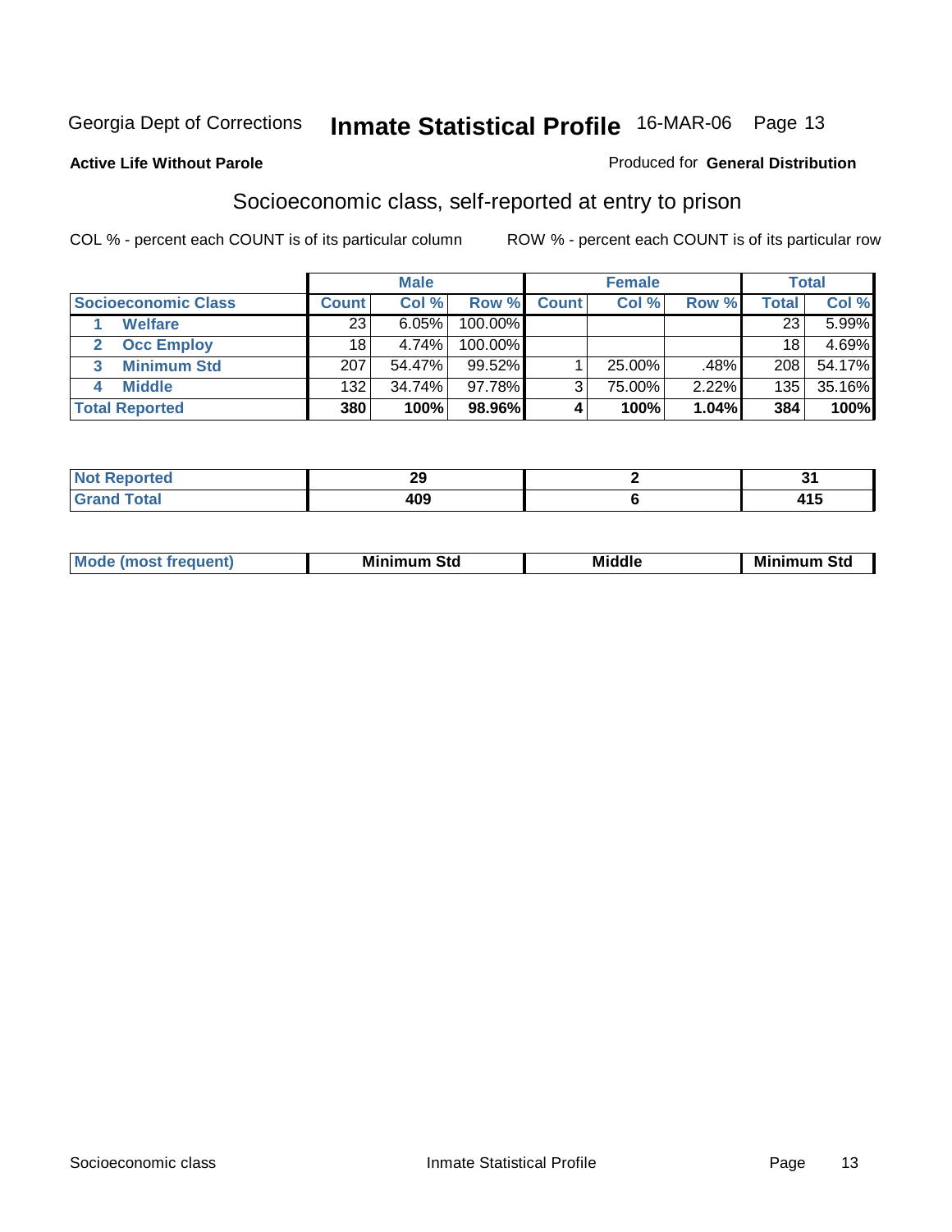Georgia Dept of Corrections **Inmate Statistical Profile** 16-MAR-06

**Active Life Without Parole**

Produced for **General Distribution**

## Socioeconomic class, self-reported at entry to prison

COL % - percent each COUNT is of its particular column

ROW % - percent each COUNT is of its particular row

| | Male | | | Female | | | Total | |
|---|---|---|---|---|---|---|---|---|
| **Socioeconomic Class** | **Count** | **Col %** | **Row %** | **Count** | **Col %** | **Row %** | **Total** | **Col %** |
| 1 **Welfare** | 23 | 6.05% | 100.00% | | | | 23 | 5.99% |
| 2 **Occ Employ** | 18 | 4.74% | 100.00% | | | | 18 | 4.69% |
| 3 **Minimum Std** | 207 | 54.47% | 99.52% | 1 | 25.00% | .48% | 208 | 54.17% |
| 4 **Middle** | 132 | 34.74% | 97.78% | 3 | 75.00% | 2.22% | 135 | 35.16% |
| **Total Reported** | **380** | **100%** | **98.96%** | **4** | **100%** | **1.04%** | **384** | **100%** |

| | Male | Female | Total |
|---|---|---|---|
| **Not Reported** | **29** | **2** | **31** |
| **Grand Total** | **409** | **6** | **415** |

| | Male | Female | Total |
|---|---|---|---|
| **Mode (most frequent)** | **Minimum Std** | **Middle** | **Minimum Std** |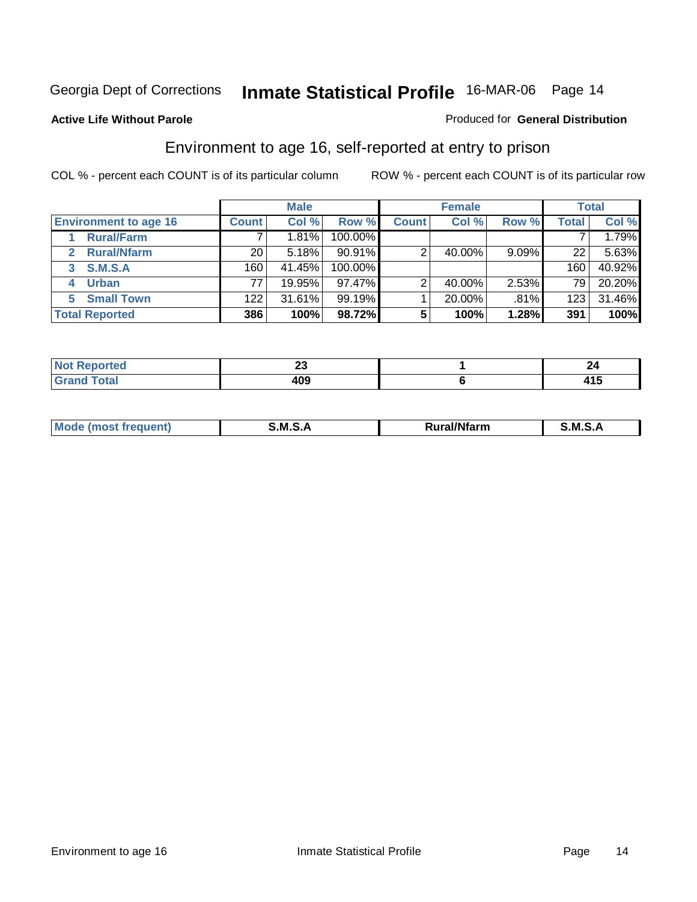Georgia Dept of Corrections **Inmate Statistical Profile** 16-MAR-06 Page 14

**Active Life Without Parole**

Produced for **General Distribution**

## Environment to age 16, self-reported at entry to prison

COL % - percent each COUNT is of its particular column

ROW % - percent each COUNT is of its particular row

| | Male | | | Female | | | Total | |
|---|---|---|---|---|---|---|---|---|
| **Environment to age 16** | **Count** | **Col %** | **Row %** | **Count** | **Col %** | **Row %** | **Total** | **Col %** |
| 1 Rural/Farm | 7 | 1.81% | 100.00% | | | | 7 | 1.79% |
| 2 Rural/Nfarm | 20 | 5.18% | 90.91% | 2 | 40.00% | 9.09% | 22 | 5.63% |
| 3 S.M.S.A | 160 | 41.45% | 100.00% | | | | 160 | 40.92% |
| 4 Urban | 77 | 19.95% | 97.47% | 2 | 40.00% | 2.53% | 79 | 20.20% |
| 5 Small Town | 122 | 31.61% | 99.19% | 1 | 20.00% | .81% | 123 | 31.46% |
| **Total Reported** | **386** | **100%** | **98.72%** | **5** | **100%** | **1.28%** | **391** | **100%** |

| | Male | Female | Total |
|---|---|---|---|
| Not Reported | 23 | 1 | 24 |
| Grand Total | 409 | 6 | 415 |

| | Male | Female | Total |
|---|---|---|---|
| Mode (most frequent) | S.M.S.A | Rural/Nfarm | S.M.S.A |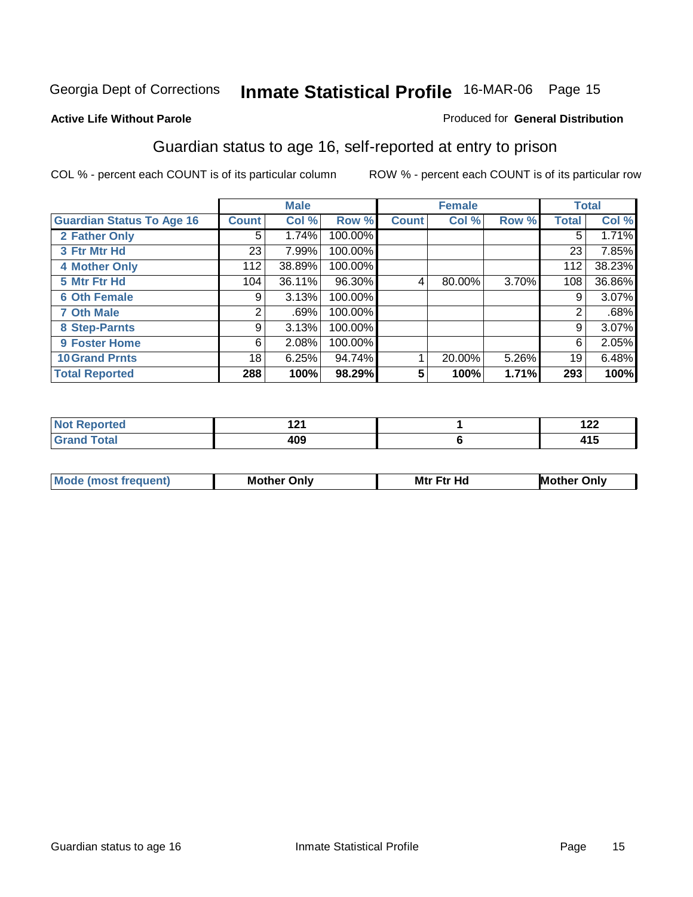Georgia Dept of Corrections **Inmate Statistical Profile** 16-MAR-06

**Active Life Without Parole**

Produced for **General Distribution**

## Guardian status to age 16, self-reported at entry to prison

COL % - percent each COUNT is of its particular column ROW % - percent each COUNT is of its particular row

| | Male | | | Female | | | Total | |
|---|---|---|---|---|---|---|---|---|
| **Guardian Status To Age 16** | **Count** | **Col %** | **Row %** | **Count** | **Col %** | **Row %** | **Total** | **Col %** |
| 2 Father Only | 5 | 1.74% | 100.00% | | | | 5 | 1.71% |
| 3 Ftr Mtr Hd | 23 | 7.99% | 100.00% | | | | 23 | 7.85% |
| 4 Mother Only | 112 | 38.89% | 100.00% | | | | 112 | 38.23% |
| 5 Mtr Ftr Hd | 104 | 36.11% | 96.30% | 4 | 80.00% | 3.70% | 108 | 36.86% |
| 6 Oth Female | 9 | 3.13% | 100.00% | | | | 9 | 3.07% |
| 7 Oth Male | 2 | .69% | 100.00% | | | | 2 | .68% |
| 8 Step-Parnts | 9 | 3.13% | 100.00% | | | | 9 | 3.07% |
| 9 Foster Home | 6 | 2.08% | 100.00% | | | | 6 | 2.05% |
| 10 Grand Prnts | 18 | 6.25% | 94.74% | 1 | 20.00% | 5.26% | 19 | 6.48% |
| **Total Reported** | **288** | **100%** | **98.29%** | **5** | **100%** | **1.71%** | **293** | **100%** |

| | | | |
|---|---|---|---|
| Not Reported | 121 | 1 | 122 |
| Grand Total | 409 | 6 | 415 |

| | | | |
|---|---|---|---|
| Mode (most frequent) | Mother Only | Mtr Ftr Hd | Mother Only |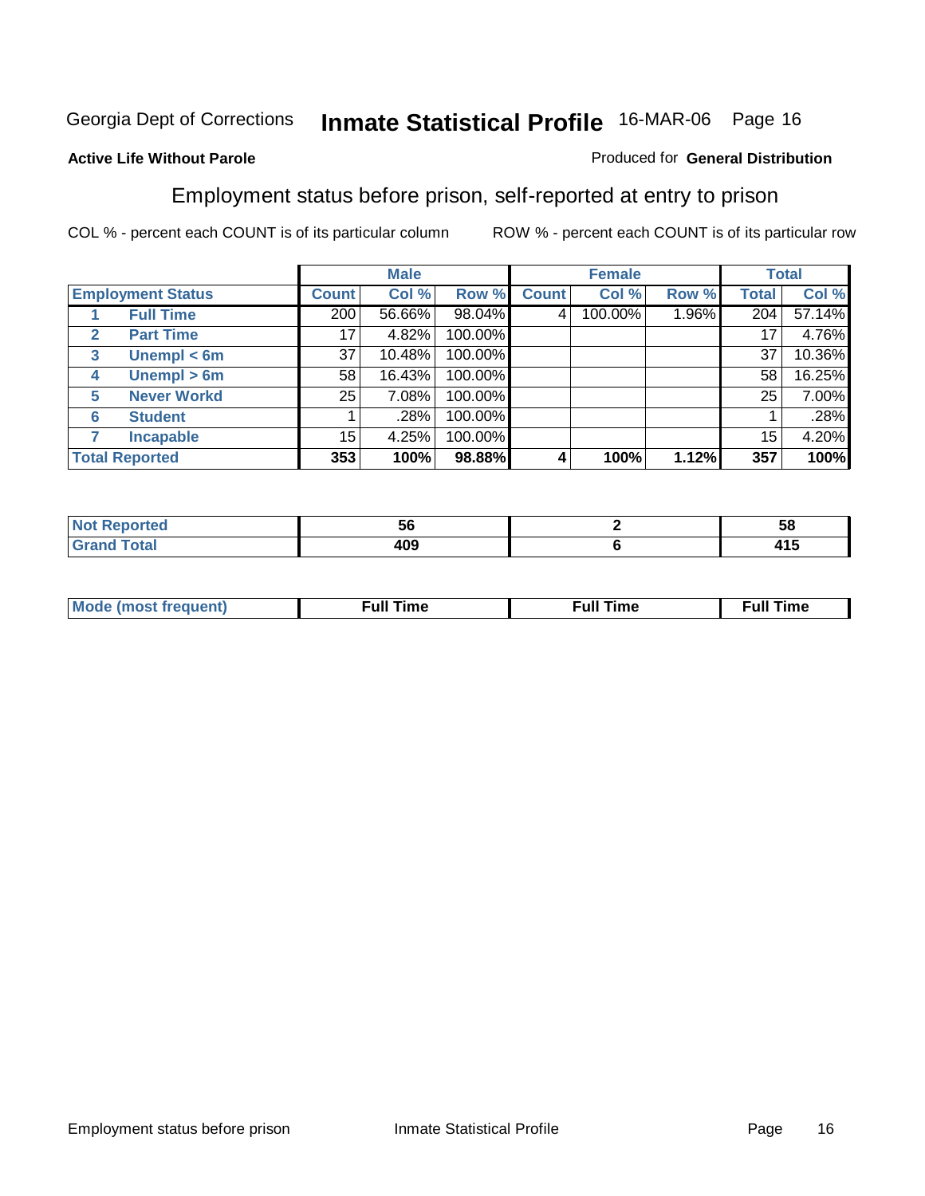Georgia Dept of Corrections **Inmate Statistical Profile** 16-MAR-06

**Active Life Without Parole**

Produced for **General Distribution**

## Employment status before prison, self-reported at entry to prison

COL % - percent each COUNT is of its particular column ROW % - percent each COUNT is of its particular row

| | | Male | | | Female | | | Total | |
|---|---|---|---|---|---|---|---|---|---|
| **Employment Status** | | **Count** | **Col %** | **Row %** | **Count** | **Col %** | **Row %** | **Total** | **Col %** |
| 1 | **Full Time** | 200 | 56.66% | 98.04% | 4 | 100.00% | 1.96% | 204 | 57.14% |
| 2 | **Part Time** | 17 | 4.82% | 100.00% | | | | 17 | 4.76% |
| 3 | **Unempl < 6m** | 37 | 10.48% | 100.00% | | | | 37 | 10.36% |
| 4 | **Unempl > 6m** | 58 | 16.43% | 100.00% | | | | 58 | 16.25% |
| 5 | **Never Workd** | 25 | 7.08% | 100.00% | | | | 25 | 7.00% |
| 6 | **Student** | 1 | .28% | 100.00% | | | | 1 | .28% |
| 7 | **Incapable** | 15 | 4.25% | 100.00% | | | | 15 | 4.20% |
| **Total Reported** | | **353** | **100%** | **98.88%** | **4** | **100%** | **1.12%** | **357** | **100%** |

| | Male | Female | Total |
|---|---|---|---|
| **Not Reported** | **56** | **2** | **58** |
| **Grand Total** | **409** | **6** | **415** |

| | Male | Female | Total |
|---|---|---|---|
| **Mode (most frequent)** | **Full Time** | **Full Time** | **Full Time** |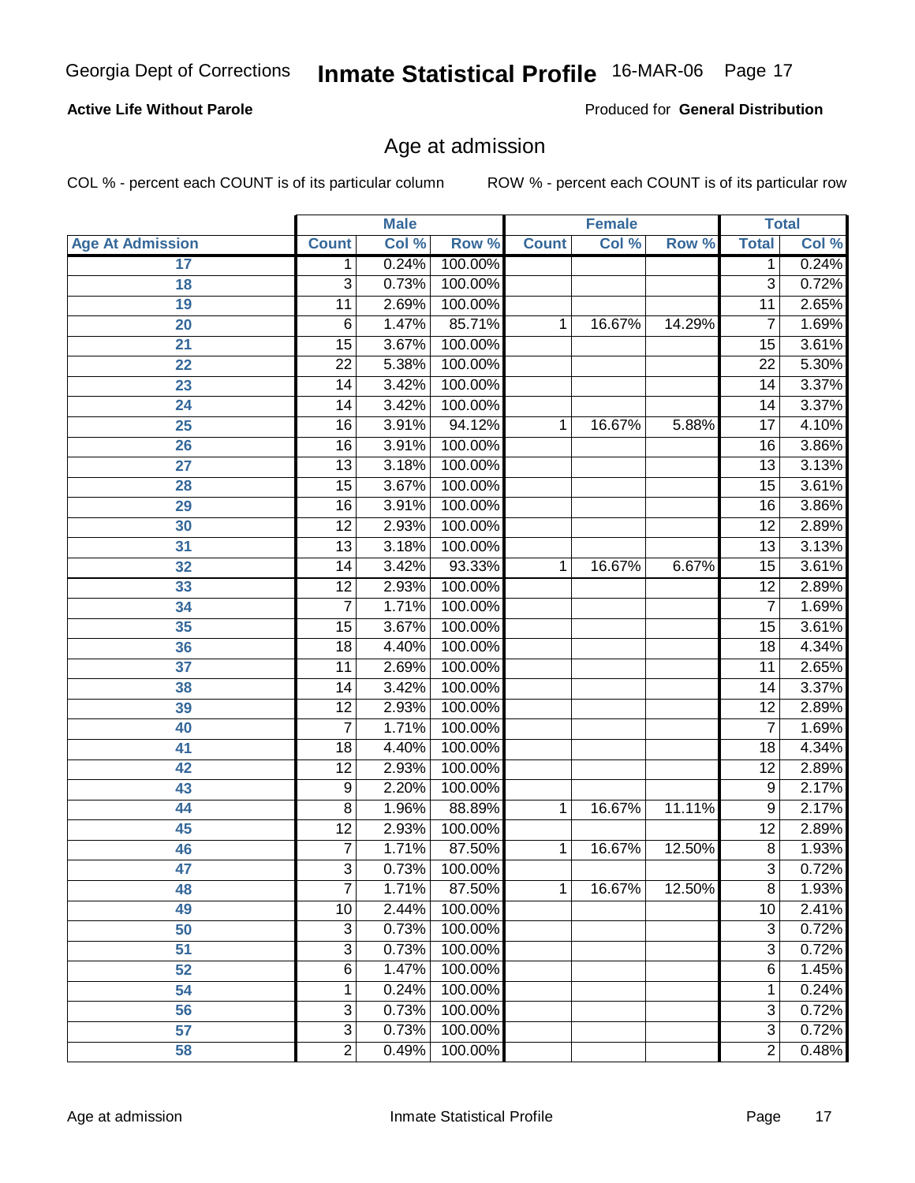Georgia Dept of Corrections **Inmate Statistical Profile** 16-MAR-06

**Active Life Without Parole**

Produced for **General Distribution**

## Age at admission

COL % - percent each COUNT is of its particular column    ROW % - percent each COUNT is of its particular row

| | Male | | | Female | | | Total | |
|---|---|---|---|---|---|---|---|---|
| Age At Admission | Count | Col % | Row % | Count | Col % | Row % | Total | Col % |
| 17 | 1 | 0.24% | 100.00% | | | | 1 | 0.24% |
| 18 | 3 | 0.73% | 100.00% | | | | 3 | 0.72% |
| 19 | 11 | 2.69% | 100.00% | | | | 11 | 2.65% |
| 20 | 6 | 1.47% | 85.71% | 1 | 16.67% | 14.29% | 7 | 1.69% |
| 21 | 15 | 3.67% | 100.00% | | | | 15 | 3.61% |
| 22 | 22 | 5.38% | 100.00% | | | | 22 | 5.30% |
| 23 | 14 | 3.42% | 100.00% | | | | 14 | 3.37% |
| 24 | 14 | 3.42% | 100.00% | | | | 14 | 3.37% |
| 25 | 16 | 3.91% | 94.12% | 1 | 16.67% | 5.88% | 17 | 4.10% |
| 26 | 16 | 3.91% | 100.00% | | | | 16 | 3.86% |
| 27 | 13 | 3.18% | 100.00% | | | | 13 | 3.13% |
| 28 | 15 | 3.67% | 100.00% | | | | 15 | 3.61% |
| 29 | 16 | 3.91% | 100.00% | | | | 16 | 3.86% |
| 30 | 12 | 2.93% | 100.00% | | | | 12 | 2.89% |
| 31 | 13 | 3.18% | 100.00% | | | | 13 | 3.13% |
| 32 | 14 | 3.42% | 93.33% | 1 | 16.67% | 6.67% | 15 | 3.61% |
| 33 | 12 | 2.93% | 100.00% | | | | 12 | 2.89% |
| 34 | 7 | 1.71% | 100.00% | | | | 7 | 1.69% |
| 35 | 15 | 3.67% | 100.00% | | | | 15 | 3.61% |
| 36 | 18 | 4.40% | 100.00% | | | | 18 | 4.34% |
| 37 | 11 | 2.69% | 100.00% | | | | 11 | 2.65% |
| 38 | 14 | 3.42% | 100.00% | | | | 14 | 3.37% |
| 39 | 12 | 2.93% | 100.00% | | | | 12 | 2.89% |
| 40 | 7 | 1.71% | 100.00% | | | | 7 | 1.69% |
| 41 | 18 | 4.40% | 100.00% | | | | 18 | 4.34% |
| 42 | 12 | 2.93% | 100.00% | | | | 12 | 2.89% |
| 43 | 9 | 2.20% | 100.00% | | | | 9 | 2.17% |
| 44 | 8 | 1.96% | 88.89% | 1 | 16.67% | 11.11% | 9 | 2.17% |
| 45 | 12 | 2.93% | 100.00% | | | | 12 | 2.89% |
| 46 | 7 | 1.71% | 87.50% | 1 | 16.67% | 12.50% | 8 | 1.93% |
| 47 | 3 | 0.73% | 100.00% | | | | 3 | 0.72% |
| 48 | 7 | 1.71% | 87.50% | 1 | 16.67% | 12.50% | 8 | 1.93% |
| 49 | 10 | 2.44% | 100.00% | | | | 10 | 2.41% |
| 50 | 3 | 0.73% | 100.00% | | | | 3 | 0.72% |
| 51 | 3 | 0.73% | 100.00% | | | | 3 | 0.72% |
| 52 | 6 | 1.47% | 100.00% | | | | 6 | 1.45% |
| 54 | 1 | 0.24% | 100.00% | | | | 1 | 0.24% |
| 56 | 3 | 0.73% | 100.00% | | | | 3 | 0.72% |
| 57 | 3 | 0.73% | 100.00% | | | | 3 | 0.72% |
| 58 | 2 | 0.49% | 100.00% | | | | 2 | 0.48% |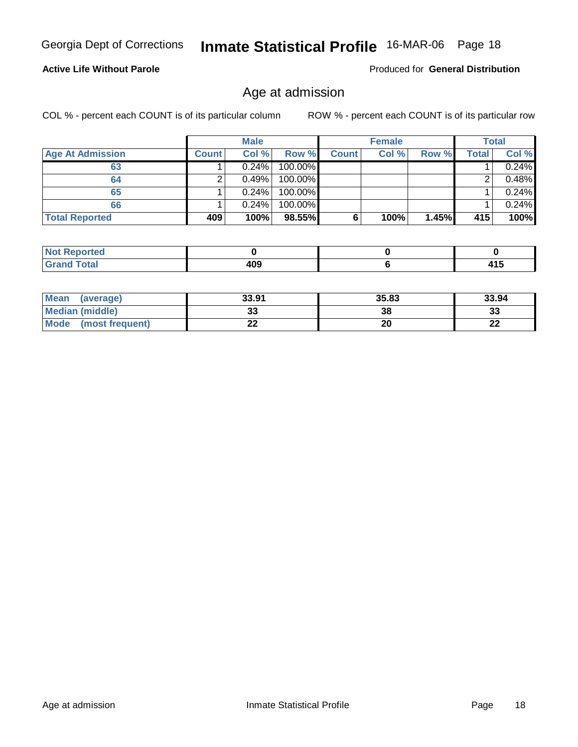Georgia Dept of Corrections **Inmate Statistical Profile** 16-MAR-06

**Active Life Without Parole**

Produced for **General Distribution**

## Age at admission

COL % - percent each COUNT is of its particular column ROW % - percent each COUNT is of its particular row

| | Male | | | Female | | | Total | |
|---|---|---|---|---|---|---|---|---|
| **Age At Admission** | **Count** | **Col %** | **Row %** | **Count** | **Col %** | **Row %** | **Total** | **Col %** |
| **63** | 1 | 0.24% | 100.00% | | | | 1 | 0.24% |
| **64** | 2 | 0.49% | 100.00% | | | | 2 | 0.48% |
| **65** | 1 | 0.24% | 100.00% | | | | 1 | 0.24% |
| **66** | 1 | 0.24% | 100.00% | | | | 1 | 0.24% |
| **Total Reported** | **409** | **100%** | **98.55%** | **6** | **100%** | **1.45%** | **415** | **100%** |

| | Male | Female | Total |
|---|---|---|---|
| **Not Reported** | **0** | **0** | **0** |
| **Grand Total** | **409** | **6** | **415** |

| | Male | Female | Total |
|---|---|---|---|
| **Mean (average)** | **33.91** | **35.83** | **33.94** |
| **Median (middle)** | **33** | **38** | **33** |
| **Mode (most frequent)** | **22** | **20** | **22** |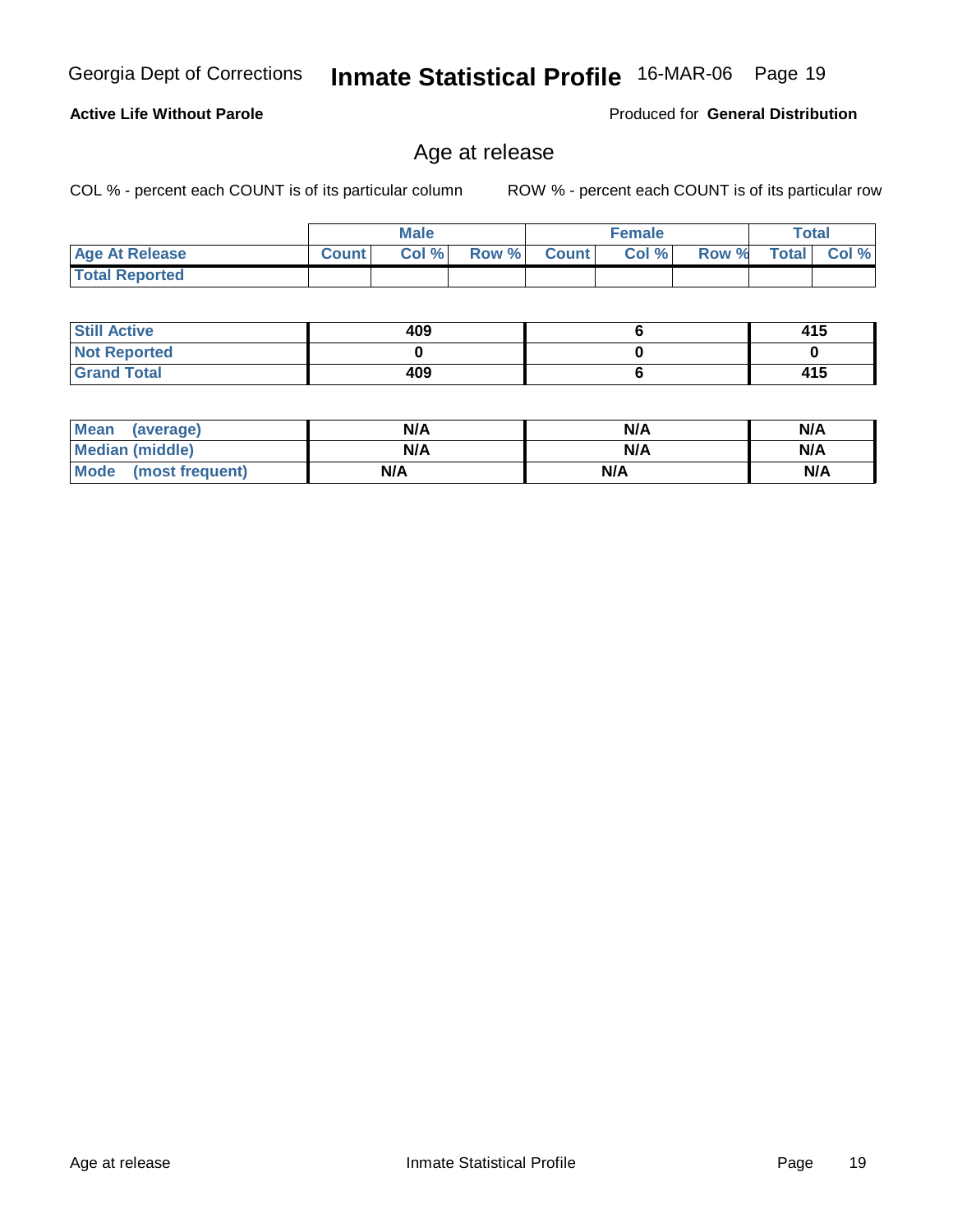Georgia Dept of Corrections **Inmate Statistical Profile** 16-MAR-06

**Active Life Without Parole**

Produced for **General Distribution**

## Age at release

COL % - percent each COUNT is of its particular column    ROW % - percent each COUNT is of its particular row

| | Male | | | Female | | | Total | |
|---|---|---|---|---|---|---|---|---|
| **Age At Release** | **Count** | **Col %** | **Row %** | **Count** | **Col %** | **Row %** | **Total** | **Col %** |
| **Total Reported** | | | | | | | | |

| | Male | Female | Total |
|---|---|---|---|
| **Still Active** | 409 | 6 | 415 |
| **Not Reported** | 0 | 0 | 0 |
| **Grand Total** | 409 | 6 | 415 |

| | Male | Female | Total |
|---|---|---|---|
| **Mean (average)** | N/A | N/A | N/A |
| **Median (middle)** | N/A | N/A | N/A |
| **Mode (most frequent)** | N/A | N/A | N/A |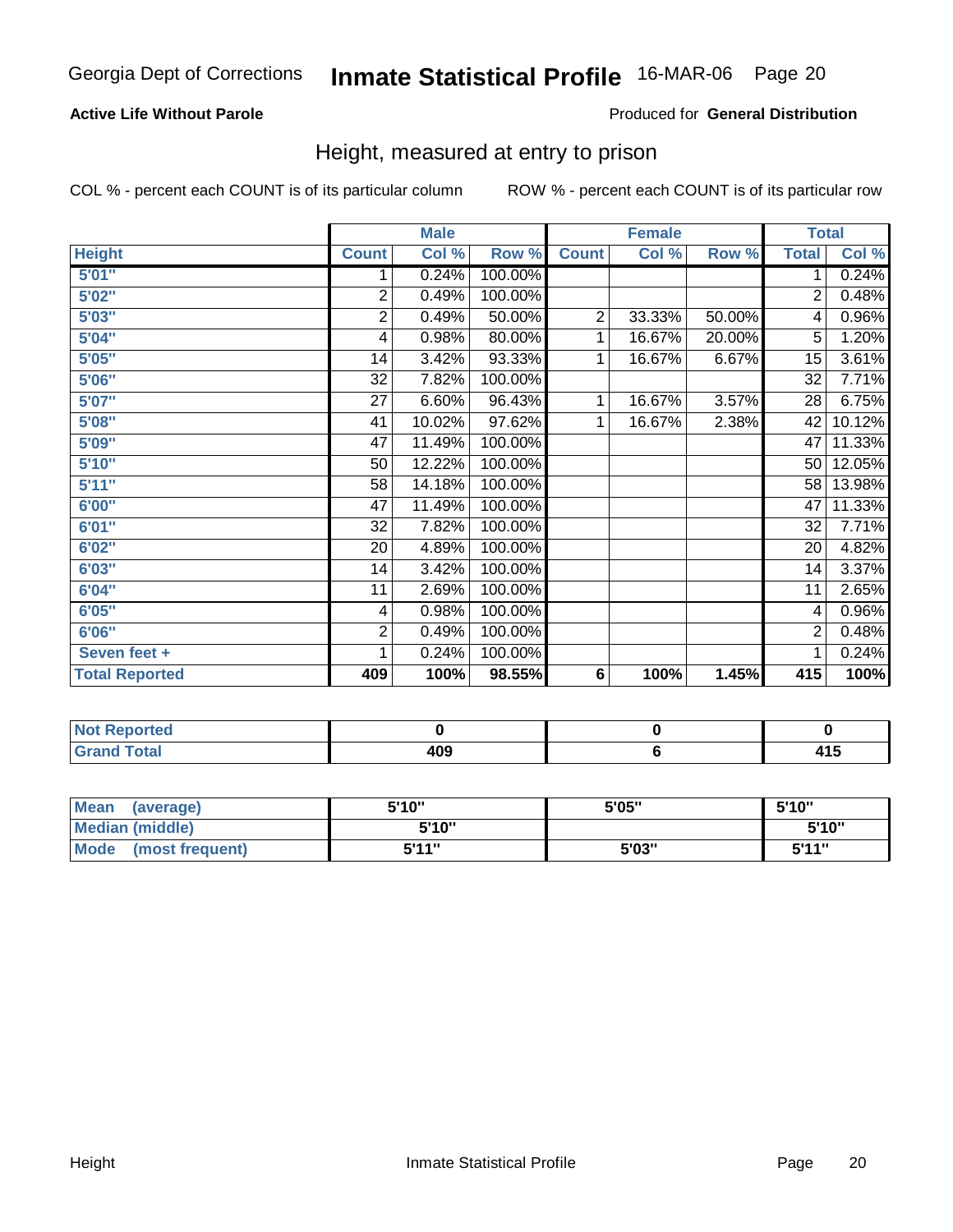Georgia Dept of Corrections **Inmate Statistical Profile** 16-MAR-06 Page 20

**Active Life Without Parole**

Produced for **General Distribution**

## Height, measured at entry to prison

COL % - percent each COUNT is of its particular column

ROW % - percent each COUNT is of its particular row

| | Male | | | Female | | | Total | |
|---|---|---|---|---|---|---|---|---|
| Height | Count | Col % | Row % | Count | Col % | Row % | Total | Col % |
| 5'01" | 1 | 0.24% | 100.00% | | | | 1 | 0.24% |
| 5'02" | 2 | 0.49% | 100.00% | | | | 2 | 0.48% |
| 5'03" | 2 | 0.49% | 50.00% | 2 | 33.33% | 50.00% | 4 | 0.96% |
| 5'04" | 4 | 0.98% | 80.00% | 1 | 16.67% | 20.00% | 5 | 1.20% |
| 5'05" | 14 | 3.42% | 93.33% | 1 | 16.67% | 6.67% | 15 | 3.61% |
| 5'06" | 32 | 7.82% | 100.00% | | | | 32 | 7.71% |
| 5'07" | 27 | 6.60% | 96.43% | 1 | 16.67% | 3.57% | 28 | 6.75% |
| 5'08" | 41 | 10.02% | 97.62% | 1 | 16.67% | 2.38% | 42 | 10.12% |
| 5'09" | 47 | 11.49% | 100.00% | | | | 47 | 11.33% |
| 5'10" | 50 | 12.22% | 100.00% | | | | 50 | 12.05% |
| 5'11" | 58 | 14.18% | 100.00% | | | | 58 | 13.98% |
| 6'00" | 47 | 11.49% | 100.00% | | | | 47 | 11.33% |
| 6'01" | 32 | 7.82% | 100.00% | | | | 32 | 7.71% |
| 6'02" | 20 | 4.89% | 100.00% | | | | 20 | 4.82% |
| 6'03" | 14 | 3.42% | 100.00% | | | | 14 | 3.37% |
| 6'04" | 11 | 2.69% | 100.00% | | | | 11 | 2.65% |
| 6'05" | 4 | 0.98% | 100.00% | | | | 4 | 0.96% |
| 6'06" | 2 | 0.49% | 100.00% | | | | 2 | 0.48% |
| Seven feet + | 1 | 0.24% | 100.00% | | | | 1 | 0.24% |
| **Total Reported** | **409** | **100%** | **98.55%** | **6** | **100%** | **1.45%** | **415** | **100%** |

| | Male | Female | Total |
|---|---|---|---|
| Not Reported | 0 | 0 | 0 |
| Grand Total | 409 | 6 | 415 |

| | Male | Female | Total |
|---|---|---|---|
| Mean (average) | 5'10" | 5'05" | 5'10" |
| Median (middle) | 5'10" | | 5'10" |
| Mode (most frequent) | 5'11" | 5'03" | 5'11" |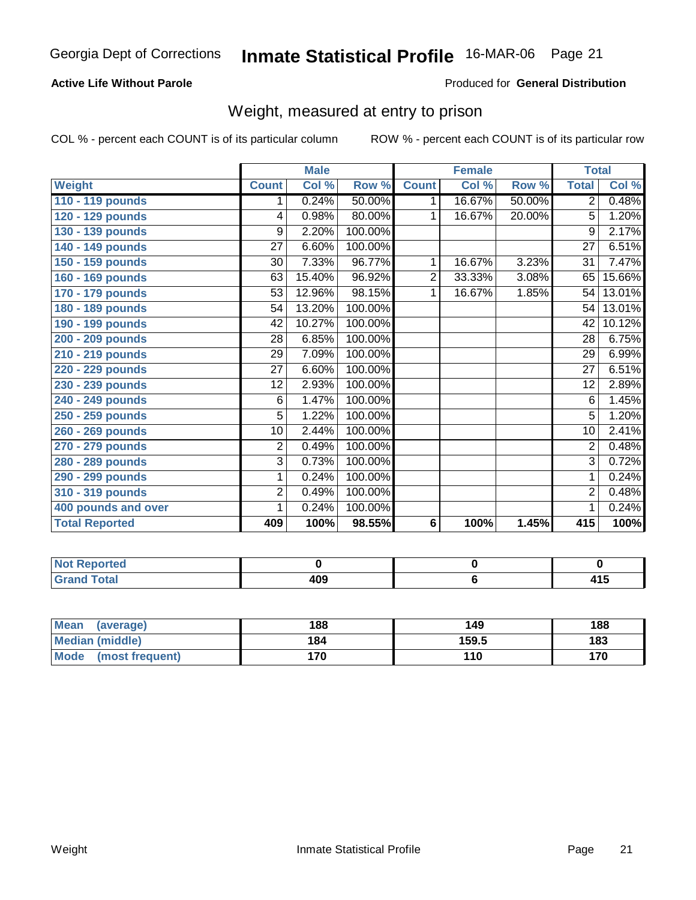Georgia Dept of Corrections **Inmate Statistical Profile** 16-MAR-06 Page 21

**Active Life Without Parole**

Produced for **General Distribution**

## Weight, measured at entry to prison

COL % - percent each COUNT is of its particular column

ROW % - percent each COUNT is of its particular row

| | Male | | | Female | | | Total | |
|---|---|---|---|---|---|---|---|---|
| **Weight** | **Count** | **Col %** | **Row %** | **Count** | **Col %** | **Row %** | **Total** | **Col %** |
| **110 - 119 pounds** | 1 | 0.24% | 50.00% | 1 | 16.67% | 50.00% | 2 | 0.48% |
| **120 - 129 pounds** | 4 | 0.98% | 80.00% | 1 | 16.67% | 20.00% | 5 | 1.20% |
| **130 - 139 pounds** | 9 | 2.20% | 100.00% | | | | 9 | 2.17% |
| **140 - 149 pounds** | 27 | 6.60% | 100.00% | | | | 27 | 6.51% |
| **150 - 159 pounds** | 30 | 7.33% | 96.77% | 1 | 16.67% | 3.23% | 31 | 7.47% |
| **160 - 169 pounds** | 63 | 15.40% | 96.92% | 2 | 33.33% | 3.08% | 65 | 15.66% |
| **170 - 179 pounds** | 53 | 12.96% | 98.15% | 1 | 16.67% | 1.85% | 54 | 13.01% |
| **180 - 189 pounds** | 54 | 13.20% | 100.00% | | | | 54 | 13.01% |
| **190 - 199 pounds** | 42 | 10.27% | 100.00% | | | | 42 | 10.12% |
| **200 - 209 pounds** | 28 | 6.85% | 100.00% | | | | 28 | 6.75% |
| **210 - 219 pounds** | 29 | 7.09% | 100.00% | | | | 29 | 6.99% |
| **220 - 229 pounds** | 27 | 6.60% | 100.00% | | | | 27 | 6.51% |
| **230 - 239 pounds** | 12 | 2.93% | 100.00% | | | | 12 | 2.89% |
| **240 - 249 pounds** | 6 | 1.47% | 100.00% | | | | 6 | 1.45% |
| **250 - 259 pounds** | 5 | 1.22% | 100.00% | | | | 5 | 1.20% |
| **260 - 269 pounds** | 10 | 2.44% | 100.00% | | | | 10 | 2.41% |
| **270 - 279 pounds** | 2 | 0.49% | 100.00% | | | | 2 | 0.48% |
| **280 - 289 pounds** | 3 | 0.73% | 100.00% | | | | 3 | 0.72% |
| **290 - 299 pounds** | 1 | 0.24% | 100.00% | | | | 1 | 0.24% |
| **310 - 319 pounds** | 2 | 0.49% | 100.00% | | | | 2 | 0.48% |
| **400 pounds and over** | 1 | 0.24% | 100.00% | | | | 1 | 0.24% |
| **Total Reported** | **409** | **100%** | **98.55%** | **6** | **100%** | **1.45%** | **415** | **100%** |

| | Male | Female | Total |
|---|---|---|---|
| **Not Reported** | **0** | **0** | **0** |
| **Grand Total** | **409** | **6** | **415** |

| | Male | Female | Total |
|---|---|---|---|
| **Mean (average)** | **188** | **149** | **188** |
| **Median (middle)** | **184** | **159.5** | **183** |
| **Mode (most frequent)** | **170** | **110** | **170** |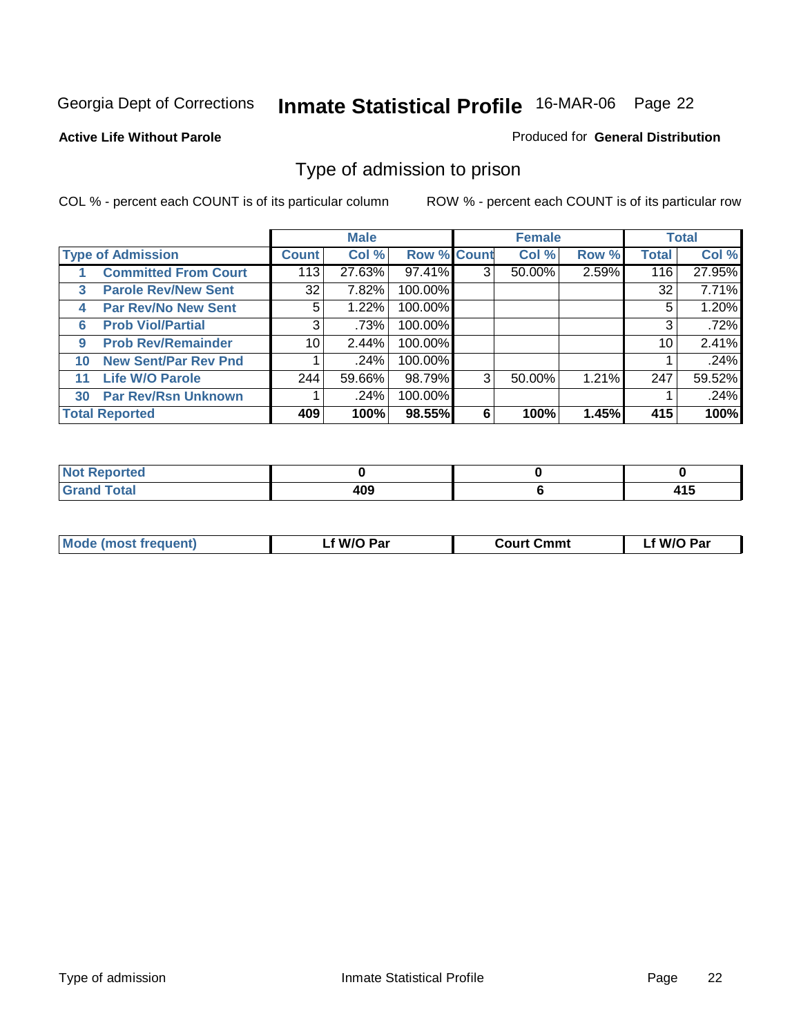Georgia Dept of Corrections **Inmate Statistical Profile** 16-MAR-06 Page 22

**Active Life Without Parole**

Produced for **General Distribution**

## Type of admission to prison

COL % - percent each COUNT is of its particular column

ROW % - percent each COUNT is of its particular row

| Type of Admission | Male | | | Female | | | Total | |
|---|---|---|---|---|---|---|---|---|
| | Count | Col % | Row % | Count | Col % | Row % | Total | Col % |
| 1 Committed From Court | 113 | 27.63% | 97.41% | 3 | 50.00% | 2.59% | 116 | 27.95% |
| 3 Parole Rev/New Sent | 32 | 7.82% | 100.00% | | | | 32 | 7.71% |
| 4 Par Rev/No New Sent | 5 | 1.22% | 100.00% | | | | 5 | 1.20% |
| 6 Prob Viol/Partial | 3 | .73% | 100.00% | | | | 3 | .72% |
| 9 Prob Rev/Remainder | 10 | 2.44% | 100.00% | | | | 10 | 2.41% |
| 10 New Sent/Par Rev Pnd | 1 | .24% | 100.00% | | | | 1 | .24% |
| 11 Life W/O Parole | 244 | 59.66% | 98.79% | 3 | 50.00% | 1.21% | 247 | 59.52% |
| 30 Par Rev/Rsn Unknown | 1 | .24% | 100.00% | | | | 1 | .24% |
| **Total Reported** | **409** | **100%** | **98.55%** | **6** | **100%** | **1.45%** | **415** | **100%** |

| | Male | Female | Total |
|---|---|---|---|
| Not Reported | 0 | 0 | 0 |
| Grand Total | 409 | 6 | 415 |

| | Male | Female | Total |
|---|---|---|---|
| Mode (most frequent) | Lf W/O Par | Court Cmmt | Lf W/O Par |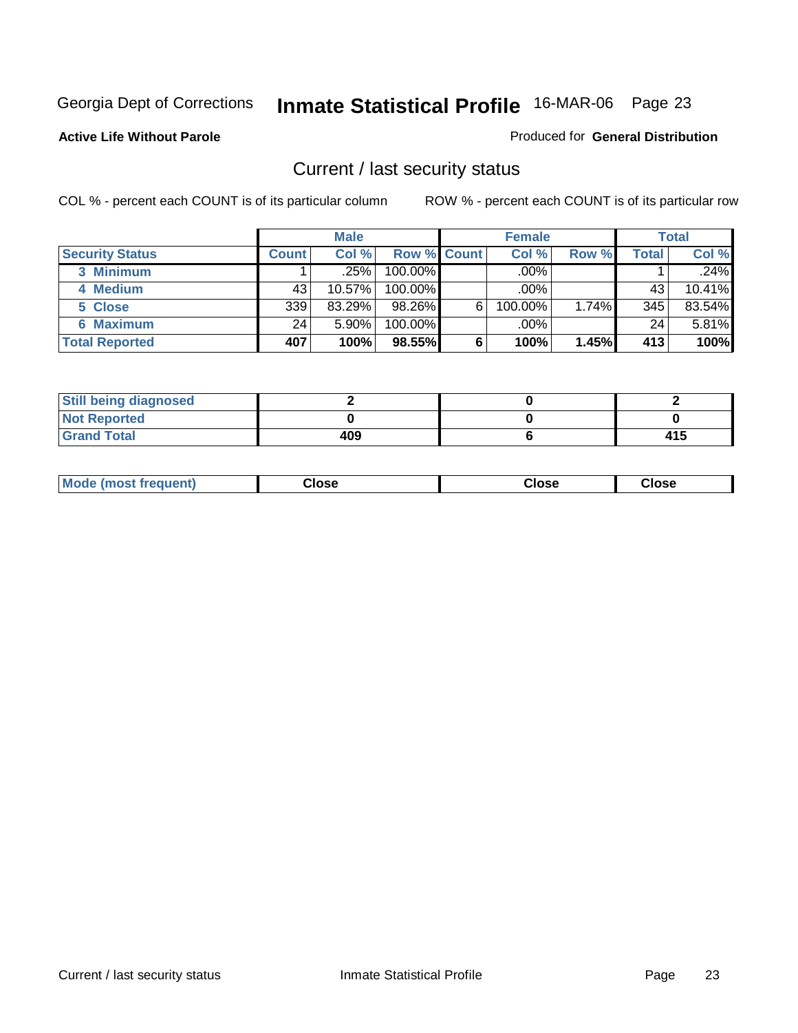Georgia Dept of Corrections **Inmate Statistical Profile** 16-MAR-06

**Active Life Without Parole**

Produced for **General Distribution**

## Current / last security status

COL % - percent each COUNT is of its particular column

ROW % - percent each COUNT is of its particular row

| | Male | | | Female | | | Total | |
|---|---|---|---|---|---|---|---|---|
| **Security Status** | **Count** | **Col %** | **Row %** | **Count** | **Col %** | **Row %** | **Total** | **Col %** |
| **3 Minimum** | 1 | .25% | 100.00% | | .00% | | 1 | .24% |
| **4 Medium** | 43 | 10.57% | 100.00% | | .00% | | 43 | 10.41% |
| **5 Close** | 339 | 83.29% | 98.26% | 6 | 100.00% | 1.74% | 345 | 83.54% |
| **6 Maximum** | 24 | 5.90% | 100.00% | | .00% | | 24 | 5.81% |
| **Total Reported** | **407** | **100%** | **98.55%** | **6** | **100%** | **1.45%** | **413** | **100%** |

| | Male | Female | Total |
|---|---|---|---|
| **Still being diagnosed** | **2** | **0** | **2** |
| **Not Reported** | **0** | **0** | **0** |
| **Grand Total** | **409** | **6** | **415** |

| | Male | Female | Total |
|---|---|---|---|
| **Mode (most frequent)** | **Close** | **Close** | **Close** |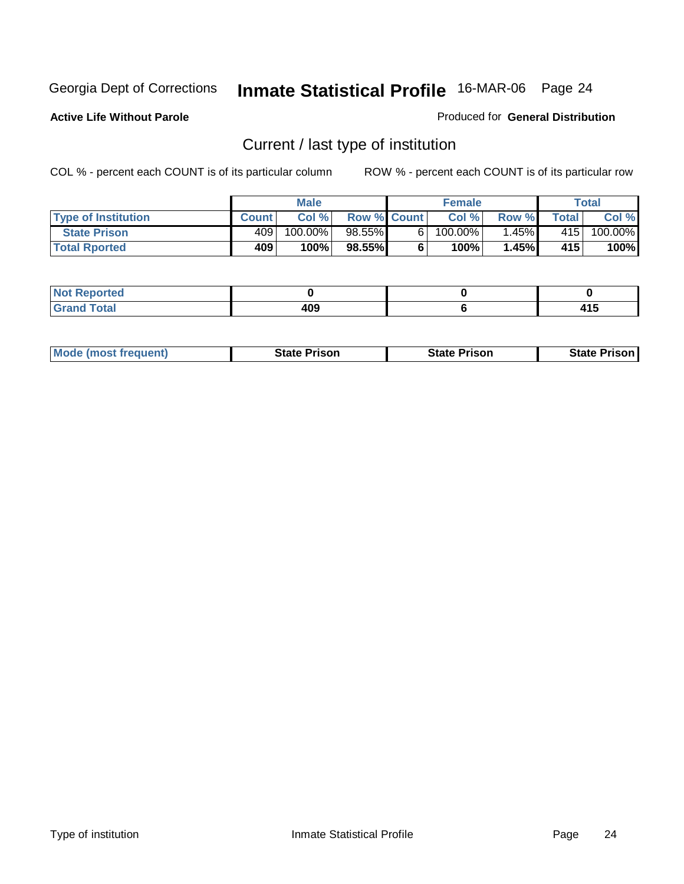Georgia Dept of Corrections **Inmate Statistical Profile** 16-MAR-06

**Active Life Without Parole**

Produced for **General Distribution**

## Current / last type of institution

COL % - percent each COUNT is of its particular column

ROW % - percent each COUNT is of its particular row

| | Male | | | Female | | | Total | |
|---|---|---|---|---|---|---|---|---|
| **Type of Institution** | **Count** | **Col %** | **Row %** | **Count** | **Col %** | **Row %** | **Total** | **Col %** |
| **State Prison** | 409 | 100.00% | 98.55% | 6 | 100.00% | 1.45% | 415 | 100.00% |
| **Total Rported** | **409** | **100%** | **98.55%** | **6** | **100%** | **1.45%** | **415** | **100%** |

| | | | |
|---|---|---|---|
| **Not Reported** | **0** | **0** | **0** |
| **Grand Total** | **409** | **6** | **415** |

| | | | |
|---|---|---|---|
| **Mode (most frequent)** | **State Prison** | **State Prison** | **State Prison** |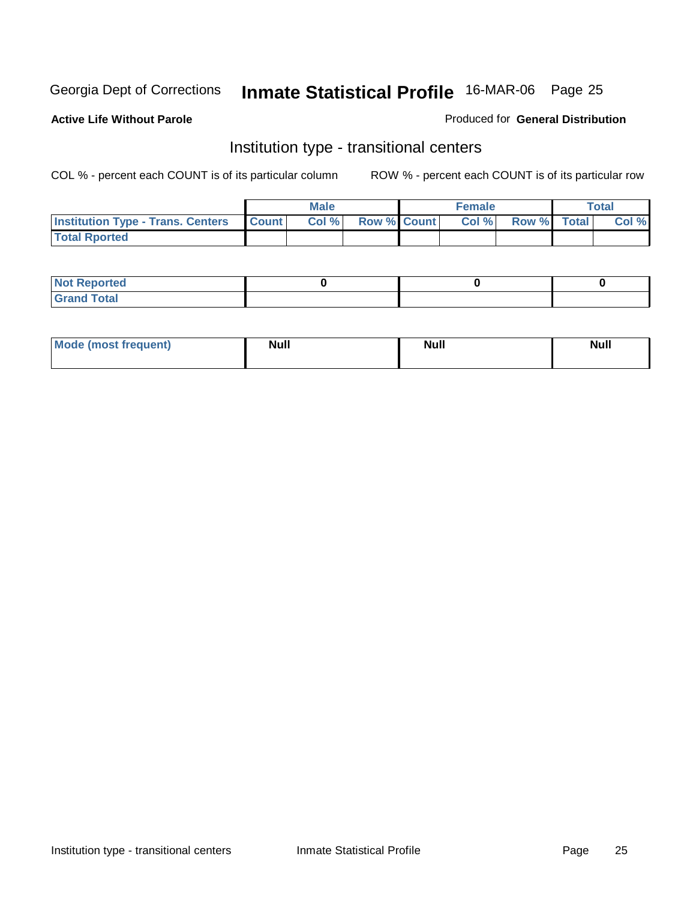Georgia Dept of Corrections **Inmate Statistical Profile** 16-MAR-06

**Active Life Without Parole**

Produced for **General Distribution**

## Institution type - transitional centers

COL % - percent each COUNT is of its particular column

ROW % - percent each COUNT is of its particular row

| | Male | | | Female | | | Total | |
|---|---|---|---|---|---|---|---|---|
| **Institution Type - Trans. Centers** | **Count** | **Col %** | **Row %** | **Count** | **Col %** | **Row %** | **Total** | **Col %** |
| **Total Rported** | | | | | | | | |
| **Not Reported** | 0 | | | 0 | | | 0 | |
| **Grand Total** | | | | | | | | |
| **Mode (most frequent)** | Null | | | Null | | | Null | |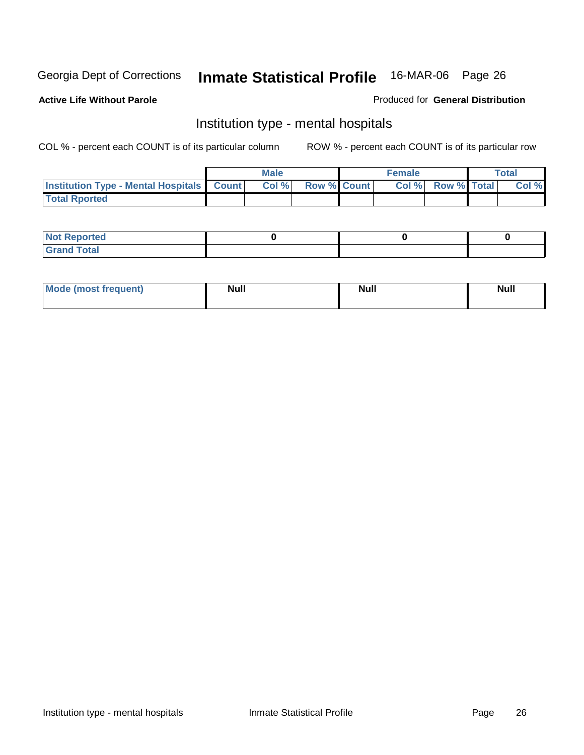Georgia Dept of Corrections **Inmate Statistical Profile** 16-MAR-06

**Active Life Without Parole**

Produced for **General Distribution**

## Institution type - mental hospitals

COL % - percent each COUNT is of its particular column

ROW % - percent each COUNT is of its particular row

| | Male | | | Female | | | Total | |
|---|---|---|---|---|---|---|---|---|
| Institution Type - Mental Hospitals | Count | Col % | Row % | Count | Col % | Row % | Total | Col % |
| Total Rported | | | | | | | | |

| | Male | Female | Total |
|---|---|---|---|
| Not Reported | 0 | 0 | 0 |
| Grand Total | | | |

| | Male | Female | Total |
|---|---|---|---|
| Mode (most frequent) | Null | Null | Null |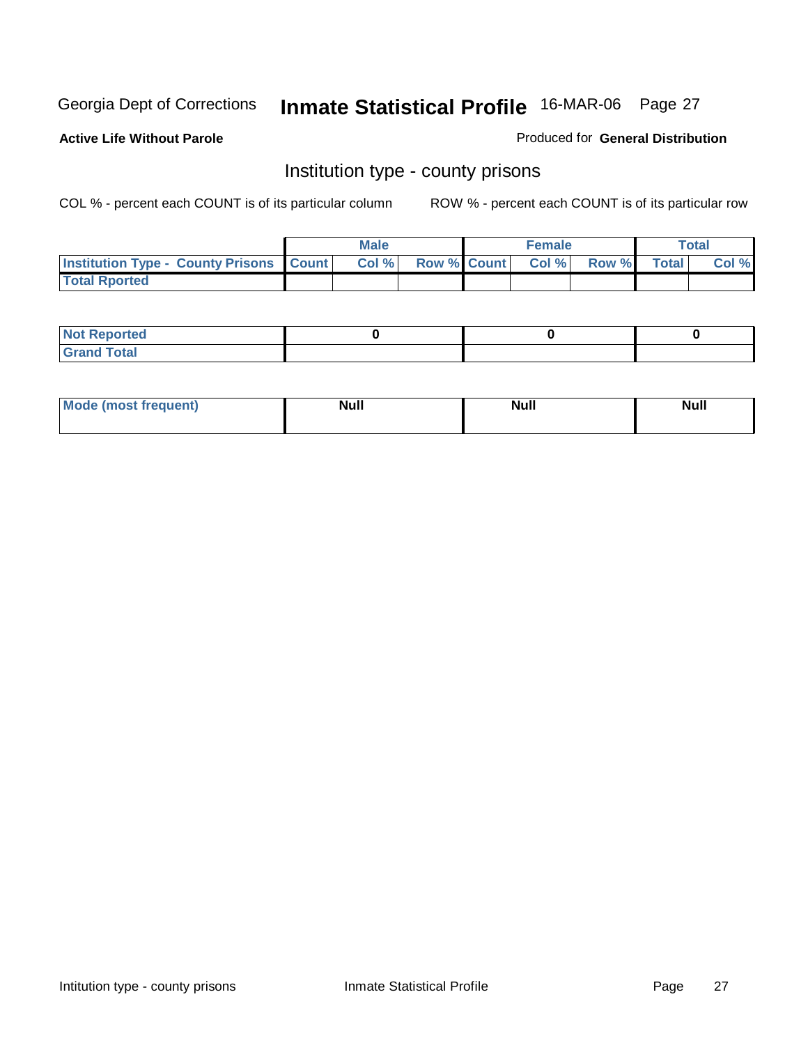Georgia Dept of Corrections **Inmate Statistical Profile** 16-MAR-06

**Active Life Without Parole**

Produced for **General Distribution**

## Institution type - county prisons

COL % - percent each COUNT is of its particular column

ROW % - percent each COUNT is of its particular row

| | Male | | | Female | | | Total | |
|---|---|---|---|---|---|---|---|---|
| Institution Type - County Prisons | Count | Col % | Row % | Count | Col % | Row % | Total | Col % |
| Total Rported | | | | | | | | |
| Not Reported | 0 | | | 0 | | | 0 | |
| Grand Total | | | | | | | | |

| | Male | Female | Total |
|---|---|---|---|
| Mode (most frequent) | Null | Null | Null |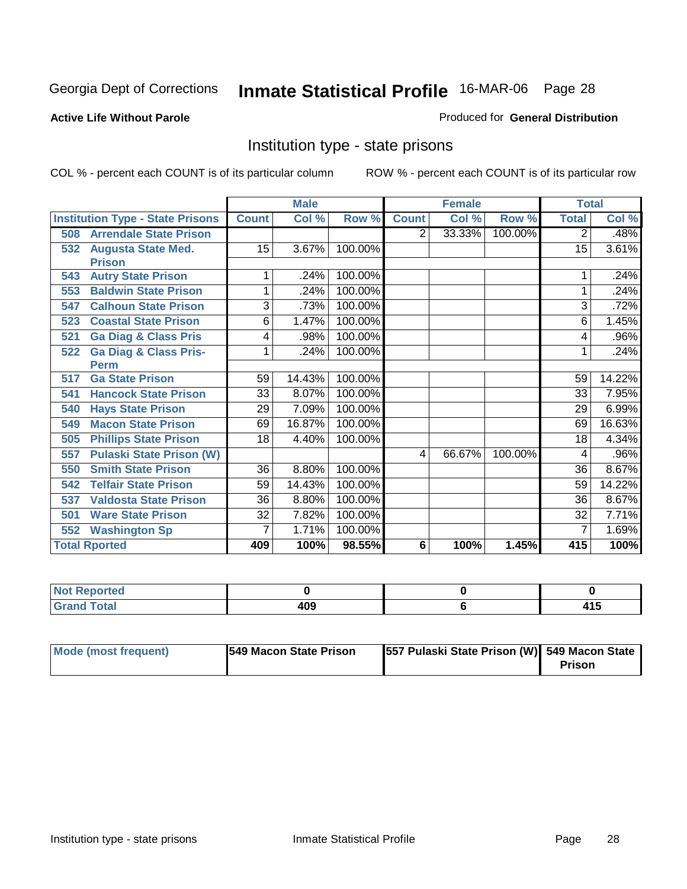Georgia Dept of Corrections **Inmate Statistical Profile** 16-MAR-06

**Active Life Without Parole**

Produced for **General Distribution**

## Institution type - state prisons

COL % - percent each COUNT is of its particular column    ROW % - percent each COUNT is of its particular row

| | Male | | | Female | | | Total | |
|---|---|---|---|---|---|---|---|---|
| **Institution Type - State Prisons** | **Count** | **Col %** | **Row %** | **Count** | **Col %** | **Row %** | **Total** | **Col %** |
| 508 Arrendale State Prison | | | | 2 | 33.33% | 100.00% | 2 | .48% |
| 532 Augusta State Med. Prison | 15 | 3.67% | 100.00% | | | | 15 | 3.61% |
| 543 Autry State Prison | 1 | .24% | 100.00% | | | | 1 | .24% |
| 553 Baldwin State Prison | 1 | .24% | 100.00% | | | | 1 | .24% |
| 547 Calhoun State Prison | 3 | .73% | 100.00% | | | | 3 | .72% |
| 523 Coastal State Prison | 6 | 1.47% | 100.00% | | | | 6 | 1.45% |
| 521 Ga Diag & Class Pris | 4 | .98% | 100.00% | | | | 4 | .96% |
| 522 Ga Diag & Class Pris-Perm | 1 | .24% | 100.00% | | | | 1 | .24% |
| 517 Ga State Prison | 59 | 14.43% | 100.00% | | | | 59 | 14.22% |
| 541 Hancock State Prison | 33 | 8.07% | 100.00% | | | | 33 | 7.95% |
| 540 Hays State Prison | 29 | 7.09% | 100.00% | | | | 29 | 6.99% |
| 549 Macon State Prison | 69 | 16.87% | 100.00% | | | | 69 | 16.63% |
| 505 Phillips State Prison | 18 | 4.40% | 100.00% | | | | 18 | 4.34% |
| 557 Pulaski State Prison (W) | | | | 4 | 66.67% | 100.00% | 4 | .96% |
| 550 Smith State Prison | 36 | 8.80% | 100.00% | | | | 36 | 8.67% |
| 542 Telfair State Prison | 59 | 14.43% | 100.00% | | | | 59 | 14.22% |
| 537 Valdosta State Prison | 36 | 8.80% | 100.00% | | | | 36 | 8.67% |
| 501 Ware State Prison | 32 | 7.82% | 100.00% | | | | 32 | 7.71% |
| 552 Washington Sp | 7 | 1.71% | 100.00% | | | | 7 | 1.69% |
| **Total Rported** | **409** | **100%** | **98.55%** | **6** | **100%** | **1.45%** | **415** | **100%** |

| | Male | Female | Total |
|---|---|---|---|
| **Not Reported** | **0** | **0** | **0** |
| **Grand Total** | **409** | **6** | **415** |

| | Male | Female | Total |
|---|---|---|---|
| **Mode (most frequent)** | **549 Macon State Prison** | **557 Pulaski State Prison (W)** | **549 Macon State Prison** |

Institution type - state prisons    Inmate Statistical Profile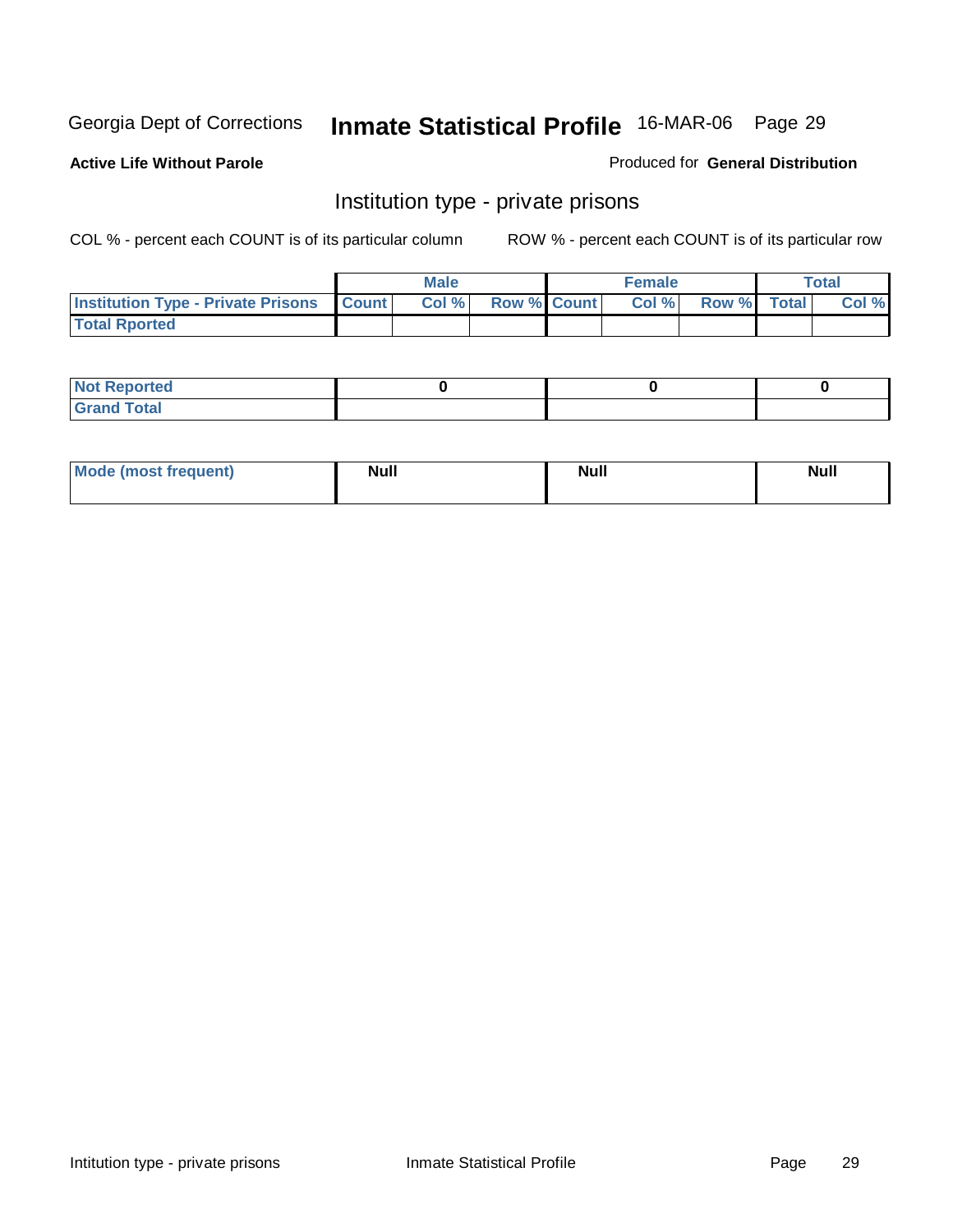Georgia Dept of Corrections **Inmate Statistical Profile** 16-MAR-06 Page 29

**Active Life Without Parole**

Produced for **General Distribution**

## Institution type - private prisons

COL % - percent each COUNT is of its particular column

ROW % - percent each COUNT is of its particular row

| | Male | | | Female | | | Total | |
|---|---|---|---|---|---|---|---|---|
| Institution Type - Private Prisons | Count | Col % | Row % | Count | Col % | Row % | Total | Col % |
| Total Rported | | | | | | | | |

| | Male | Female | Total |
|---|---|---|---|
| Not Reported | 0 | 0 | 0 |
| Grand Total | | | |

| | Male | Female | Total |
|---|---|---|---|
| Mode (most frequent) | Null | Null | Null |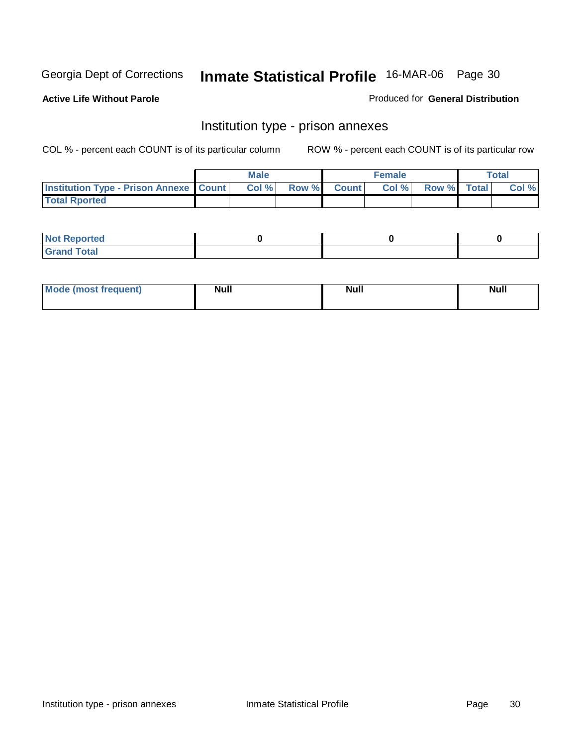**Active Life Without Parole**

Produced for **General Distribution**

## Institution type - prison annexes

COL % - percent each COUNT is of its particular column

ROW % - percent each COUNT is of its particular row

| | Male | | | Female | | | Total | |
|---|---|---|---|---|---|---|---|---|
| **Institution Type - Prison Annexe** | **Count** | **Col %** | **Row %** | **Count** | **Col %** | **Row %** | **Total** | **Col %** |
| **Total Rported** | | | | | | | | |

| | Male | Female | Total |
|---|---|---|---|
| **Not Reported** | **0** | **0** | **0** |
| **Grand Total** | | | |

| | Male | Female | Total |
|---|---|---|---|
| **Mode (most frequent)** | **Null** | **Null** | **Null** |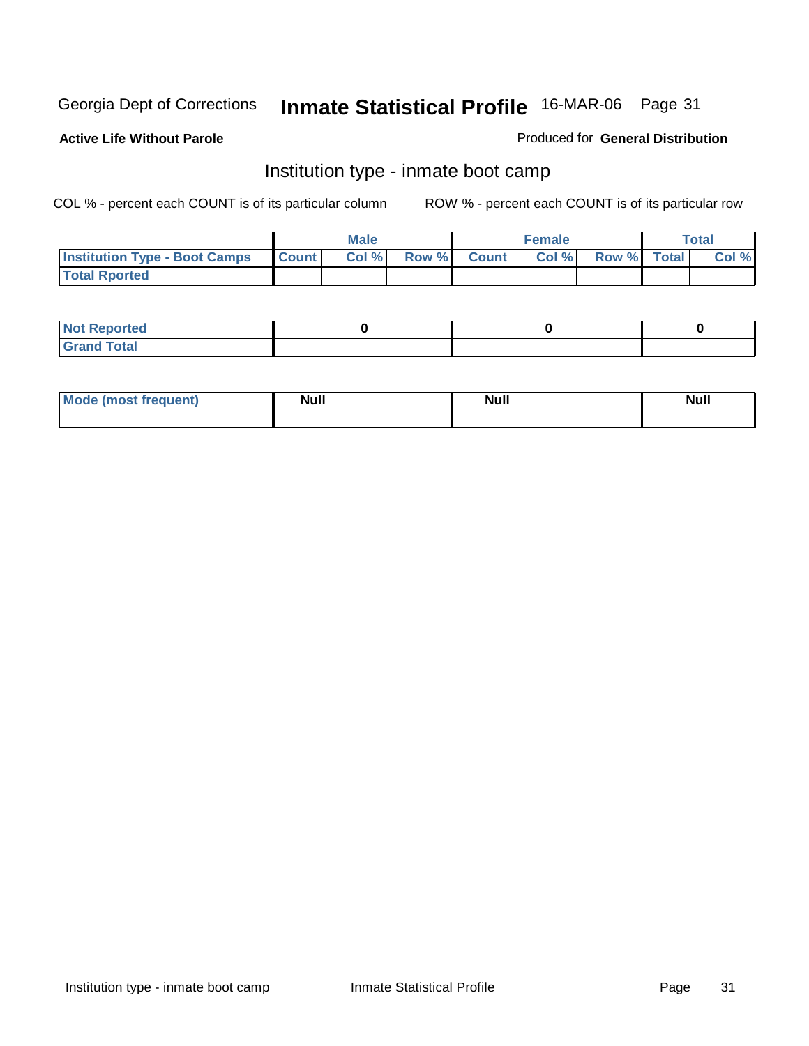Georgia Dept of Corrections **Inmate Statistical Profile** 16-MAR-06

**Active Life Without Parole**

Produced for **General Distribution**

## Institution type - inmate boot camp

COL % - percent each COUNT is of its particular column ROW % - percent each COUNT is of its particular row

| | Male | | | Female | | | Total | |
|---|---|---|---|---|---|---|---|---|
| Institution Type - Boot Camps | Count | Col % | Row % | Count | Col % | Row % | Total | Col % |
| Total Rported | | | | | | | | |

| | Male | Female | Total |
|---|---|---|---|
| Not Reported | 0 | 0 | 0 |
| Grand Total | | | |

| | Male | Female | Total |
|---|---|---|---|
| Mode (most frequent) | Null | Null | Null |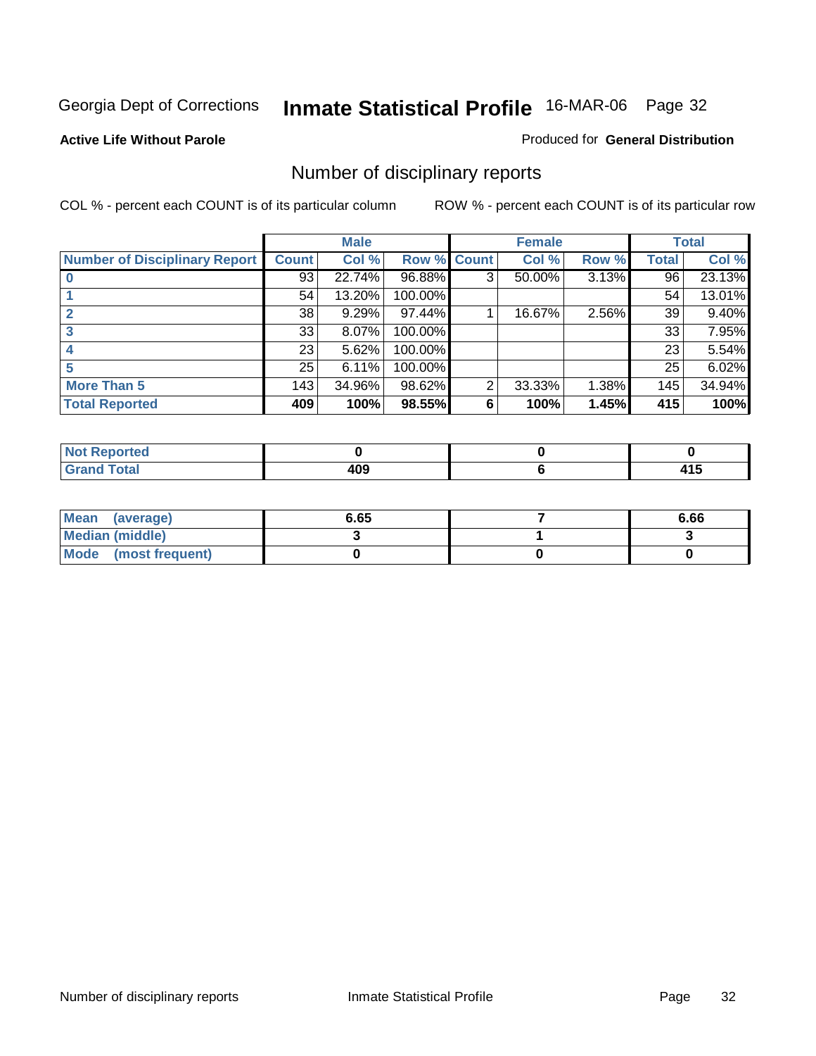Georgia Dept of Corrections **Inmate Statistical Profile** 16-MAR-06

**Active Life Without Parole**

Produced for **General Distribution**

## Number of disciplinary reports

COL % - percent each COUNT is of its particular column

ROW % - percent each COUNT is of its particular row

| | Male | | | Female | | | Total | |
|---|---|---|---|---|---|---|---|---|
| **Number of Disciplinary Report** | **Count** | **Col %** | **Row %** | **Count** | **Col %** | **Row %** | **Total** | **Col %** |
| **0** | 93 | 22.74% | 96.88% | 3 | 50.00% | 3.13% | 96 | 23.13% |
| **1** | 54 | 13.20% | 100.00% | | | | 54 | 13.01% |
| **2** | 38 | 9.29% | 97.44% | 1 | 16.67% | 2.56% | 39 | 9.40% |
| **3** | 33 | 8.07% | 100.00% | | | | 33 | 7.95% |
| **4** | 23 | 5.62% | 100.00% | | | | 23 | 5.54% |
| **5** | 25 | 6.11% | 100.00% | | | | 25 | 6.02% |
| **More Than 5** | 143 | 34.96% | 98.62% | 2 | 33.33% | 1.38% | 145 | 34.94% |
| **Total Reported** | **409** | **100%** | **98.55%** | **6** | **100%** | **1.45%** | **415** | **100%** |

| | Male | Female | Total |
|---|---|---|---|
| **Not Reported** | **0** | **0** | **0** |
| **Grand Total** | **409** | **6** | **415** |

| | Male | Female | Total |
|---|---|---|---|
| **Mean (average)** | **6.65** | **7** | **6.66** |
| **Median (middle)** | **3** | **1** | **3** |
| **Mode (most frequent)** | **0** | **0** | **0** |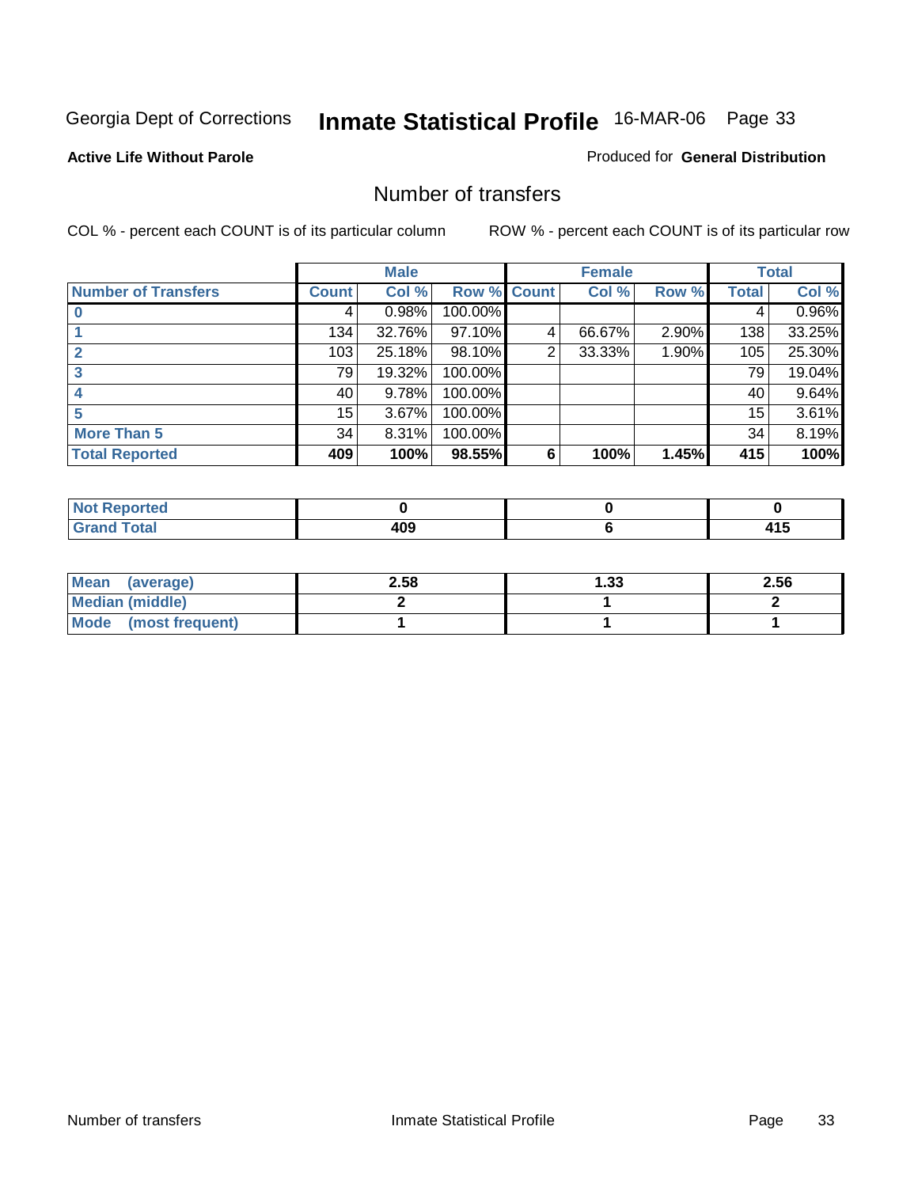Georgia Dept of Corrections **Inmate Statistical Profile** 16-MAR-06 Page 33

**Active Life Without Parole**

Produced for **General Distribution**

## Number of transfers

COL % - percent each COUNT is of its particular column

ROW % - percent each COUNT is of its particular row

| | Male | | | Female | | | Total | |
|---|---|---|---|---|---|---|---|---|
| **Number of Transfers** | **Count** | **Col %** | **Row %** | **Count** | **Col %** | **Row %** | **Total** | **Col %** |
| **0** | 4 | 0.98% | 100.00% | | | | 4 | 0.96% |
| **1** | 134 | 32.76% | 97.10% | 4 | 66.67% | 2.90% | 138 | 33.25% |
| **2** | 103 | 25.18% | 98.10% | 2 | 33.33% | 1.90% | 105 | 25.30% |
| **3** | 79 | 19.32% | 100.00% | | | | 79 | 19.04% |
| **4** | 40 | 9.78% | 100.00% | | | | 40 | 9.64% |
| **5** | 15 | 3.67% | 100.00% | | | | 15 | 3.61% |
| **More Than 5** | 34 | 8.31% | 100.00% | | | | 34 | 8.19% |
| **Total Reported** | **409** | **100%** | **98.55%** | **6** | **100%** | **1.45%** | **415** | **100%** |

| | Male | Female | Total |
|---|---|---|---|
| **Not Reported** | **0** | **0** | **0** |
| **Grand Total** | **409** | **6** | **415** |

| | Male | Female | Total |
|---|---|---|---|
| **Mean (average)** | **2.58** | **1.33** | **2.56** |
| **Median (middle)** | **2** | **1** | **2** |
| **Mode (most frequent)** | **1** | **1** | **1** |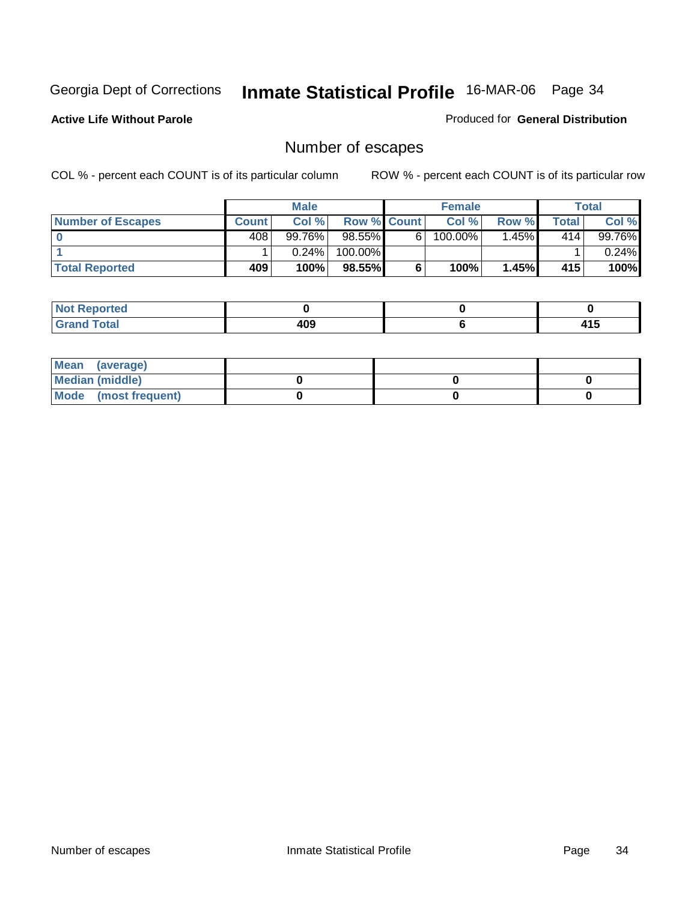Georgia Dept of Corrections **Inmate Statistical Profile** 16-MAR-06

**Active Life Without Parole**

Produced for **General Distribution**

## Number of escapes

COL % - percent each COUNT is of its particular column

ROW % - percent each COUNT is of its particular row

| | Male | | | Female | | | Total | |
|---|---|---|---|---|---|---|---|---|
| **Number of Escapes** | **Count** | **Col %** | **Row %** | **Count** | **Col %** | **Row %** | **Total** | **Col %** |
| **0** | 408 | 99.76% | 98.55% | 6 | 100.00% | 1.45% | 414 | 99.76% |
| **1** | 1 | 0.24% | 100.00% | | | | 1 | 0.24% |
| **Total Reported** | **409** | **100%** | **98.55%** | **6** | **100%** | **1.45%** | **415** | **100%** |

| | Male | Female | Total |
|---|---|---|---|
| **Not Reported** | **0** | **0** | **0** |
| **Grand Total** | **409** | **6** | **415** |

| | Male | Female | Total |
|---|---|---|---|
| **Mean (average)** | | | |
| **Median (middle)** | **0** | **0** | **0** |
| **Mode (most frequent)** | **0** | **0** | **0** |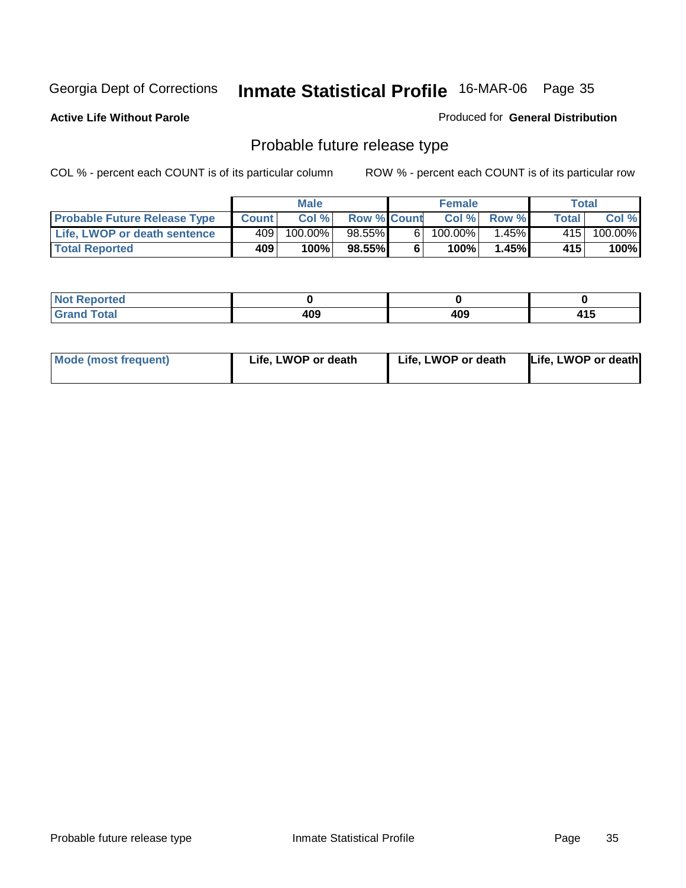Georgia Dept of Corrections **Inmate Statistical Profile** 16-MAR-06

**Active Life Without Parole**

Produced for **General Distribution**

## Probable future release type

COL % - percent each COUNT is of its particular column

ROW % - percent each COUNT is of its particular row

| | Male | | | Female | | | Total | |
|---|---|---|---|---|---|---|---|---|
| **Probable Future Release Type** | **Count** | **Col %** | **Row %** | **Count** | **Col %** | **Row %** | **Total** | **Col %** |
| Life, LWOP or death sentence | 409 | 100.00% | 98.55% | 6 | 100.00% | 1.45% | 415 | 100.00% |
| **Total Reported** | **409** | **100%** | **98.55%** | **6** | **100%** | **1.45%** | **415** | **100%** |

| | | | |
|---|---|---|---|
| **Not Reported** | **0** | **0** | **0** |
| **Grand Total** | **409** | **409** | **415** |

| | | | |
|---|---|---|---|
| **Mode (most frequent)** | **Life, LWOP or death** | **Life, LWOP or death** | **Life, LWOP or death** |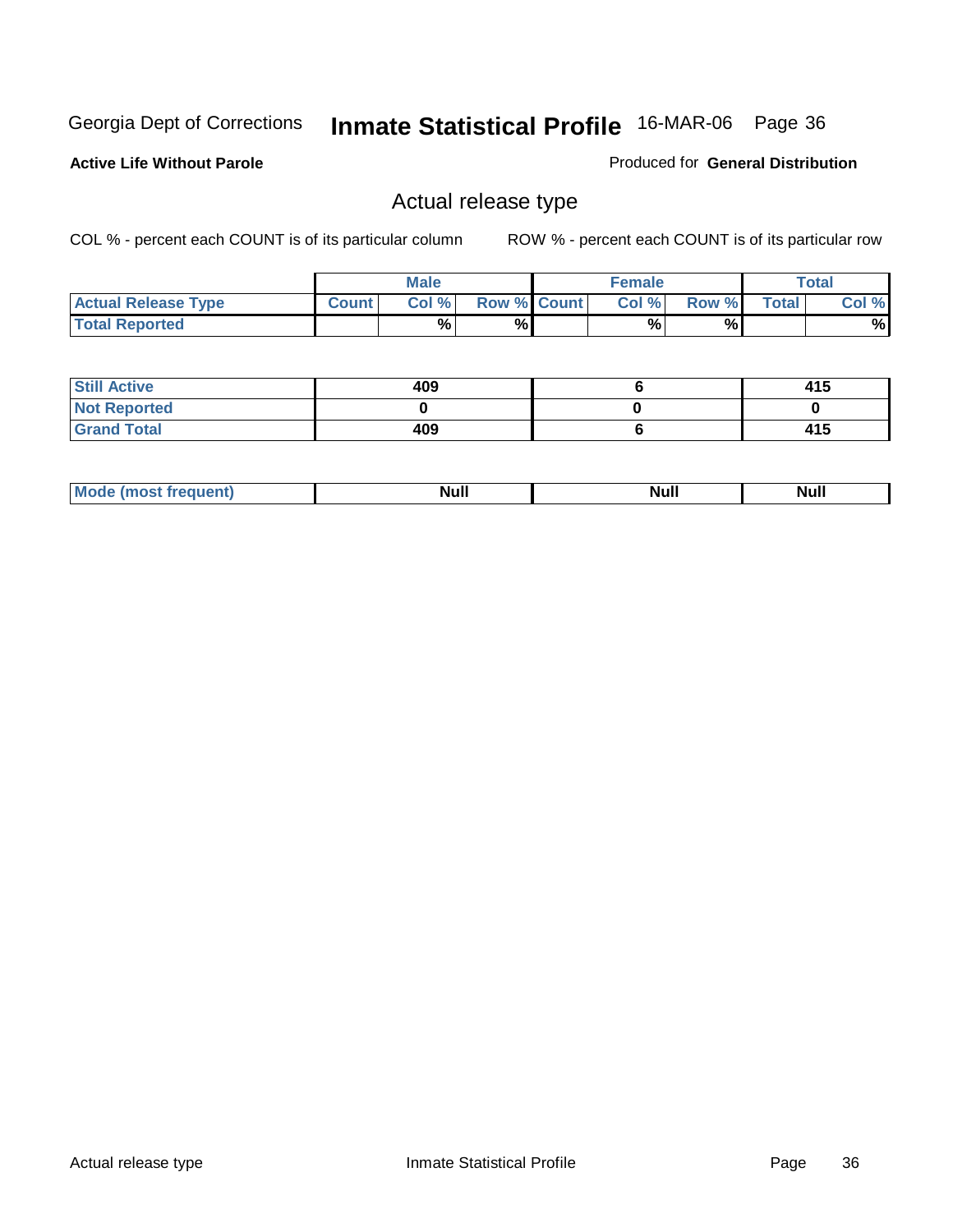Georgia Dept of Corrections **Inmate Statistical Profile** 16-MAR-06

**Active Life Without Parole**

Produced for **General Distribution**

## Actual release type

COL % - percent each COUNT is of its particular column        ROW % - percent each COUNT is of its particular row

| | Male | | | Female | | | Total | |
|---|---|---|---|---|---|---|---|---|
| **Actual Release Type** | **Count** | **Col %** | **Row %** | **Count** | **Col %** | **Row %** | **Total** | **Col %** |
| **Total Reported** | | % | % | | % | % | | % |

| | Male | Female | Total |
|---|---|---|---|
| **Still Active** | 409 | 6 | 415 |
| **Not Reported** | 0 | 0 | 0 |
| **Grand Total** | 409 | 6 | 415 |

| | Male | Female | Total |
|---|---|---|---|
| **Mode (most frequent)** | Null | Null | Null |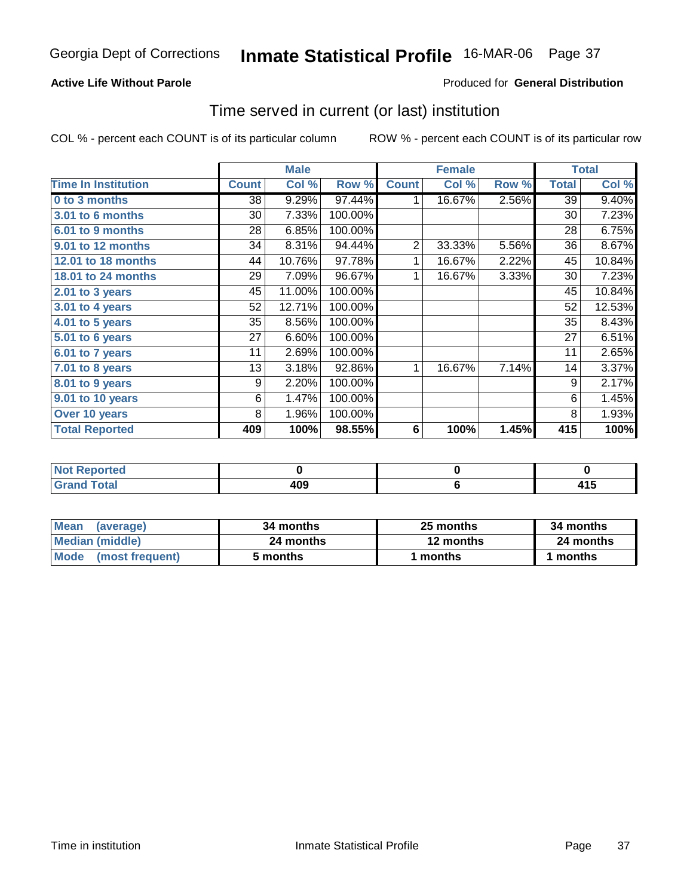Georgia Dept of Corrections **Inmate Statistical Profile** 16-MAR-06

**Active Life Without Parole**

Produced for **General Distribution**

## Time served in current (or last) institution

COL % - percent each COUNT is of its particular column ROW % - percent each COUNT is of its particular row

| | Male | | | Female | | | Total | |
|---|---|---|---|---|---|---|---|---|
| **Time In Institution** | **Count** | **Col %** | **Row %** | **Count** | **Col %** | **Row %** | **Total** | **Col %** |
| **0 to 3 months** | 38 | 9.29% | 97.44% | 1 | 16.67% | 2.56% | 39 | 9.40% |
| **3.01 to 6 months** | 30 | 7.33% | 100.00% | | | | 30 | 7.23% |
| **6.01 to 9 months** | 28 | 6.85% | 100.00% | | | | 28 | 6.75% |
| **9.01 to 12 months** | 34 | 8.31% | 94.44% | 2 | 33.33% | 5.56% | 36 | 8.67% |
| **12.01 to 18 months** | 44 | 10.76% | 97.78% | 1 | 16.67% | 2.22% | 45 | 10.84% |
| **18.01 to 24 months** | 29 | 7.09% | 96.67% | 1 | 16.67% | 3.33% | 30 | 7.23% |
| **2.01 to 3 years** | 45 | 11.00% | 100.00% | | | | 45 | 10.84% |
| **3.01 to 4 years** | 52 | 12.71% | 100.00% | | | | 52 | 12.53% |
| **4.01 to 5 years** | 35 | 8.56% | 100.00% | | | | 35 | 8.43% |
| **5.01 to 6 years** | 27 | 6.60% | 100.00% | | | | 27 | 6.51% |
| **6.01 to 7 years** | 11 | 2.69% | 100.00% | | | | 11 | 2.65% |
| **7.01 to 8 years** | 13 | 3.18% | 92.86% | 1 | 16.67% | 7.14% | 14 | 3.37% |
| **8.01 to 9 years** | 9 | 2.20% | 100.00% | | | | 9 | 2.17% |
| **9.01 to 10 years** | 6 | 1.47% | 100.00% | | | | 6 | 1.45% |
| **Over 10 years** | 8 | 1.96% | 100.00% | | | | 8 | 1.93% |
| **Total Reported** | **409** | **100%** | **98.55%** | **6** | **100%** | **1.45%** | **415** | **100%** |

| | Male | Female | Total |
|---|---|---|---|
| **Not Reported** | **0** | **0** | **0** |
| **Grand Total** | **409** | **6** | **415** |

| | Male | Female | Total |
|---|---|---|---|
| **Mean (average)** | **34 months** | **25 months** | **34 months** |
| **Median (middle)** | **24 months** | **12 months** | **24 months** |
| **Mode (most frequent)** | **5 months** | **1 months** | **1 months** |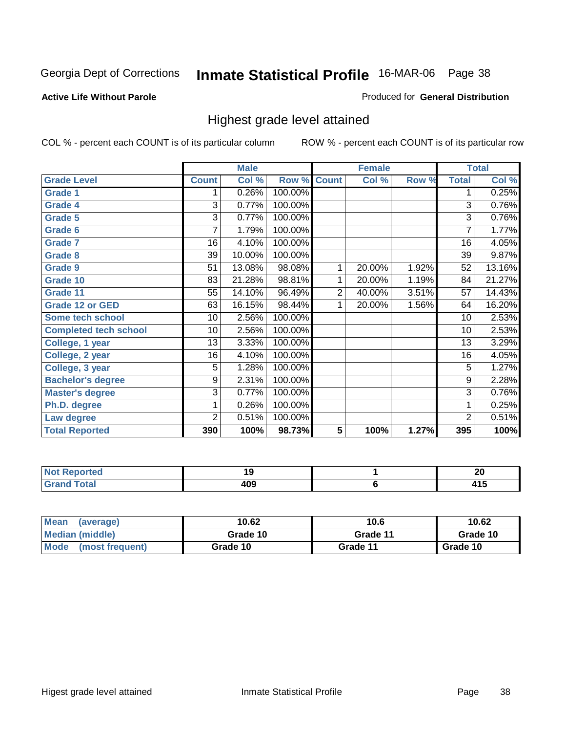Georgia Dept of Corrections **Inmate Statistical Profile** 16-MAR-06 Page 38

**Active Life Without Parole**

Produced for **General Distribution**

## Highest grade level attained

COL % - percent each COUNT is of its particular column

ROW % - percent each COUNT is of its particular row

| | Male | | | Female | | | Total | |
|---|---|---|---|---|---|---|---|---|
| **Grade Level** | **Count** | **Col %** | **Row %** | **Count** | **Col %** | **Row %** | **Total** | **Col %** |
| **Grade 1** | 1 | 0.26% | 100.00% | | | | 1 | 0.25% |
| **Grade 4** | 3 | 0.77% | 100.00% | | | | 3 | 0.76% |
| **Grade 5** | 3 | 0.77% | 100.00% | | | | 3 | 0.76% |
| **Grade 6** | 7 | 1.79% | 100.00% | | | | 7 | 1.77% |
| **Grade 7** | 16 | 4.10% | 100.00% | | | | 16 | 4.05% |
| **Grade 8** | 39 | 10.00% | 100.00% | | | | 39 | 9.87% |
| **Grade 9** | 51 | 13.08% | 98.08% | 1 | 20.00% | 1.92% | 52 | 13.16% |
| **Grade 10** | 83 | 21.28% | 98.81% | 1 | 20.00% | 1.19% | 84 | 21.27% |
| **Grade 11** | 55 | 14.10% | 96.49% | 2 | 40.00% | 3.51% | 57 | 14.43% |
| **Grade 12 or GED** | 63 | 16.15% | 98.44% | 1 | 20.00% | 1.56% | 64 | 16.20% |
| **Some tech school** | 10 | 2.56% | 100.00% | | | | 10 | 2.53% |
| **Completed tech school** | 10 | 2.56% | 100.00% | | | | 10 | 2.53% |
| **College, 1 year** | 13 | 3.33% | 100.00% | | | | 13 | 3.29% |
| **College, 2 year** | 16 | 4.10% | 100.00% | | | | 16 | 4.05% |
| **College, 3 year** | 5 | 1.28% | 100.00% | | | | 5 | 1.27% |
| **Bachelor's degree** | 9 | 2.31% | 100.00% | | | | 9 | 2.28% |
| **Master's degree** | 3 | 0.77% | 100.00% | | | | 3 | 0.76% |
| **Ph.D. degree** | 1 | 0.26% | 100.00% | | | | 1 | 0.25% |
| **Law degree** | 2 | 0.51% | 100.00% | | | | 2 | 0.51% |
| **Total Reported** | **390** | **100%** | **98.73%** | **5** | **100%** | **1.27%** | **395** | **100%** |

| | Male | Female | Total |
|---|---|---|---|
| **Not Reported** | **19** | **1** | **20** |
| **Grand Total** | **409** | **6** | **415** |

| | Male | Female | Total |
|---|---|---|---|
| **Mean (average)** | **10.62** | **10.6** | **10.62** |
| **Median (middle)** | **Grade 10** | **Grade 11** | **Grade 10** |
| **Mode (most frequent)** | **Grade 10** | **Grade 11** | **Grade 10** |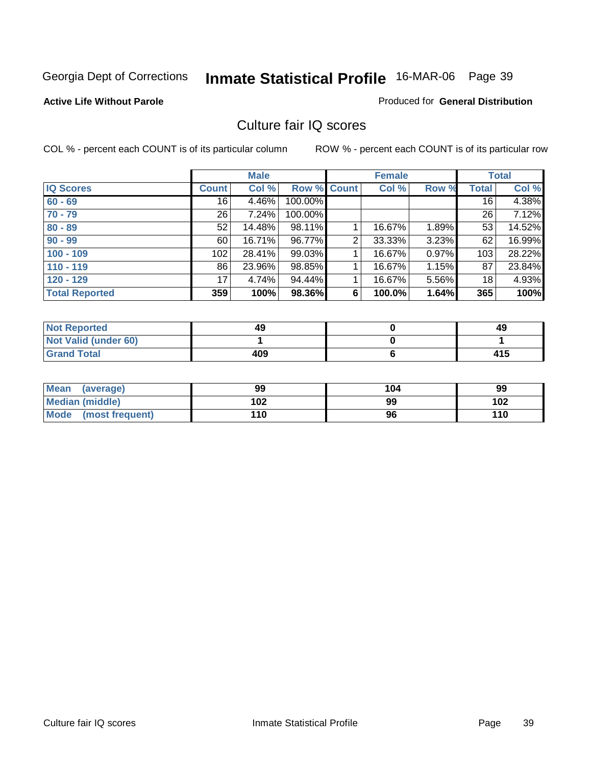Georgia Dept of Corrections **Inmate Statistical Profile** 16-MAR-06 Page 39

**Active Life Without Parole**

Produced for **General Distribution**

## Culture fair IQ scores

COL % - percent each COUNT is of its particular column

ROW % - percent each COUNT is of its particular row

| | Male | | | Female | | | Total | |
|---|---|---|---|---|---|---|---|---|
| **IQ Scores** | **Count** | **Col %** | **Row %** | **Count** | **Col %** | **Row %** | **Total** | **Col %** |
| **60 - 69** | 16 | 4.46% | 100.00% | | | | 16 | 4.38% |
| **70 - 79** | 26 | 7.24% | 100.00% | | | | 26 | 7.12% |
| **80 - 89** | 52 | 14.48% | 98.11% | 1 | 16.67% | 1.89% | 53 | 14.52% |
| **90 - 99** | 60 | 16.71% | 96.77% | 2 | 33.33% | 3.23% | 62 | 16.99% |
| **100 - 109** | 102 | 28.41% | 99.03% | 1 | 16.67% | 0.97% | 103 | 28.22% |
| **110 - 119** | 86 | 23.96% | 98.85% | 1 | 16.67% | 1.15% | 87 | 23.84% |
| **120 - 129** | 17 | 4.74% | 94.44% | 1 | 16.67% | 5.56% | 18 | 4.93% |
| **Total Reported** | **359** | **100%** | **98.36%** | **6** | **100.0%** | **1.64%** | **365** | **100%** |

| | Male | Female | Total |
|---|---|---|---|
| **Not Reported** | **49** | **0** | **49** |
| **Not Valid (under 60)** | **1** | **0** | **1** |
| **Grand Total** | **409** | **6** | **415** |

| | Male | Female | Total |
|---|---|---|---|
| **Mean (average)** | **99** | **104** | **99** |
| **Median (middle)** | **102** | **99** | **102** |
| **Mode (most frequent)** | **110** | **96** | **110** |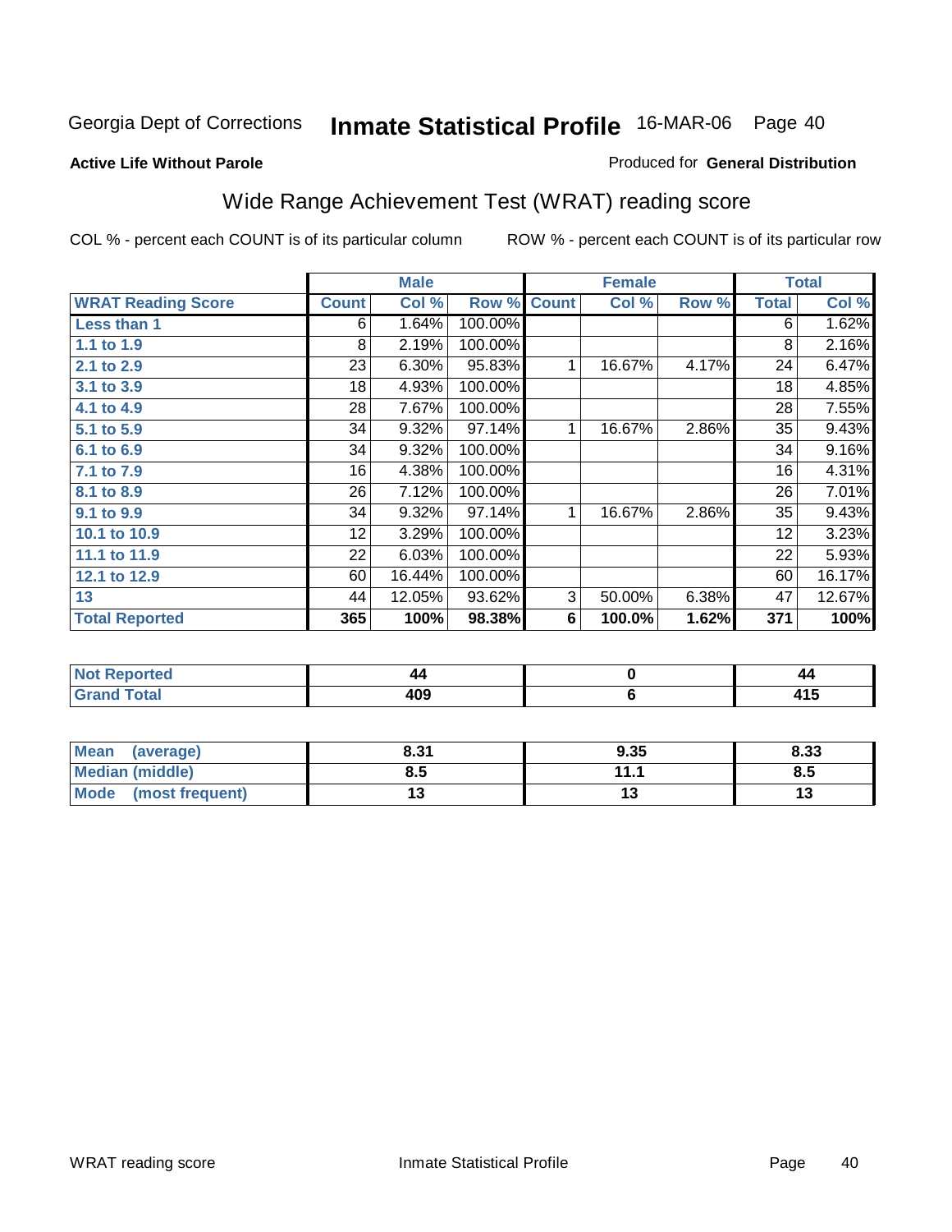Georgia Dept of Corrections **Inmate Statistical Profile** 16-MAR-06 Page 40

**Active Life Without Parole**

Produced for **General Distribution**

## Wide Range Achievement Test (WRAT) reading score

COL % - percent each COUNT is of its particular column ROW % - percent each COUNT is of its particular row

| | Male | | | Female | | | Total | |
|---|---|---|---|---|---|---|---|---|
| **WRAT Reading Score** | **Count** | **Col %** | **Row %** | **Count** | **Col %** | **Row %** | **Total** | **Col %** |
| **Less than 1** | 6 | 1.64% | 100.00% | | | | 6 | 1.62% |
| **1.1 to 1.9** | 8 | 2.19% | 100.00% | | | | 8 | 2.16% |
| **2.1 to 2.9** | 23 | 6.30% | 95.83% | 1 | 16.67% | 4.17% | 24 | 6.47% |
| **3.1 to 3.9** | 18 | 4.93% | 100.00% | | | | 18 | 4.85% |
| **4.1 to 4.9** | 28 | 7.67% | 100.00% | | | | 28 | 7.55% |
| **5.1 to 5.9** | 34 | 9.32% | 97.14% | 1 | 16.67% | 2.86% | 35 | 9.43% |
| **6.1 to 6.9** | 34 | 9.32% | 100.00% | | | | 34 | 9.16% |
| **7.1 to 7.9** | 16 | 4.38% | 100.00% | | | | 16 | 4.31% |
| **8.1 to 8.9** | 26 | 7.12% | 100.00% | | | | 26 | 7.01% |
| **9.1 to 9.9** | 34 | 9.32% | 97.14% | 1 | 16.67% | 2.86% | 35 | 9.43% |
| **10.1 to 10.9** | 12 | 3.29% | 100.00% | | | | 12 | 3.23% |
| **11.1 to 11.9** | 22 | 6.03% | 100.00% | | | | 22 | 5.93% |
| **12.1 to 12.9** | 60 | 16.44% | 100.00% | | | | 60 | 16.17% |
| **13** | 44 | 12.05% | 93.62% | 3 | 50.00% | 6.38% | 47 | 12.67% |
| **Total Reported** | **365** | **100%** | **98.38%** | **6** | **100.0%** | **1.62%** | **371** | **100%** |

| | Male | Female | Total |
|---|---|---|---|
| **Not Reported** | **44** | **0** | **44** |
| **Grand Total** | **409** | **6** | **415** |

| | Male | Female | Total |
|---|---|---|---|
| **Mean (average)** | **8.31** | **9.35** | **8.33** |
| **Median (middle)** | **8.5** | **11.1** | **8.5** |
| **Mode (most frequent)** | **13** | **13** | **13** |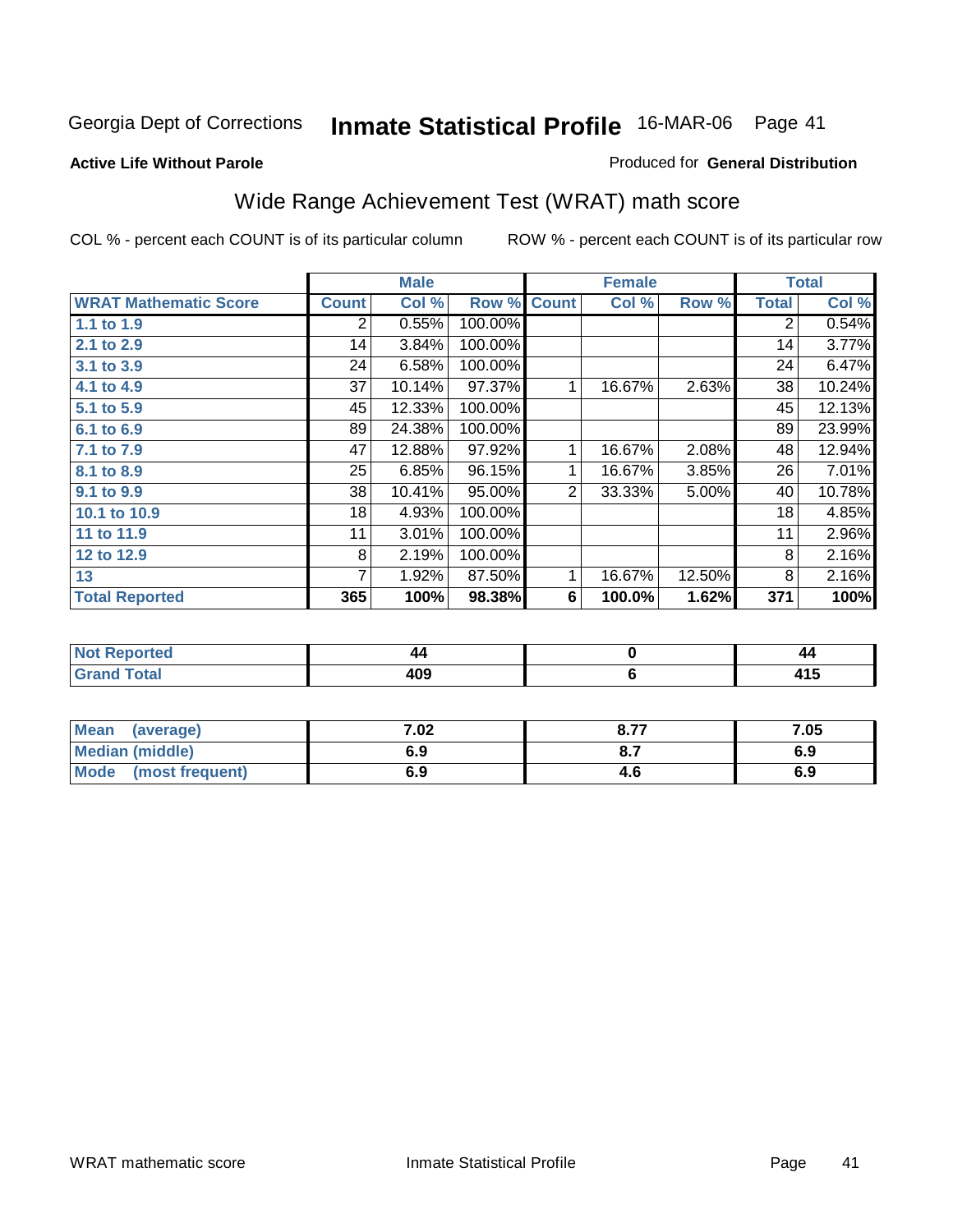Georgia Dept of Corrections **Inmate Statistical Profile** 16-MAR-06 Page 41

**Active Life Without Parole**

Produced for **General Distribution**

## Wide Range Achievement Test (WRAT) math score

COL % - percent each COUNT is of its particular column ROW % - percent each COUNT is of its particular row

| | Male | | | Female | | | Total | |
|---|---|---|---|---|---|---|---|---|
| **WRAT Mathematic Score** | **Count** | **Col %** | **Row %** | **Count** | **Col %** | **Row %** | **Total** | **Col %** |
| 1.1 to 1.9 | 2 | 0.55% | 100.00% | | | | 2 | 0.54% |
| 2.1 to 2.9 | 14 | 3.84% | 100.00% | | | | 14 | 3.77% |
| 3.1 to 3.9 | 24 | 6.58% | 100.00% | | | | 24 | 6.47% |
| 4.1 to 4.9 | 37 | 10.14% | 97.37% | 1 | 16.67% | 2.63% | 38 | 10.24% |
| 5.1 to 5.9 | 45 | 12.33% | 100.00% | | | | 45 | 12.13% |
| 6.1 to 6.9 | 89 | 24.38% | 100.00% | | | | 89 | 23.99% |
| 7.1 to 7.9 | 47 | 12.88% | 97.92% | 1 | 16.67% | 2.08% | 48 | 12.94% |
| 8.1 to 8.9 | 25 | 6.85% | 96.15% | 1 | 16.67% | 3.85% | 26 | 7.01% |
| 9.1 to 9.9 | 38 | 10.41% | 95.00% | 2 | 33.33% | 5.00% | 40 | 10.78% |
| 10.1 to 10.9 | 18 | 4.93% | 100.00% | | | | 18 | 4.85% |
| 11 to 11.9 | 11 | 3.01% | 100.00% | | | | 11 | 2.96% |
| 12 to 12.9 | 8 | 2.19% | 100.00% | | | | 8 | 2.16% |
| 13 | 7 | 1.92% | 87.50% | 1 | 16.67% | 12.50% | 8 | 2.16% |
| **Total Reported** | **365** | **100%** | **98.38%** | **6** | **100.0%** | **1.62%** | **371** | **100%** |

| | Male | Female | Total |
|---|---|---|---|
| **Not Reported** | **44** | **0** | **44** |
| **Grand Total** | **409** | **6** | **415** |

| | Male | Female | Total |
|---|---|---|---|
| **Mean (average)** | **7.02** | **8.77** | **7.05** |
| **Median (middle)** | **6.9** | **8.7** | **6.9** |
| **Mode (most frequent)** | **6.9** | **4.6** | **6.9** |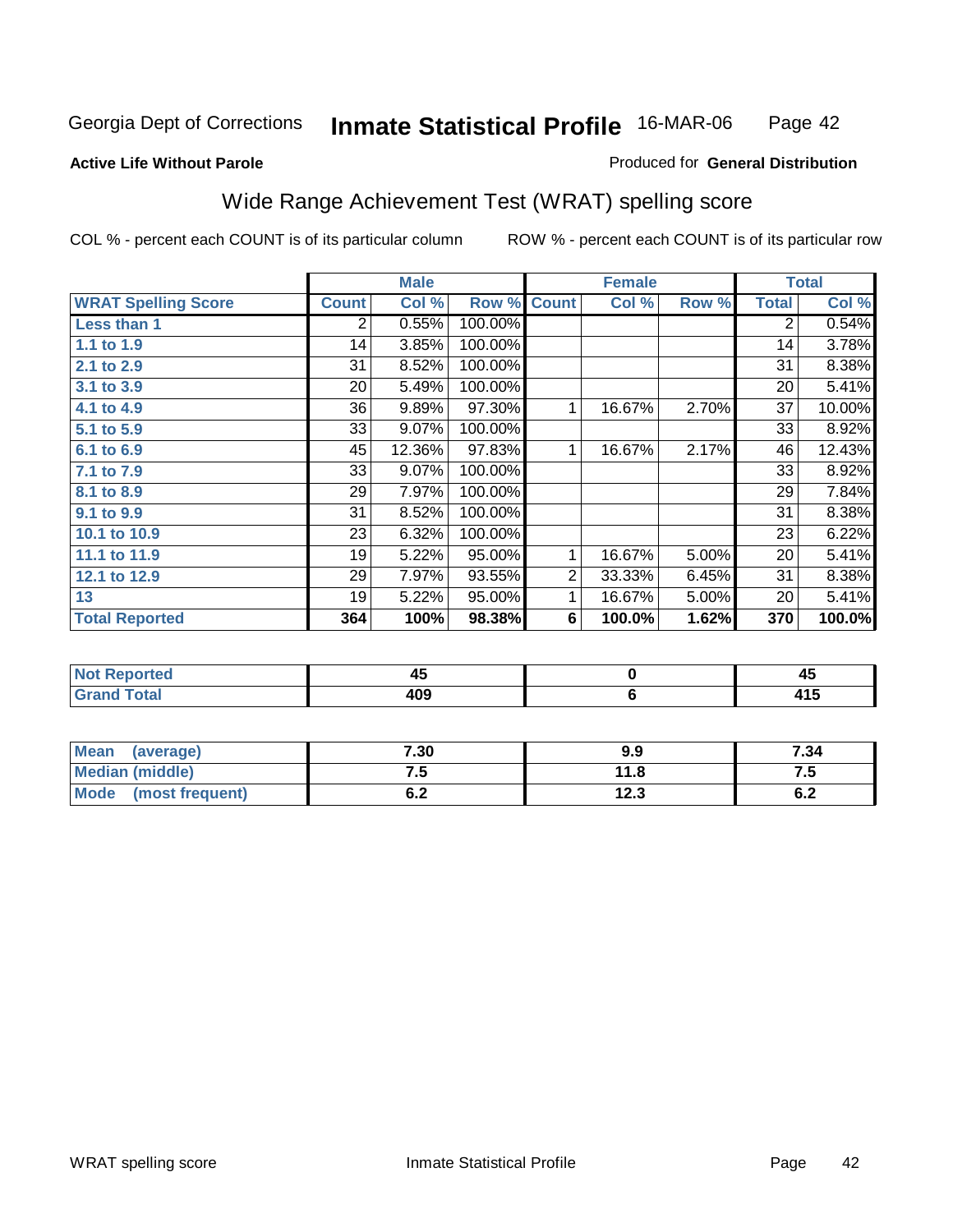Georgia Dept of Corrections **Inmate Statistical Profile** 16-MAR-06

**Active Life Without Parole**

Produced for **General Distribution**

## Wide Range Achievement Test (WRAT) spelling score

COL % - percent each COUNT is of its particular column    ROW % - percent each COUNT is of its particular row

| | Male | | | Female | | | Total | |
|---|---|---|---|---|---|---|---|---|
| **WRAT Spelling Score** | **Count** | **Col %** | **Row %** | **Count** | **Col %** | **Row %** | **Total** | **Col %** |
| **Less than 1** | 2 | 0.55% | 100.00% | | | | 2 | 0.54% |
| **1.1 to 1.9** | 14 | 3.85% | 100.00% | | | | 14 | 3.78% |
| **2.1 to 2.9** | 31 | 8.52% | 100.00% | | | | 31 | 8.38% |
| **3.1 to 3.9** | 20 | 5.49% | 100.00% | | | | 20 | 5.41% |
| **4.1 to 4.9** | 36 | 9.89% | 97.30% | 1 | 16.67% | 2.70% | 37 | 10.00% |
| **5.1 to 5.9** | 33 | 9.07% | 100.00% | | | | 33 | 8.92% |
| **6.1 to 6.9** | 45 | 12.36% | 97.83% | 1 | 16.67% | 2.17% | 46 | 12.43% |
| **7.1 to 7.9** | 33 | 9.07% | 100.00% | | | | 33 | 8.92% |
| **8.1 to 8.9** | 29 | 7.97% | 100.00% | | | | 29 | 7.84% |
| **9.1 to 9.9** | 31 | 8.52% | 100.00% | | | | 31 | 8.38% |
| **10.1 to 10.9** | 23 | 6.32% | 100.00% | | | | 23 | 6.22% |
| **11.1 to 11.9** | 19 | 5.22% | 95.00% | 1 | 16.67% | 5.00% | 20 | 5.41% |
| **12.1 to 12.9** | 29 | 7.97% | 93.55% | 2 | 33.33% | 6.45% | 31 | 8.38% |
| **13** | 19 | 5.22% | 95.00% | 1 | 16.67% | 5.00% | 20 | 5.41% |
| **Total Reported** | **364** | **100%** | **98.38%** | **6** | **100.0%** | **1.62%** | **370** | **100.0%** |

| | Male | Female | Total |
|---|---|---|---|
| **Not Reported** | **45** | **0** | **45** |
| **Grand Total** | **409** | **6** | **415** |

| | Male | Female | Total |
|---|---|---|---|
| **Mean (average)** | **7.30** | **9.9** | **7.34** |
| **Median (middle)** | **7.5** | **11.8** | **7.5** |
| **Mode (most frequent)** | **6.2** | **12.3** | **6.2** |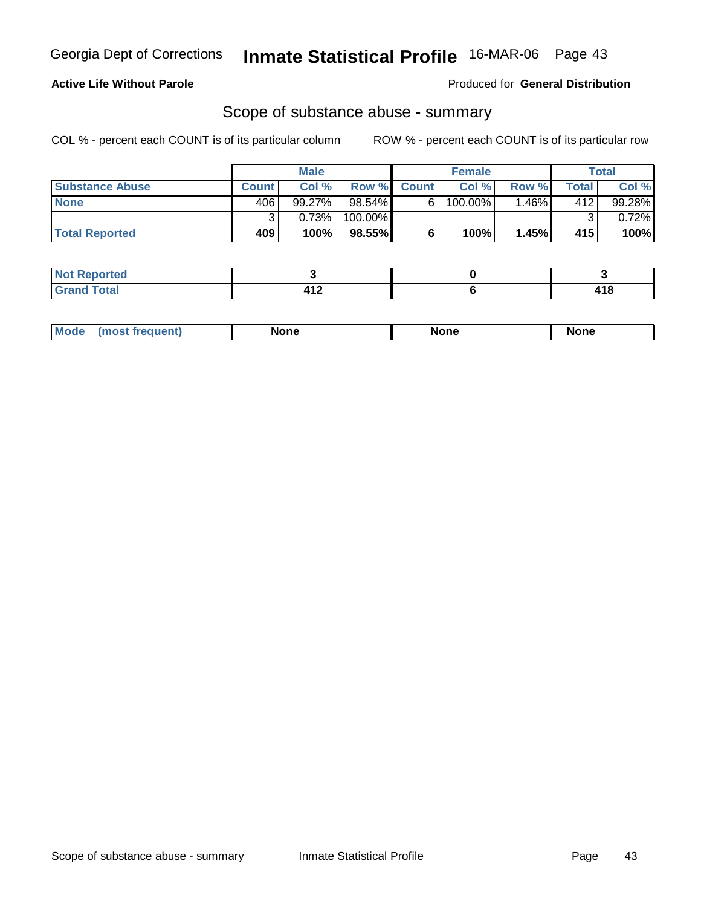**Active Life Without Parole**

Produced for **General Distribution**

## Scope of substance abuse - summary

COL % - percent each COUNT is of its particular column

ROW % - percent each COUNT is of its particular row

| | Male | | | Female | | | Total | |
|---|---|---|---|---|---|---|---|---|
| **Substance Abuse** | **Count** | **Col %** | **Row %** | **Count** | **Col %** | **Row %** | **Total** | **Col %** |
| **None** | 406 | 99.27% | 98.54% | 6 | 100.00% | 1.46% | 412 | 99.28% |
| | 3 | 0.73% | 100.00% | | | | 3 | 0.72% |
| **Total Reported** | **409** | **100%** | **98.55%** | **6** | **100%** | **1.45%** | **415** | **100%** |

| | Male | Female | Total |
|---|---|---|---|
| **Not Reported** | **3** | **0** | **3** |
| **Grand Total** | **412** | **6** | **418** |

| | Male | Female | Total |
|---|---|---|---|
| **Mode (most frequent)** | **None** | **None** | **None** |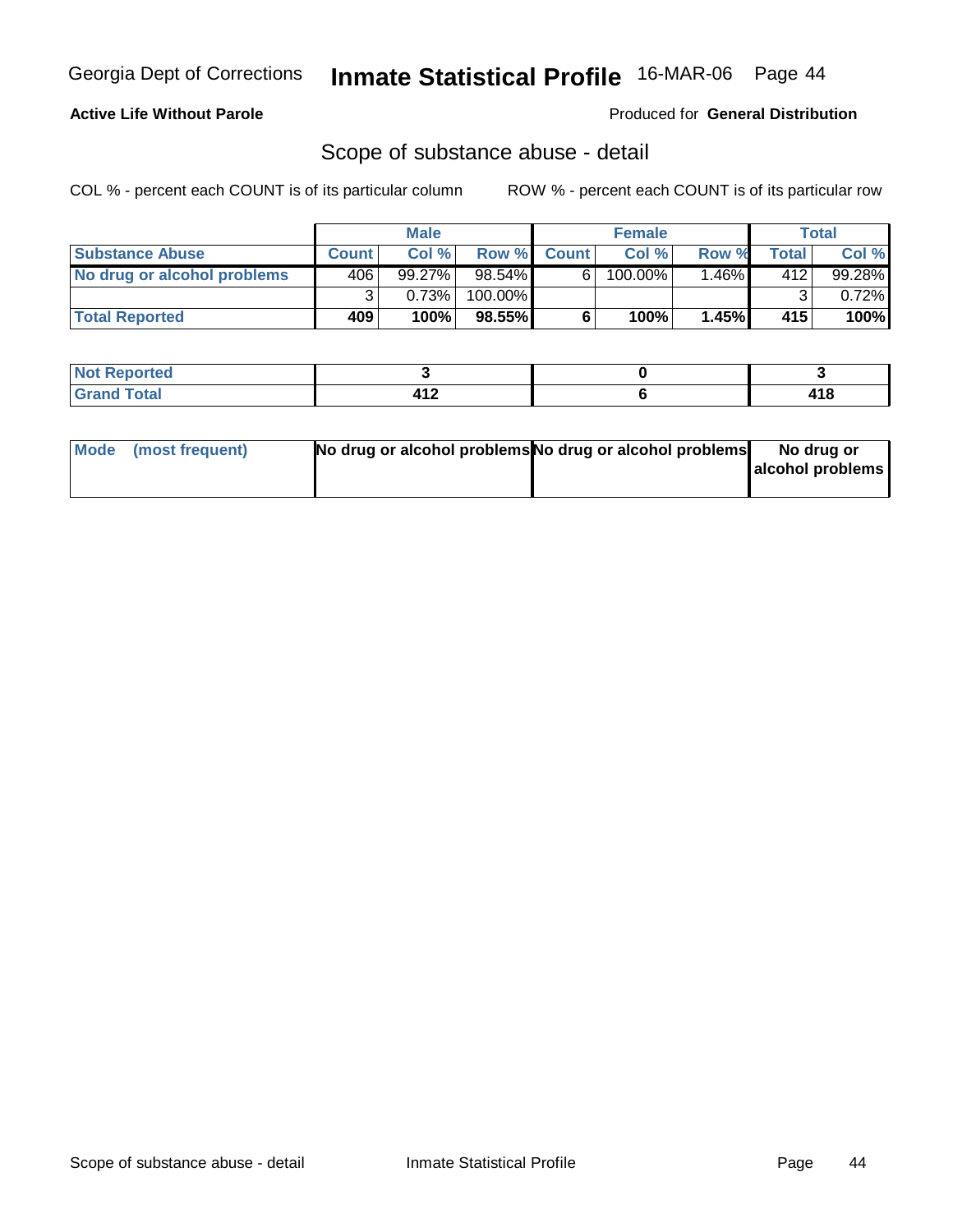**Active Life Without Parole**

Produced for **General Distribution**

## Scope of substance abuse - detail

COL % - percent each COUNT is of its particular column

ROW % - percent each COUNT is of its particular row

| | Male | | | Female | | | Total | |
|---|---|---|---|---|---|---|---|---|
| **Substance Abuse** | **Count** | **Col %** | **Row %** | **Count** | **Col %** | **Row %** | **Total** | **Col %** |
| **No drug or alcohol problems** | 406 | 99.27% | 98.54% | 6 | 100.00% | 1.46% | 412 | 99.28% |
| | 3 | 0.73% | 100.00% | | | | 3 | 0.72% |
| **Total Reported** | **409** | **100%** | **98.55%** | **6** | **100%** | **1.45%** | **415** | **100%** |

| | Male | Female | Total |
|---|---|---|---|
| **Not Reported** | **3** | **0** | **3** |
| **Grand Total** | **412** | **6** | **418** |

| | Male | Female | Total |
|---|---|---|---|
| **Mode (most frequent)** | **No drug or alcohol problems** | **No drug or alcohol problems** | **No drug or alcohol problems** |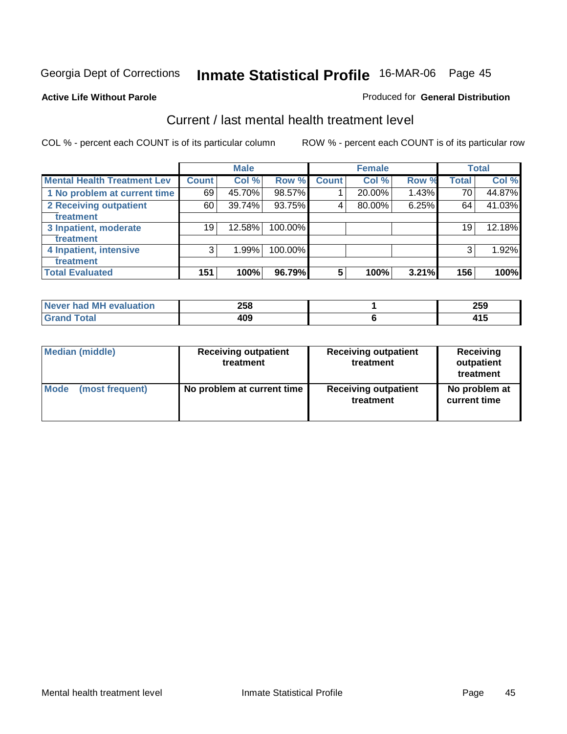Georgia Dept of Corrections **Inmate Statistical Profile** 16-MAR-06

**Active Life Without Parole**

Produced for **General Distribution**

## Current / last mental health treatment level

COL % - percent each COUNT is of its particular column ROW % - percent each COUNT is of its particular row

| | Male | | | Female | | | Total | |
|---|---|---|---|---|---|---|---|---|
| **Mental Health Treatment Lev** | **Count** | **Col %** | **Row %** | **Count** | **Col %** | **Row %** | **Total** | **Col %** |
| 1 No problem at current time | 69 | 45.70% | 98.57% | 1 | 20.00% | 1.43% | 70 | 44.87% |
| 2 Receiving outpatient treatment | 60 | 39.74% | 93.75% | 4 | 80.00% | 6.25% | 64 | 41.03% |
| 3 Inpatient, moderate treatment | 19 | 12.58% | 100.00% | | | | 19 | 12.18% |
| 4 Inpatient, intensive treatment | 3 | 1.99% | 100.00% | | | | 3 | 1.92% |
| **Total Evaluated** | **151** | **100%** | **96.79%** | **5** | **100%** | **3.21%** | **156** | **100%** |

| | | | |
|---|---|---|---|
| Never had MH evaluation | 258 | 1 | 259 |
| Grand Total | 409 | 6 | 415 |

| | | | |
|---|---|---|---|
| Median (middle) | Receiving outpatient treatment | Receiving outpatient treatment | Receiving outpatient treatment |
| Mode (most frequent) | No problem at current time | Receiving outpatient treatment | No problem at current time |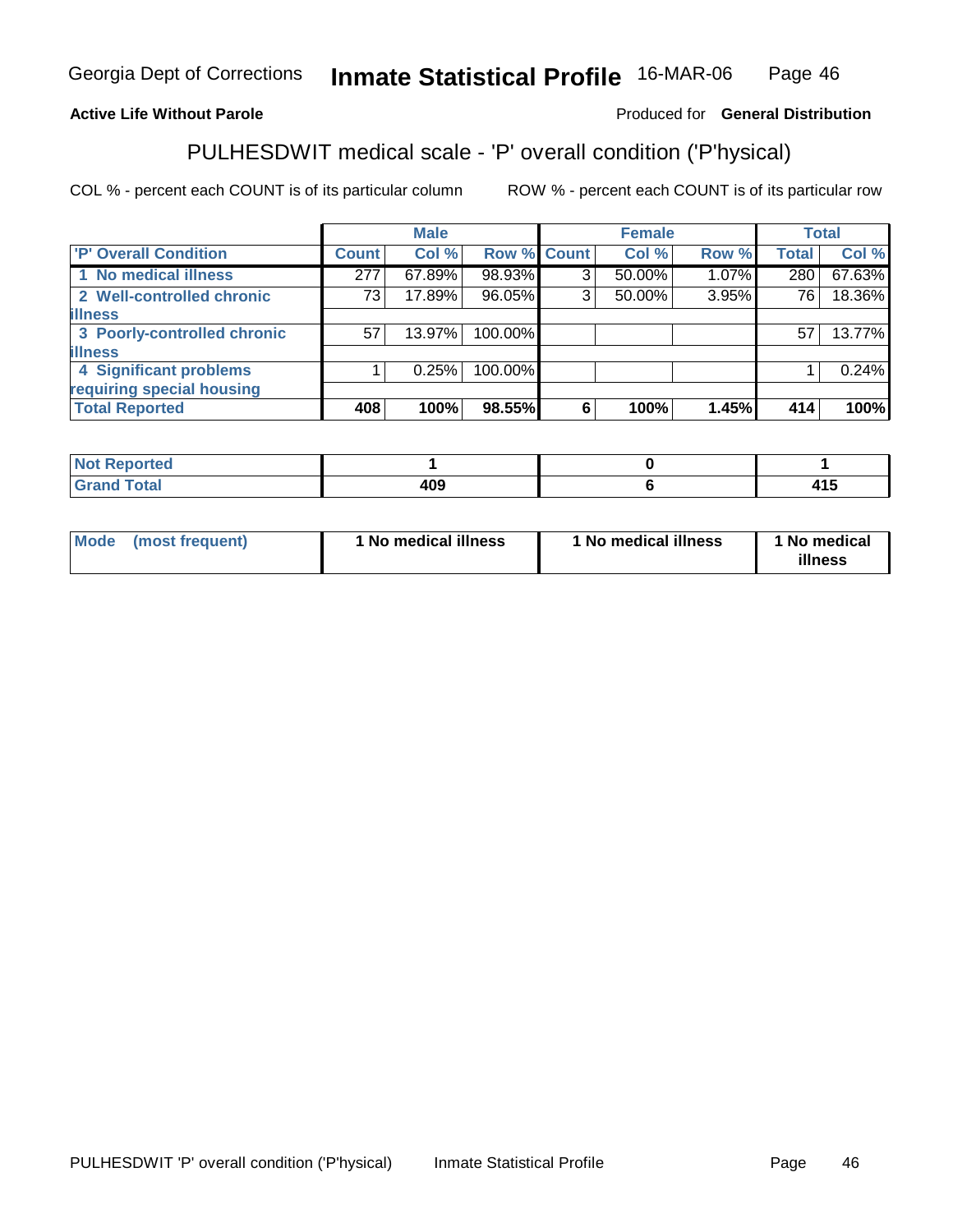Georgia Dept of Corrections **Inmate Statistical Profile** 16-MAR-06

**Active Life Without Parole**

Produced for **General Distribution**

## PULHESDWIT medical scale - 'P' overall condition ('P'hysical)

COL % - percent each COUNT is of its particular column ROW % - percent each COUNT is of its particular row

| | Male | | | Female | | | Total | |
|---|---|---|---|---|---|---|---|---|
| 'P' Overall Condition | Count | Col % | Row % | Count | Col % | Row % | Total | Col % |
| 1 No medical illness | 277 | 67.89% | 98.93% | 3 | 50.00% | 1.07% | 280 | 67.63% |
| 2 Well-controlled chronic illness | 73 | 17.89% | 96.05% | 3 | 50.00% | 3.95% | 76 | 18.36% |
| 3 Poorly-controlled chronic illness | 57 | 13.97% | 100.00% | | | | 57 | 13.77% |
| 4 Significant problems requiring special housing | 1 | 0.25% | 100.00% | | | | 1 | 0.24% |
| **Total Reported** | **408** | **100%** | **98.55%** | **6** | **100%** | **1.45%** | **414** | **100%** |

| | Male | Female | Total |
|---|---|---|---|
| Not Reported | 1 | 0 | 1 |
| Grand Total | 409 | 6 | 415 |

| | Male | Female | Total |
|---|---|---|---|
| Mode (most frequent) | 1 No medical illness | 1 No medical illness | 1 No medical illness |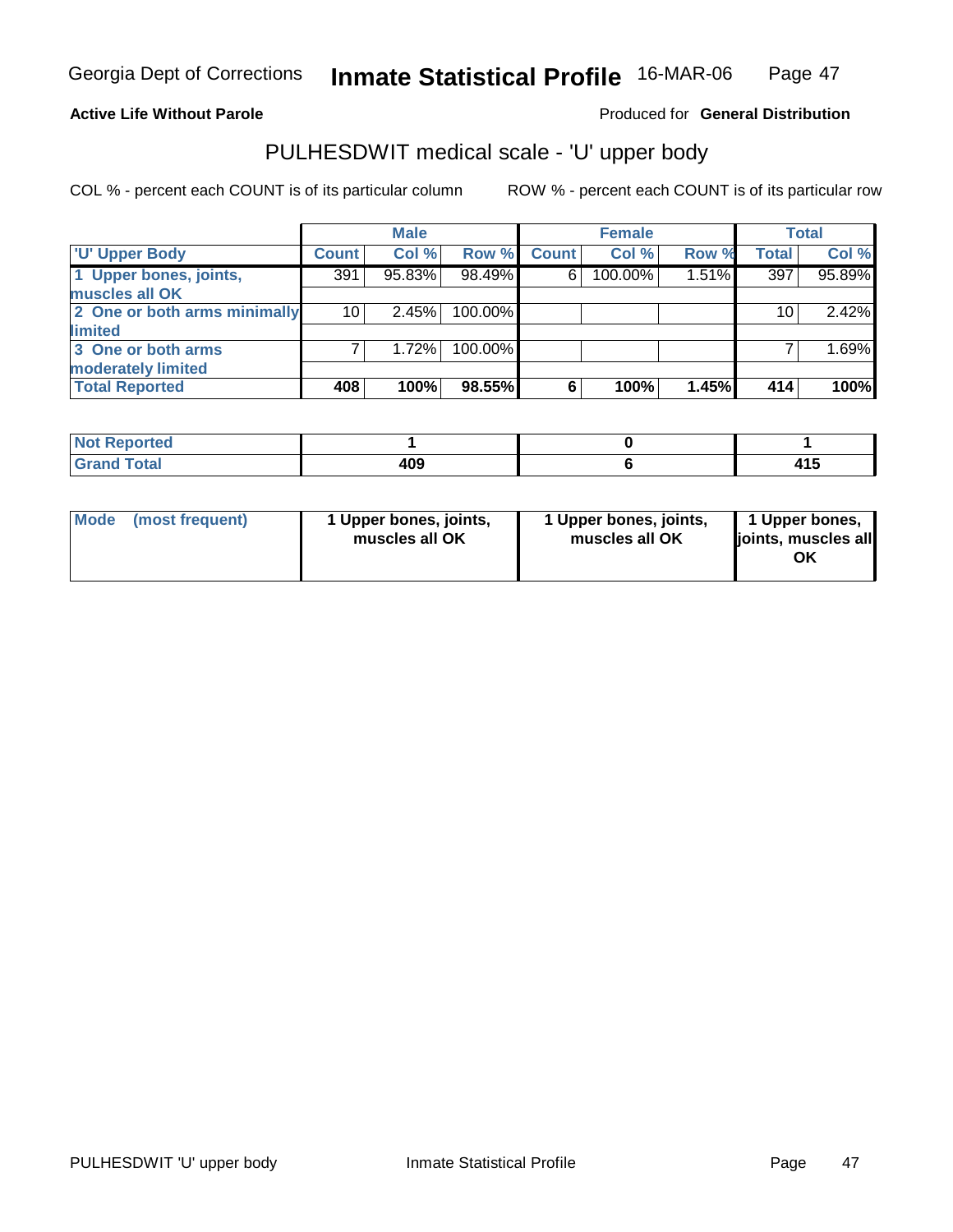Georgia Dept of Corrections **Inmate Statistical Profile** 16-MAR-06

**Active Life Without Parole**

Produced for **General Distribution**

## PULHESDWIT medical scale - 'U' upper body

COL % - percent each COUNT is of its particular column        ROW % - percent each COUNT is of its particular row

| | Male | | | Female | | | Total | |
|---|---|---|---|---|---|---|---|---|
| 'U' Upper Body | Count | Col % | Row % | Count | Col % | Row % | Total | Col % |
| 1 Upper bones, joints, muscles all OK | 391 | 95.83% | 98.49% | 6 | 100.00% | 1.51% | 397 | 95.89% |
| 2 One or both arms minimally limited | 10 | 2.45% | 100.00% | | | | 10 | 2.42% |
| 3 One or both arms moderately limited | 7 | 1.72% | 100.00% | | | | 7 | 1.69% |
| **Total Reported** | **408** | **100%** | **98.55%** | **6** | **100%** | **1.45%** | **414** | **100%** |

| | Male | Female | Total |
|---|---|---|---|
| Not Reported | 1 | 0 | 1 |
| Grand Total | 409 | 6 | 415 |

| | Male | Female | Total |
|---|---|---|---|
| Mode (most frequent) | 1 Upper bones, joints, muscles all OK | 1 Upper bones, joints, muscles all OK | 1 Upper bones, joints, muscles all OK |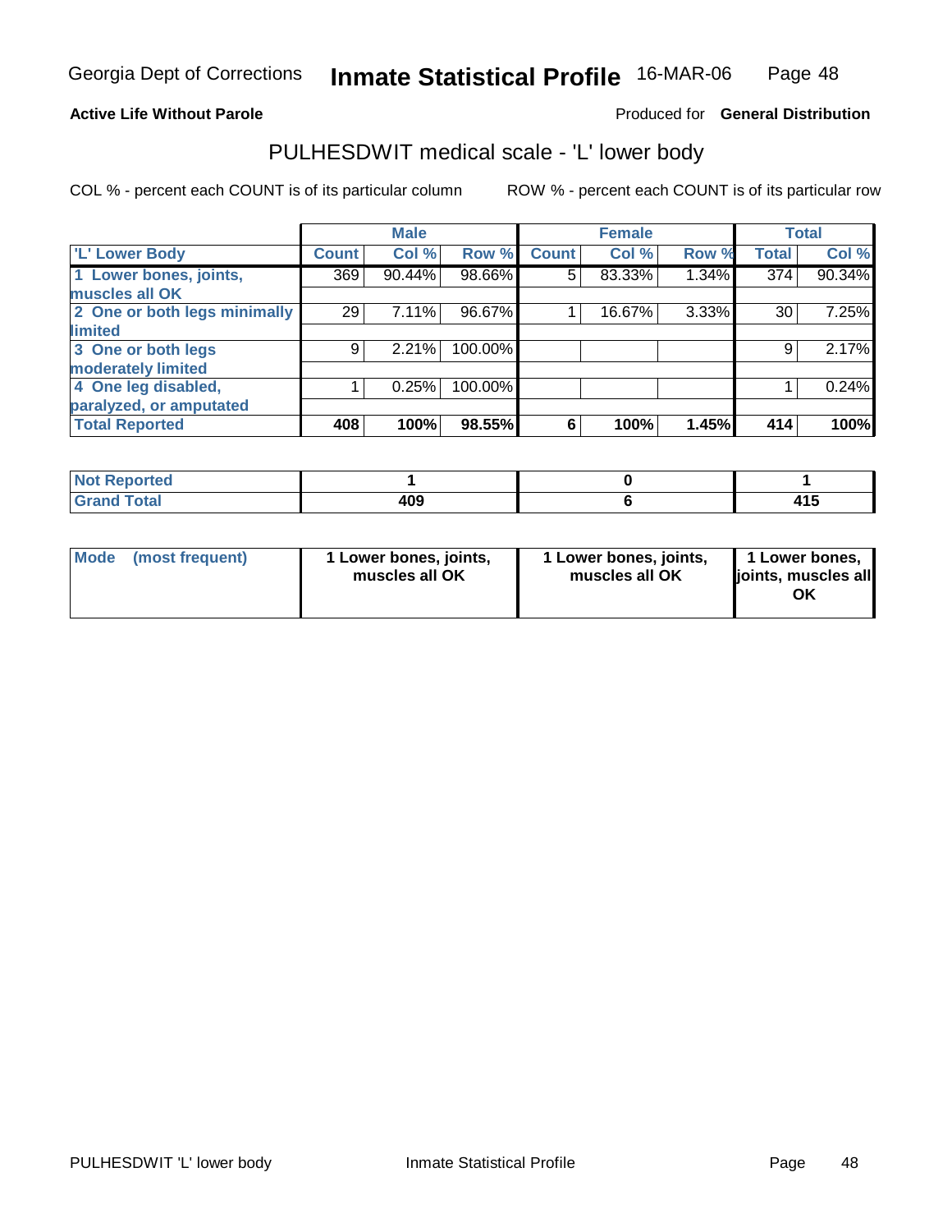Georgia Dept of Corrections **Inmate Statistical Profile** 16-MAR-06

**Active Life Without Parole**

Produced for **General Distribution**

## PULHESDWIT medical scale - 'L' lower body

COL % - percent each COUNT is of its particular column

ROW % - percent each COUNT is of its particular row

| | Male | | | Female | | | Total | |
|---|---|---|---|---|---|---|---|---|
| 'L' Lower Body | Count | Col % | Row % | Count | Col % | Row % | Total | Col % |
| 1 Lower bones, joints, muscles all OK | 369 | 90.44% | 98.66% | 5 | 83.33% | 1.34% | 374 | 90.34% |
| 2 One or both legs minimally limited | 29 | 7.11% | 96.67% | 1 | 16.67% | 3.33% | 30 | 7.25% |
| 3 One or both legs moderately limited | 9 | 2.21% | 100.00% | | | | 9 | 2.17% |
| 4 One leg disabled, paralyzed, or amputated | 1 | 0.25% | 100.00% | | | | 1 | 0.24% |
| **Total Reported** | **408** | **100%** | **98.55%** | **6** | **100%** | **1.45%** | **414** | **100%** |

| | Male | Female | Total |
|---|---|---|---|
| **Not Reported** | **1** | **0** | **1** |
| **Grand Total** | **409** | **6** | **415** |

| | Male | Female | Total |
|---|---|---|---|
| **Mode (most frequent)** | **1 Lower bones, joints, muscles all OK** | **1 Lower bones, joints, muscles all OK** | **1 Lower bones, joints, muscles all OK** |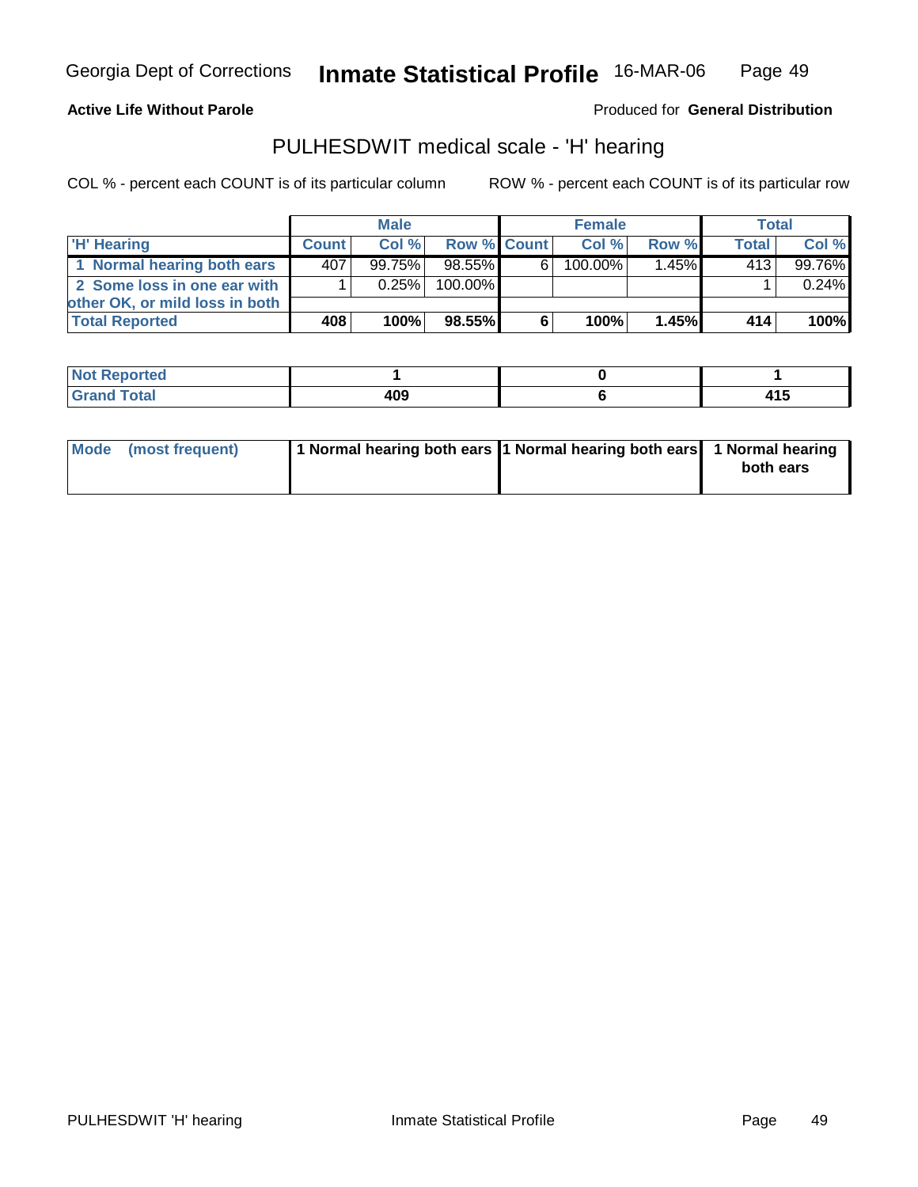**Active Life Without Parole**

Produced for **General Distribution**

## PULHESDWIT medical scale - 'H' hearing

COL % - percent each COUNT is of its particular column

ROW % - percent each COUNT is of its particular row

| | Male | | | Female | | | Total | |
|---|---|---|---|---|---|---|---|---|
| 'H' Hearing | Count | Col % | Row % | Count | Col % | Row % | Total | Col % |
| 1 Normal hearing both ears | 407 | 99.75% | 98.55% | 6 | 100.00% | 1.45% | 413 | 99.76% |
| 2 Some loss in one ear with other OK, or mild loss in both | 1 | 0.25% | 100.00% | | | | 1 | 0.24% |
| **Total Reported** | **408** | **100%** | **98.55%** | **6** | **100%** | **1.45%** | **414** | **100%** |

| | Male | Female | Total |
|---|---|---|---|
| Not Reported | 1 | 0 | 1 |
| Grand Total | 409 | 6 | 415 |

| | Male | Female | Total |
|---|---|---|---|
| Mode (most frequent) | 1 Normal hearing both ears | 1 Normal hearing both ears | 1 Normal hearing both ears |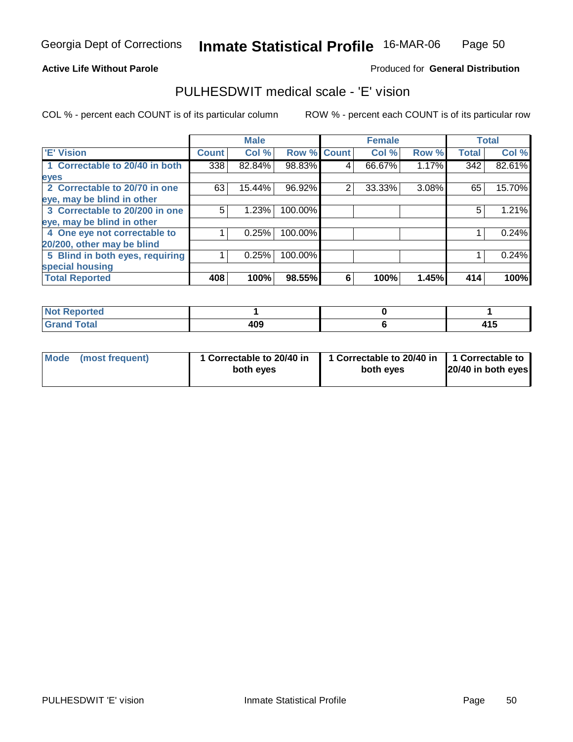Georgia Dept of Corrections **Inmate Statistical Profile** 16-MAR-06

**Active Life Without Parole**

Produced for **General Distribution**

## PULHESDWIT medical scale - 'E' vision

COL % - percent each COUNT is of its particular column

ROW % - percent each COUNT is of its particular row

| | Male | | | Female | | | Total | |
|---|---|---|---|---|---|---|---|---|
| 'E' Vision | Count | Col % | Row % | Count | Col % | Row % | Total | Col % |
| 1 Correctable to 20/40 in both eyes | 338 | 82.84% | 98.83% | 4 | 66.67% | 1.17% | 342 | 82.61% |
| 2 Correctable to 20/70 in one eye, may be blind in other | 63 | 15.44% | 96.92% | 2 | 33.33% | 3.08% | 65 | 15.70% |
| 3 Correctable to 20/200 in one eye, may be blind in other | 5 | 1.23% | 100.00% | | | | 5 | 1.21% |
| 4 One eye not correctable to 20/200, other may be blind | 1 | 0.25% | 100.00% | | | | 1 | 0.24% |
| 5 Blind in both eyes, requiring special housing | 1 | 0.25% | 100.00% | | | | 1 | 0.24% |
| **Total Reported** | **408** | **100%** | **98.55%** | **6** | **100%** | **1.45%** | **414** | **100%** |

| | Male | Female | Total |
|---|---|---|---|
| Not Reported | 1 | 0 | 1 |
| Grand Total | 409 | 6 | 415 |

| | Male | Female | Total |
|---|---|---|---|
| Mode (most frequent) | 1 Correctable to 20/40 in both eyes | 1 Correctable to 20/40 in both eyes | 1 Correctable to 20/40 in both eyes |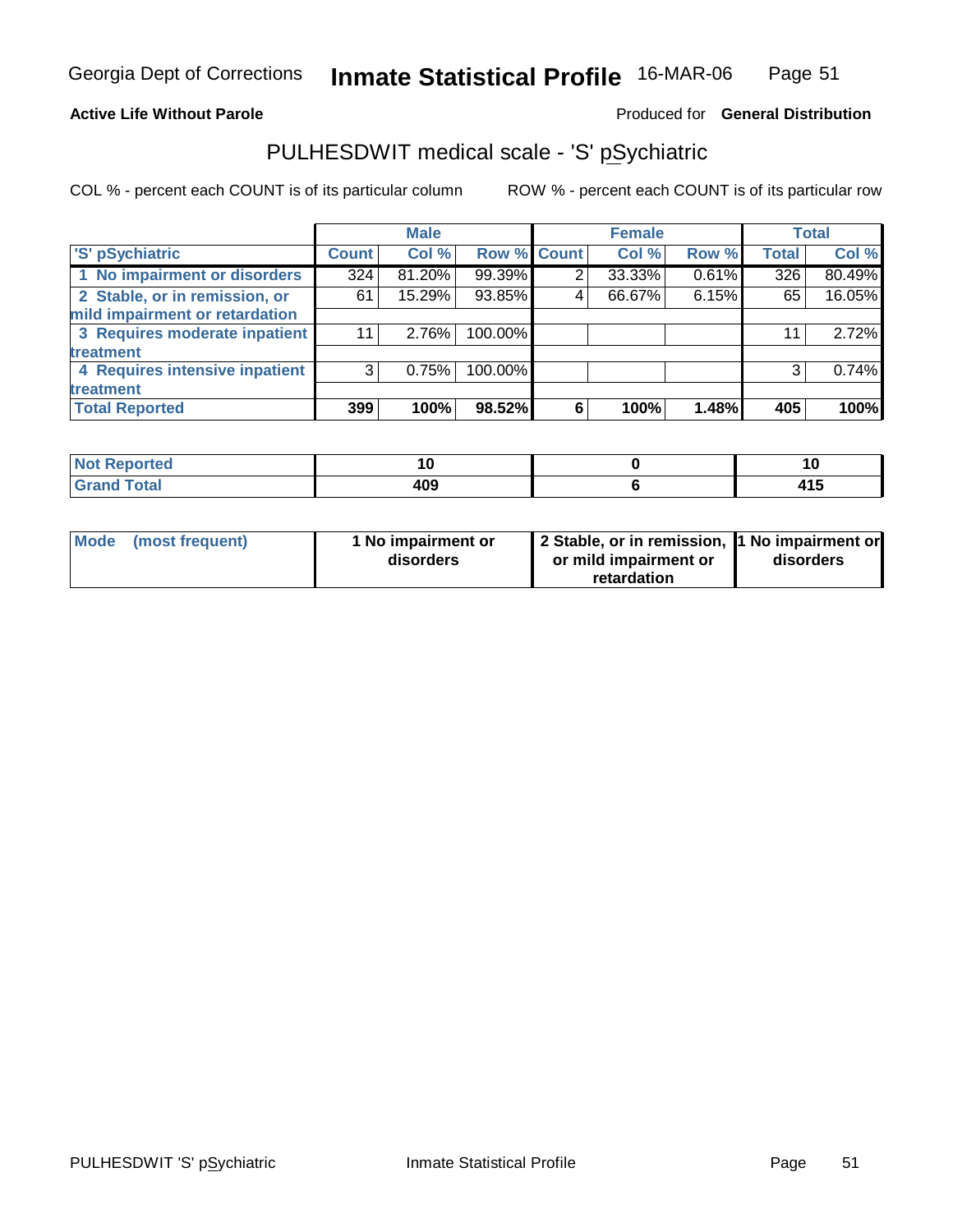**Active Life Without Parole**

Produced for **General Distribution**

## PULHESDWIT medical scale - 'S' pSychiatric

COL % - percent each COUNT is of its particular column

ROW % - percent each COUNT is of its particular row

| | Male | | | Female | | | Total | |
|---|---|---|---|---|---|---|---|---|
| 'S' pSychiatric | Count | Col % | Row % | Count | Col % | Row % | Total | Col % |
| 1 No impairment or disorders | 324 | 81.20% | 99.39% | 2 | 33.33% | 0.61% | 326 | 80.49% |
| 2 Stable, or in remission, or mild impairment or retardation | 61 | 15.29% | 93.85% | 4 | 66.67% | 6.15% | 65 | 16.05% |
| 3 Requires moderate inpatient treatment | 11 | 2.76% | 100.00% | | | | 11 | 2.72% |
| 4 Requires intensive inpatient treatment | 3 | 0.75% | 100.00% | | | | 3 | 0.74% |
| **Total Reported** | **399** | **100%** | **98.52%** | **6** | **100%** | **1.48%** | **405** | **100%** |

| | Male | Female | Total |
|---|---|---|---|
| Not Reported | 10 | 0 | 10 |
| Grand Total | 409 | 6 | 415 |

| | Male | Female | Total |
|---|---|---|---|
| Mode (most frequent) | 1 No impairment or disorders | 2 Stable, or in remission, or mild impairment or retardation | 1 No impairment or disorders |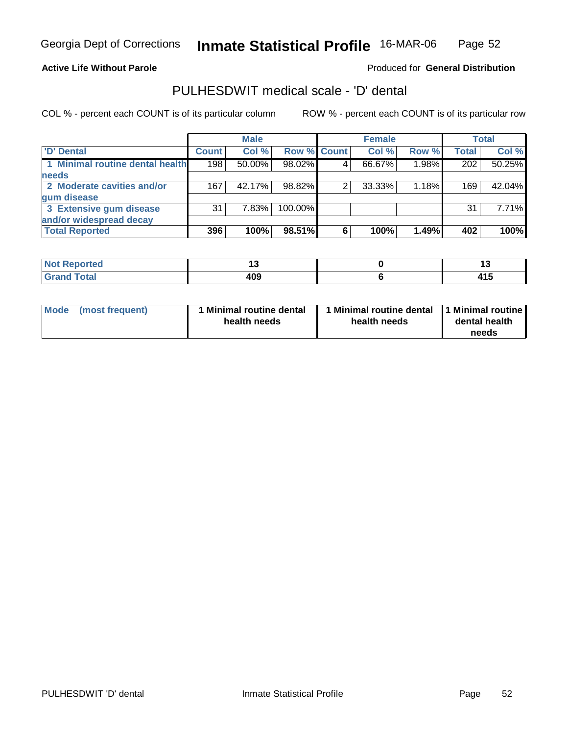Georgia Dept of Corrections **Inmate Statistical Profile** 16-MAR-06

**Active Life Without Parole**

Produced for **General Distribution**

## PULHESDWIT medical scale - 'D' dental

COL % - percent each COUNT is of its particular column

ROW % - percent each COUNT is of its particular row

| | Male | | | Female | | | Total | |
|---|---|---|---|---|---|---|---|---|
| 'D' Dental | Count | Col % | Row % | Count | Col % | Row % | Total | Col % |
| 1 Minimal routine dental health needs | 198 | 50.00% | 98.02% | 4 | 66.67% | 1.98% | 202 | 50.25% |
| 2 Moderate cavities and/or gum disease | 167 | 42.17% | 98.82% | 2 | 33.33% | 1.18% | 169 | 42.04% |
| 3 Extensive gum disease and/or widespread decay | 31 | 7.83% | 100.00% | | | | 31 | 7.71% |
| **Total Reported** | **396** | **100%** | **98.51%** | **6** | **100%** | **1.49%** | **402** | **100%** |

| | Male | Female | Total |
|---|---|---|---|
| Not Reported | 13 | 0 | 13 |
| Grand Total | 409 | 6 | 415 |

| | Male | Female | Total |
|---|---|---|---|
| Mode (most frequent) | 1 Minimal routine dental health needs | 1 Minimal routine dental health needs | 1 Minimal routine dental health needs |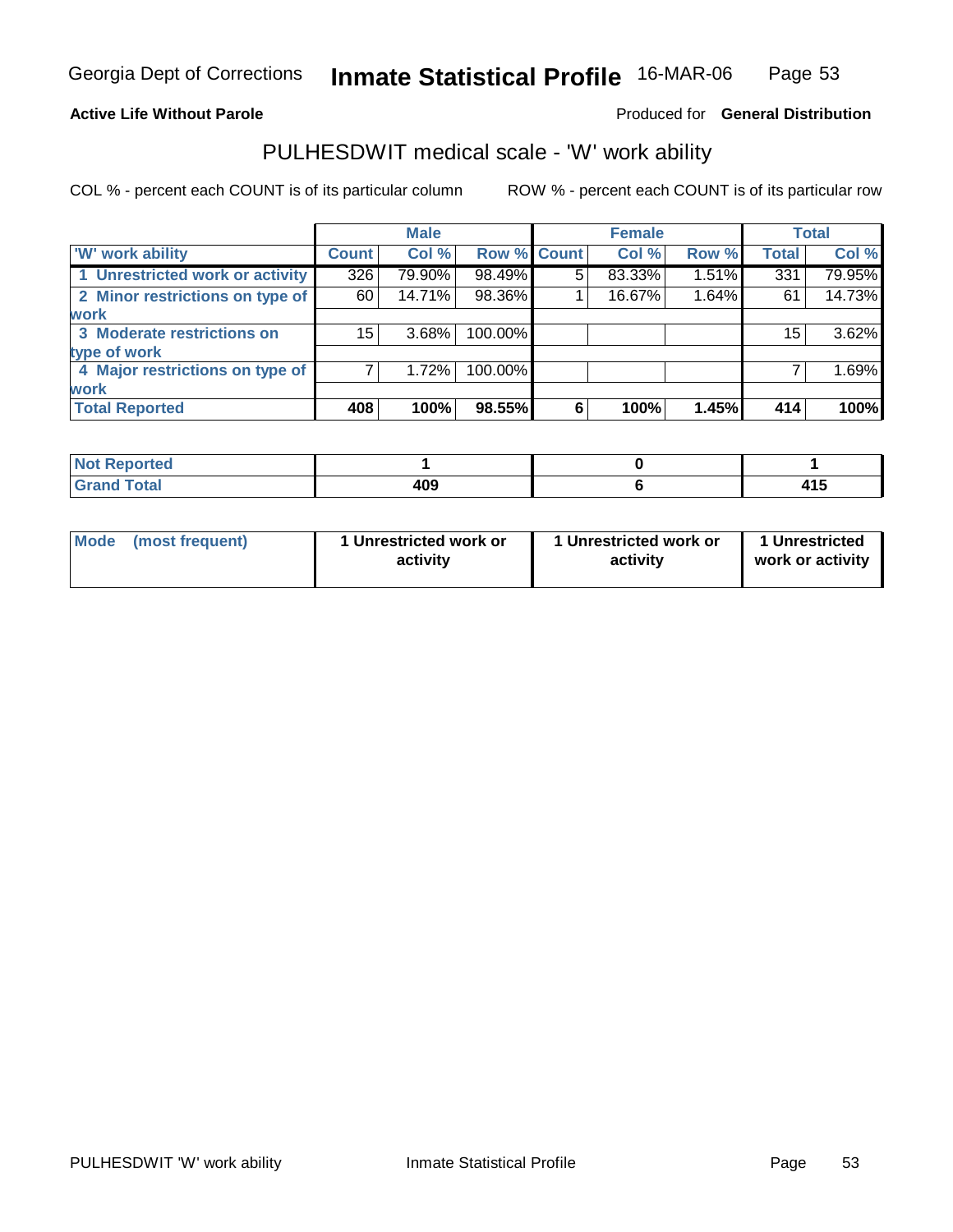Georgia Dept of Corrections **Inmate Statistical Profile** 16-MAR-06

**Active Life Without Parole**

Produced for **General Distribution**

## PULHESDWIT medical scale - 'W' work ability

COL % - percent each COUNT is of its particular column

ROW % - percent each COUNT is of its particular row

| | Male | | | Female | | | Total | |
|---|---|---|---|---|---|---|---|---|
| 'W' work ability | Count | Col % | Row % | Count | Col % | Row % | Total | Col % |
| 1 Unrestricted work or activity | 326 | 79.90% | 98.49% | 5 | 83.33% | 1.51% | 331 | 79.95% |
| 2 Minor restrictions on type of work | 60 | 14.71% | 98.36% | 1 | 16.67% | 1.64% | 61 | 14.73% |
| 3 Moderate restrictions on type of work | 15 | 3.68% | 100.00% | | | | 15 | 3.62% |
| 4 Major restrictions on type of work | 7 | 1.72% | 100.00% | | | | 7 | 1.69% |
| **Total Reported** | **408** | **100%** | **98.55%** | **6** | **100%** | **1.45%** | **414** | **100%** |

| | Male | Female | Total |
|---|---|---|---|
| Not Reported | 1 | 0 | 1 |
| Grand Total | 409 | 6 | 415 |

| | Male | Female | Total |
|---|---|---|---|
| Mode (most frequent) | 1 Unrestricted work or activity | 1 Unrestricted work or activity | 1 Unrestricted work or activity |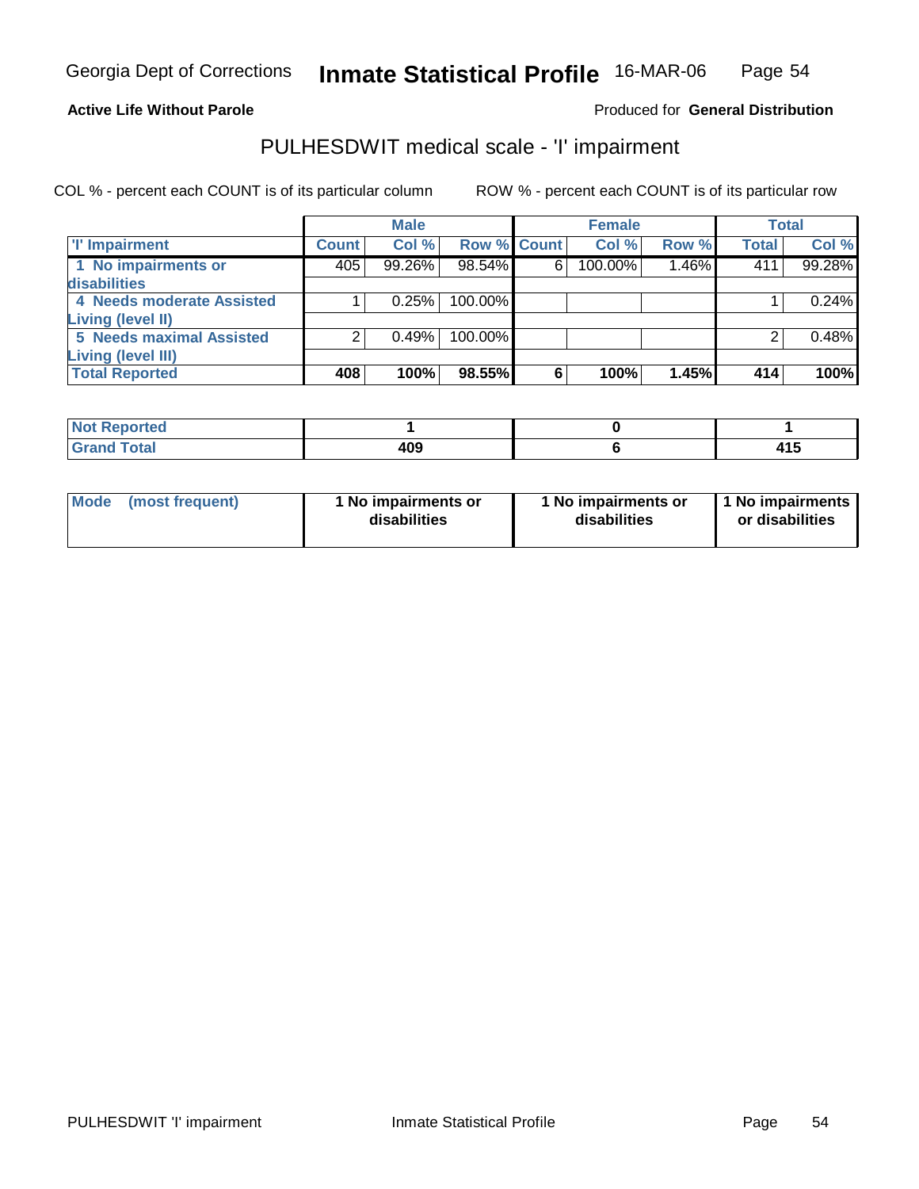Georgia Dept of Corrections **Inmate Statistical Profile** 16-MAR-06

**Active Life Without Parole**

Produced for **General Distribution**

## PULHESDWIT medical scale - 'I' impairment

COL % - percent each COUNT is of its particular column

ROW % - percent each COUNT is of its particular row

| | Male | | | Female | | | Total | |
|---|---|---|---|---|---|---|---|---|
| 'I' Impairment | Count | Col % | Row % | Count | Col % | Row % | Total | Col % |
| 1 No impairments or disabilities | 405 | 99.26% | 98.54% | 6 | 100.00% | 1.46% | 411 | 99.28% |
| 4 Needs moderate Assisted Living (level II) | 1 | 0.25% | 100.00% | | | | 1 | 0.24% |
| 5 Needs maximal Assisted Living (level III) | 2 | 0.49% | 100.00% | | | | 2 | 0.48% |
| Total Reported | 408 | 100% | 98.55% | 6 | 100% | 1.45% | 414 | 100% |

| | Male | Female | Total |
|---|---|---|---|
| Not Reported | 1 | 0 | 1 |
| Grand Total | 409 | 6 | 415 |

| | Male | Female | Total |
|---|---|---|---|
| Mode (most frequent) | 1 No impairments or disabilities | 1 No impairments or disabilities | 1 No impairments or disabilities |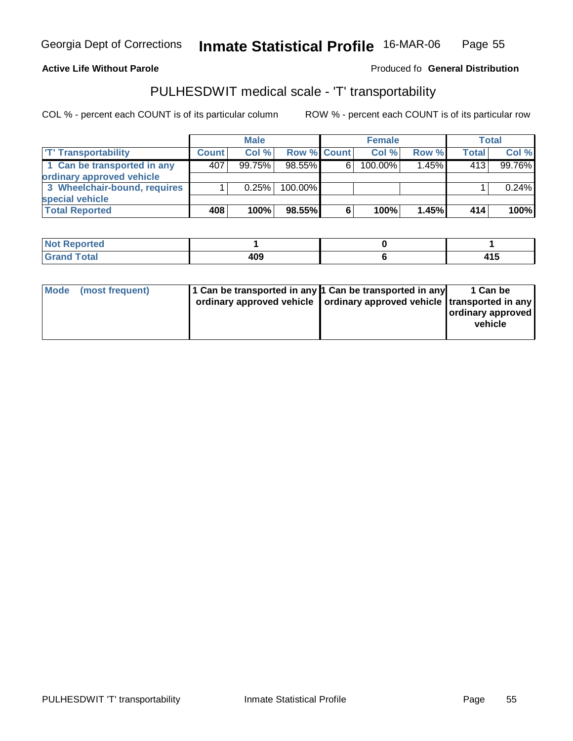**Active Life Without Parole**

Produced fo **General Distribution**

## PULHESDWIT medical scale - 'T' transportability

COL % - percent each COUNT is of its particular column

ROW % - percent each COUNT is of its particular row

| | Male | | | Female | | | Total | |
|---|---|---|---|---|---|---|---|---|
| 'T' Transportability | Count | Col % | Row % | Count | Col % | Row % | Total | Col % |
| 1 Can be transported in any ordinary approved vehicle | 407 | 99.75% | 98.55% | 6 | 100.00% | 1.45% | 413 | 99.76% |
| 3 Wheelchair-bound, requires special vehicle | 1 | 0.25% | 100.00% | | | | 1 | 0.24% |
| **Total Reported** | **408** | **100%** | **98.55%** | **6** | **100%** | **1.45%** | **414** | **100%** |

| | Male | Female | Total |
|---|---|---|---|
| Not Reported | 1 | 0 | 1 |
| Grand Total | 409 | 6 | 415 |

| | Male | Female | Total |
|---|---|---|---|
| Mode (most frequent) | 1 Can be transported in any ordinary approved vehicle | 1 Can be transported in any ordinary approved vehicle | 1 Can be transported in any ordinary approved vehicle |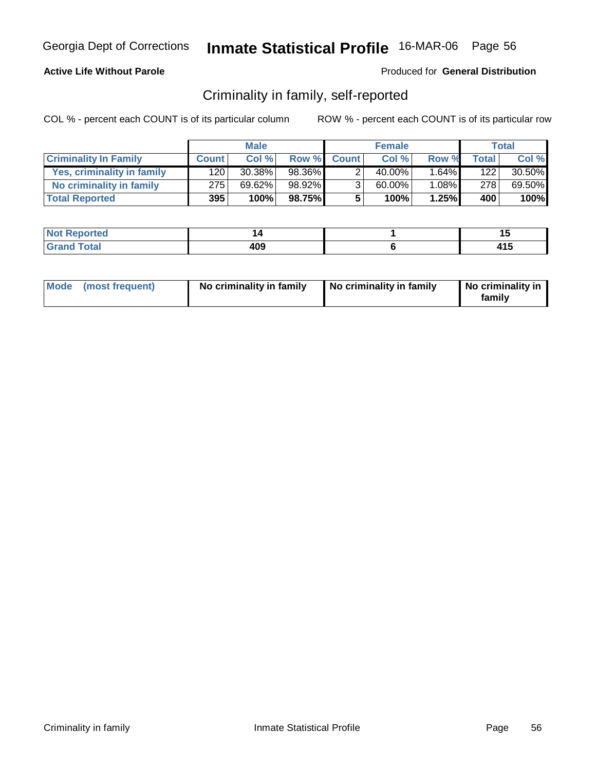Georgia Dept of Corrections **Inmate Statistical Profile** 16-MAR-06

**Active Life Without Parole**

Produced for **General Distribution**

## Criminality in family, self-reported

COL % - percent each COUNT is of its particular column    ROW % - percent each COUNT is of its particular row

| | Male | | | Female | | | Total | |
|---|---|---|---|---|---|---|---|---|
| **Criminality In Family** | **Count** | **Col %** | **Row %** | **Count** | **Col %** | **Row %** | **Total** | **Col %** |
| **Yes, criminality in family** | 120 | 30.38% | 98.36% | 2 | 40.00% | 1.64% | 122 | 30.50% |
| **No criminality in family** | 275 | 69.62% | 98.92% | 3 | 60.00% | 1.08% | 278 | 69.50% |
| **Total Reported** | **395** | **100%** | **98.75%** | **5** | **100%** | **1.25%** | **400** | **100%** |

| | Male | Female | Total |
|---|---|---|---|
| **Not Reported** | **14** | **1** | **15** |
| **Grand Total** | **409** | **6** | **415** |

| | Male | Female | Total |
|---|---|---|---|
| **Mode (most frequent)** | **No criminality in family** | **No criminality in family** | **No criminality in family** |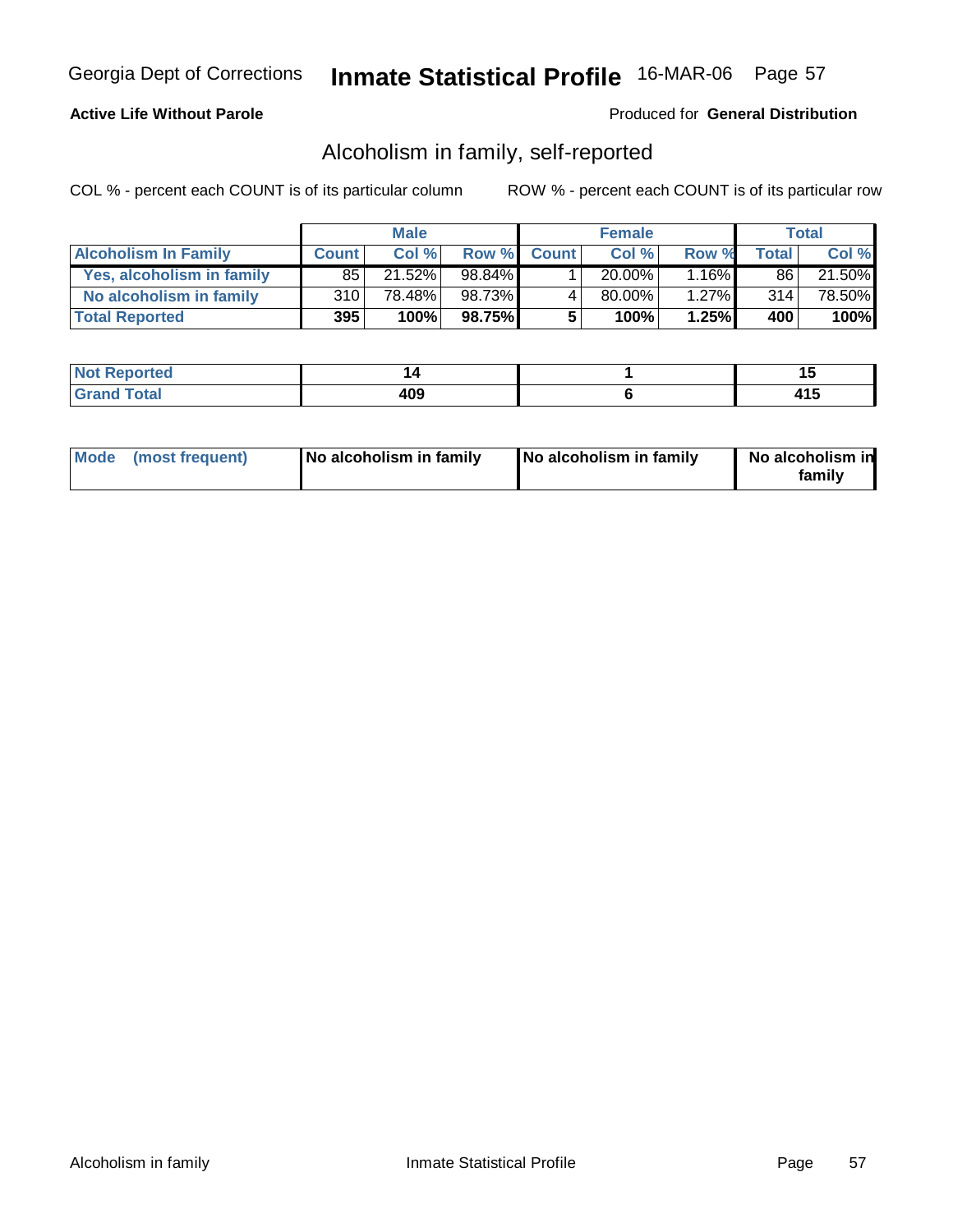**Active Life Without Parole**

Produced for **General Distribution**

## Alcoholism in family, self-reported

COL % - percent each COUNT is of its particular column

ROW % - percent each COUNT is of its particular row

| | Male | | | Female | | | Total | |
|---|---|---|---|---|---|---|---|---|
| **Alcoholism In Family** | **Count** | **Col %** | **Row %** | **Count** | **Col %** | **Row %** | **Total** | **Col %** |
| **Yes, alcoholism in family** | 85 | 21.52% | 98.84% | 1 | 20.00% | 1.16% | 86 | 21.50% |
| **No alcoholism in family** | 310 | 78.48% | 98.73% | 4 | 80.00% | 1.27% | 314 | 78.50% |
| **Total Reported** | **395** | **100%** | **98.75%** | **5** | **100%** | **1.25%** | **400** | **100%** |

| | Male | Female | Total |
|---|---|---|---|
| **Not Reported** | **14** | **1** | **15** |
| **Grand Total** | **409** | **6** | **415** |

| | Male | Female | Total |
|---|---|---|---|
| **Mode (most frequent)** | **No alcoholism in family** | **No alcoholism in family** | **No alcoholism in family** |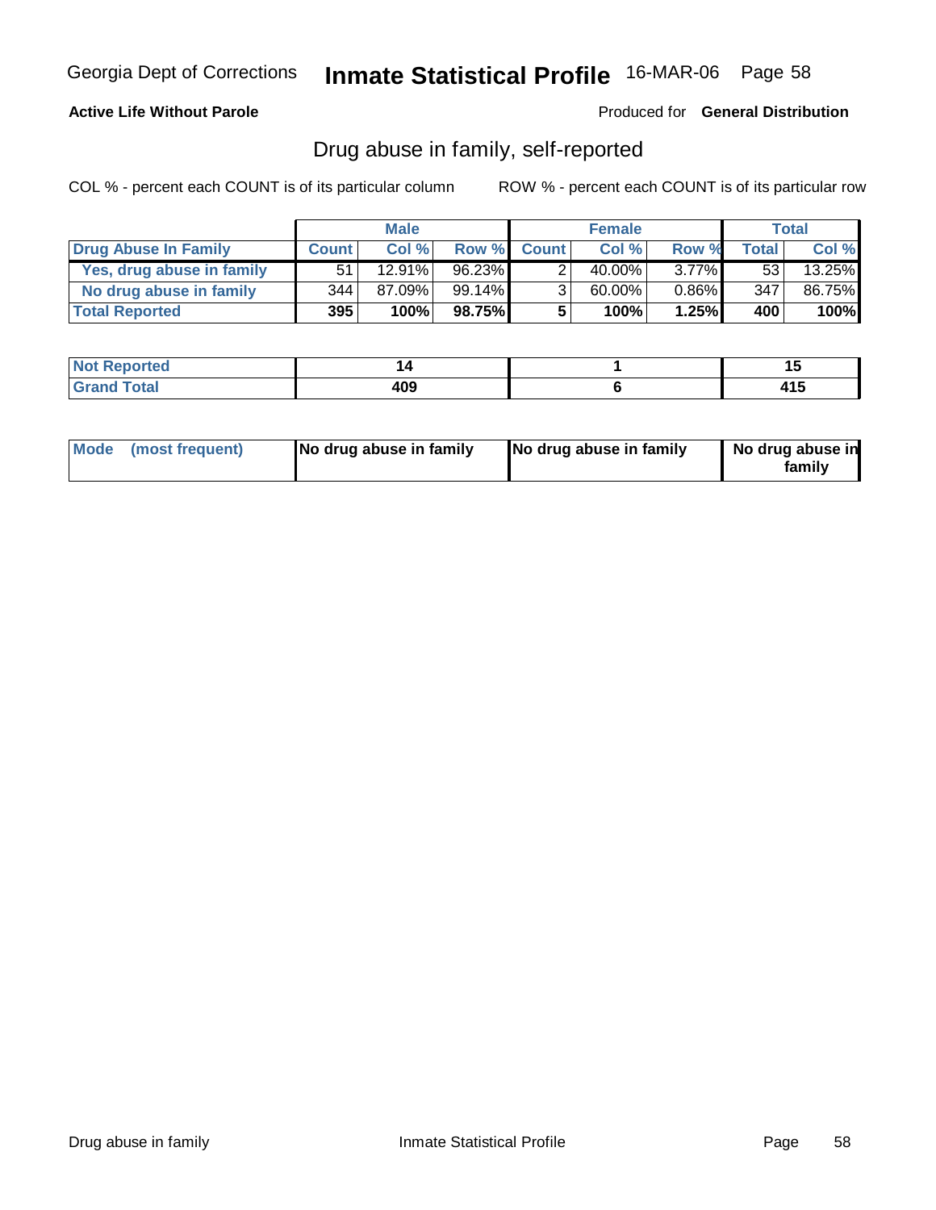Georgia Dept of Corrections **Inmate Statistical Profile** 16-MAR-06

**Active Life Without Parole**

Produced for **General Distribution**

## Drug abuse in family, self-reported

COL % - percent each COUNT is of its particular column

ROW % - percent each COUNT is of its particular row

| | Male | | | Female | | | Total | |
|---|---|---|---|---|---|---|---|---|
| **Drug Abuse In Family** | **Count** | **Col %** | **Row %** | **Count** | **Col %** | **Row %** | **Total** | **Col %** |
| **Yes, drug abuse in family** | 51 | 12.91% | 96.23% | 2 | 40.00% | 3.77% | 53 | 13.25% |
| **No drug abuse in family** | 344 | 87.09% | 99.14% | 3 | 60.00% | 0.86% | 347 | 86.75% |
| **Total Reported** | **395** | **100%** | **98.75%** | **5** | **100%** | **1.25%** | **400** | **100%** |

| | Male | Female | Total |
|---|---|---|---|
| **Not Reported** | **14** | **1** | **15** |
| **Grand Total** | **409** | **6** | **415** |

| | Male | Female | Total |
|---|---|---|---|
| **Mode (most frequent)** | **No drug abuse in family** | **No drug abuse in family** | **No drug abuse in family** |

Drug abuse in family Inmate Statistical Profile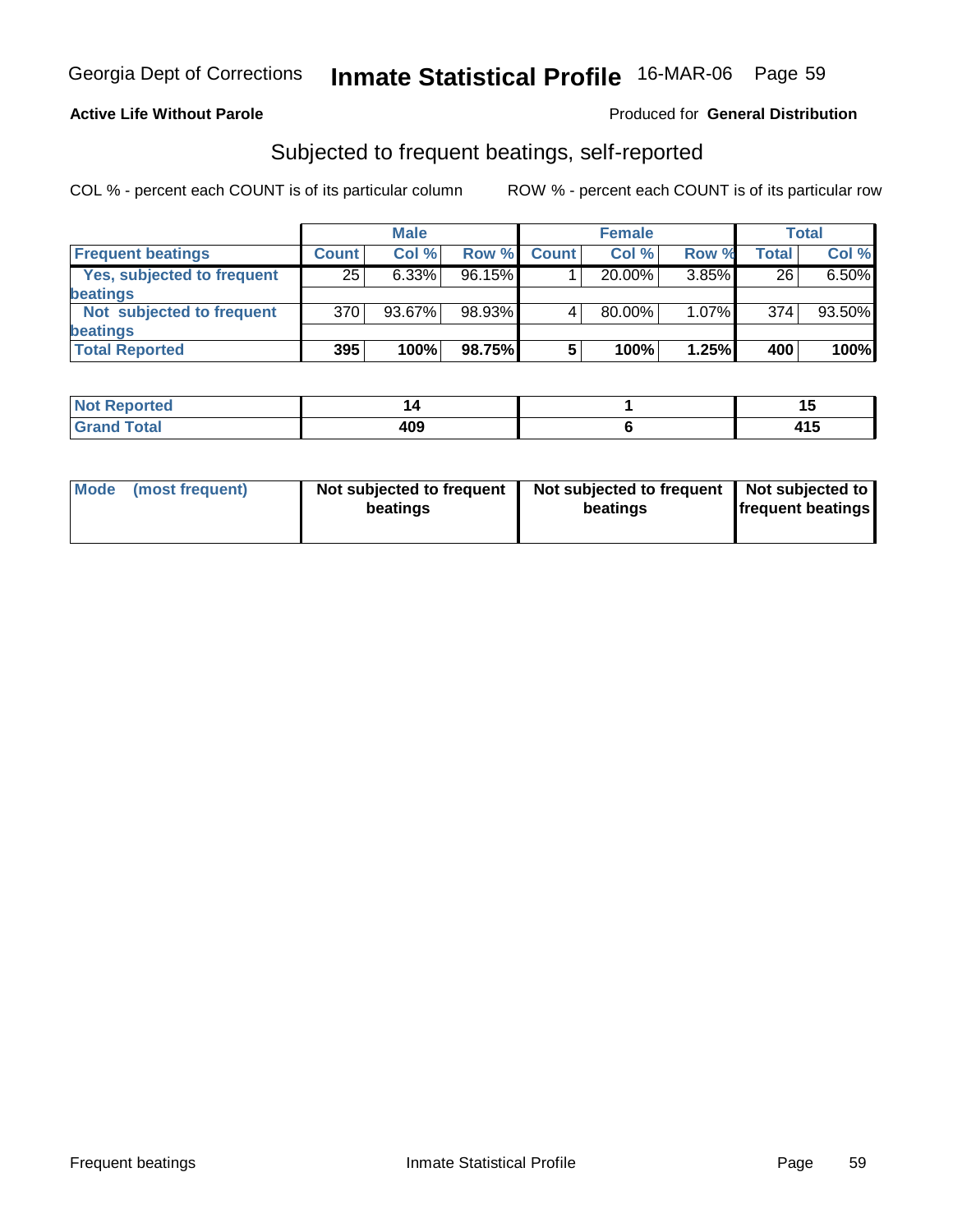Georgia Dept of Corrections **Inmate Statistical Profile** 16-MAR-06

**Active Life Without Parole**

Produced for **General Distribution**

## Subjected to frequent beatings, self-reported

COL % - percent each COUNT is of its particular column ROW % - percent each COUNT is of its particular row

| | Male | | | Female | | | Total | |
|---|---|---|---|---|---|---|---|---|
| Frequent beatings | Count | Col % | Row % | Count | Col % | Row % | Total | Col % |
| Yes, subjected to frequent beatings | 25 | 6.33% | 96.15% | 1 | 20.00% | 3.85% | 26 | 6.50% |
| Not subjected to frequent beatings | 370 | 93.67% | 98.93% | 4 | 80.00% | 1.07% | 374 | 93.50% |
| Total Reported | 395 | 100% | 98.75% | 5 | 100% | 1.25% | 400 | 100% |

| | Male | Female | Total |
|---|---|---|---|
| Not Reported | 14 | 1 | 15 |
| Grand Total | 409 | 6 | 415 |

| | Male | Female | Total |
|---|---|---|---|
| Mode (most frequent) | Not subjected to frequent beatings | Not subjected to frequent beatings | Not subjected to frequent beatings |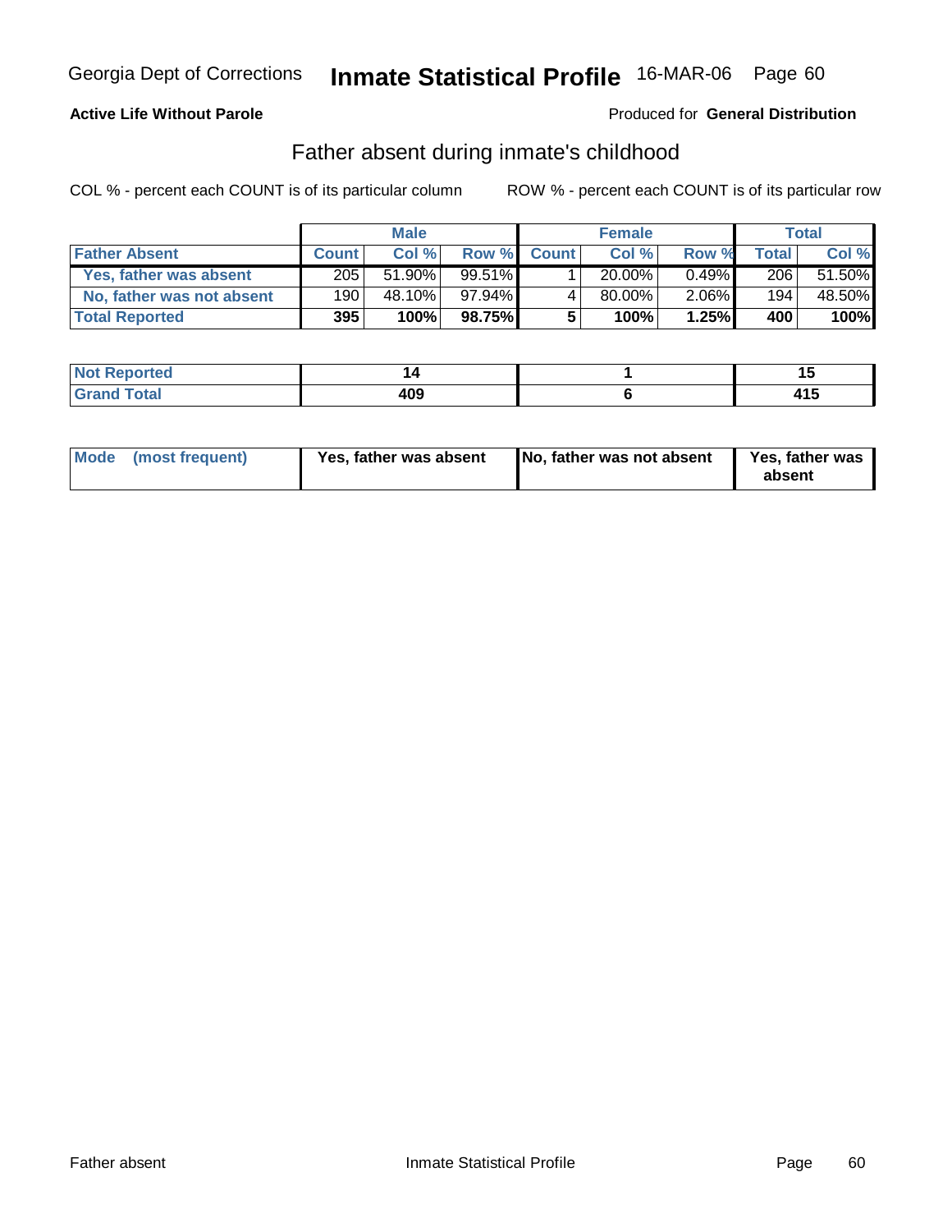Georgia Dept of Corrections **Inmate Statistical Profile** 16-MAR-06

**Active Life Without Parole**

Produced for **General Distribution**

## Father absent during inmate's childhood

COL % - percent each COUNT is of its particular column ROW % - percent each COUNT is of its particular row

| | Male | | | Female | | | Total | |
|---|---|---|---|---|---|---|---|---|
| **Father Absent** | **Count** | **Col %** | **Row %** | **Count** | **Col %** | **Row %** | **Total** | **Col %** |
| Yes, father was absent | 205 | 51.90% | 99.51% | 1 | 20.00% | 0.49% | 206 | 51.50% |
| No, father was not absent | 190 | 48.10% | 97.94% | 4 | 80.00% | 2.06% | 194 | 48.50% |
| **Total Reported** | **395** | **100%** | **98.75%** | **5** | **100%** | **1.25%** | **400** | **100%** |

| | Male | Female | Total |
|---|---|---|---|
| **Not Reported** | **14** | **1** | **15** |
| **Grand Total** | **409** | **6** | **415** |

| | Male | Female | Total |
|---|---|---|---|
| **Mode (most frequent)** | **Yes, father was absent** | **No, father was not absent** | **Yes, father was absent** |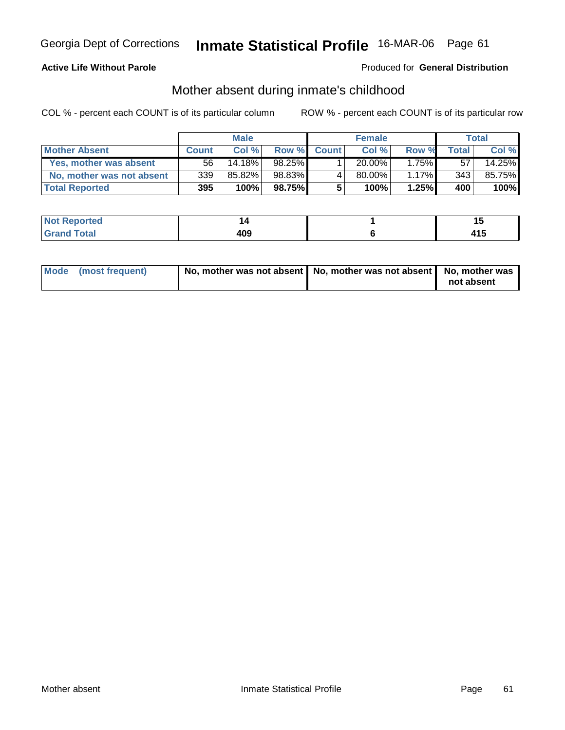**Active Life Without Parole** Produced for **General Distribution**

## Mother absent during inmate's childhood

COL % - percent each COUNT is of its particular column ROW % - percent each COUNT is of its particular row

| | Male | | | Female | | | Total | |
|---|---|---|---|---|---|---|---|---|
| **Mother Absent** | **Count** | **Col %** | **Row %** | **Count** | **Col %** | **Row %** | **Total** | **Col %** |
| **Yes, mother was absent** | 56 | 14.18% | 98.25% | 1 | 20.00% | 1.75% | 57 | 14.25% |
| **No, mother was not absent** | 339 | 85.82% | 98.83% | 4 | 80.00% | 1.17% | 343 | 85.75% |
| **Total Reported** | **395** | **100%** | **98.75%** | **5** | **100%** | **1.25%** | **400** | **100%** |

| | Male | Female | Total |
|---|---|---|---|
| **Not Reported** | **14** | **1** | **15** |
| **Grand Total** | **409** | **6** | **415** |

| | Male | Female | Total |
|---|---|---|---|
| **Mode (most frequent)** | **No, mother was not absent** | **No, mother was not absent** | **No, mother was not absent** |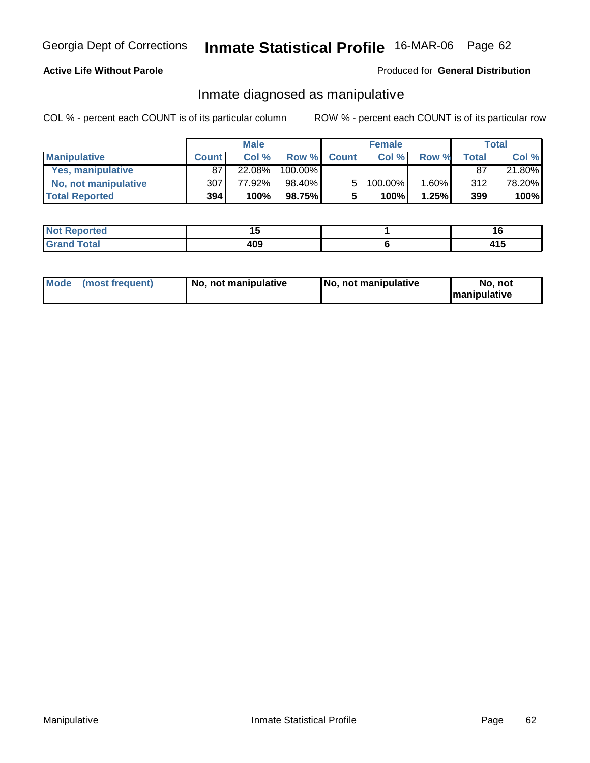Georgia Dept of Corrections **Inmate Statistical Profile** 16-MAR-06

**Active Life Without Parole**

Produced for **General Distribution**

## Inmate diagnosed as manipulative

COL % - percent each COUNT is of its particular column

ROW % - percent each COUNT is of its particular row

| | Male | | | Female | | | Total | |
|---|---|---|---|---|---|---|---|---|
| **Manipulative** | **Count** | **Col %** | **Row %** | **Count** | **Col %** | **Row %** | **Total** | **Col %** |
| **Yes, manipulative** | 87 | 22.08% | 100.00% | | | | 87 | 21.80% |
| **No, not manipulative** | 307 | 77.92% | 98.40% | 5 | 100.00% | 1.60% | 312 | 78.20% |
| **Total Reported** | **394** | **100%** | **98.75%** | **5** | **100%** | **1.25%** | **399** | **100%** |

| | Male | Female | Total |
|---|---|---|---|
| **Not Reported** | **15** | **1** | **16** |
| **Grand Total** | **409** | **6** | **415** |

| | Male | Female | Total |
|---|---|---|---|
| **Mode (most frequent)** | **No, not manipulative** | **No, not manipulative** | **No, not manipulative** |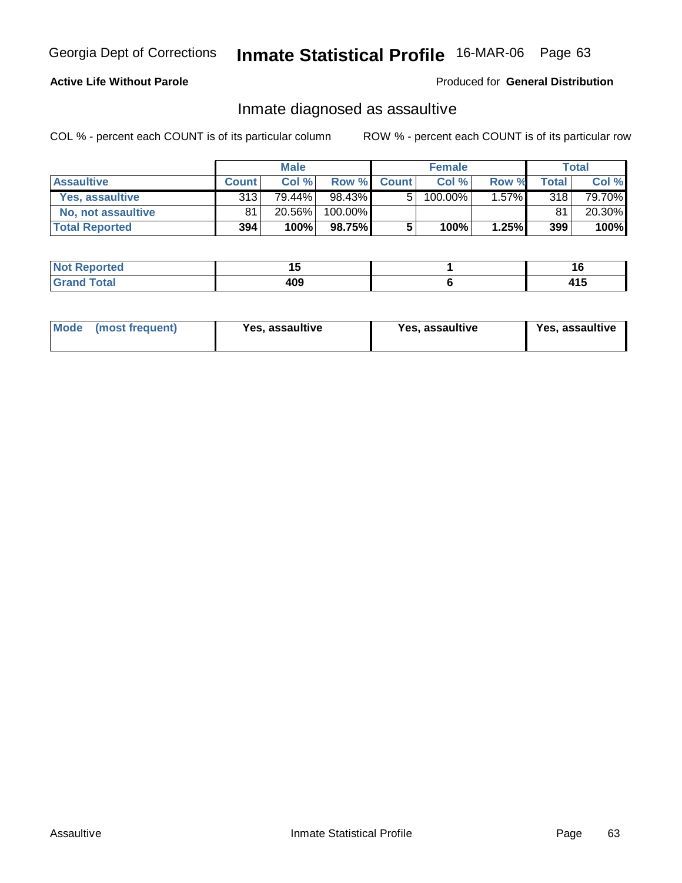Georgia Dept of Corrections **Inmate Statistical Profile** 16-MAR-06

**Active Life Without Parole**

Produced for **General Distribution**

## Inmate diagnosed as assaultive

COL % - percent each COUNT is of its particular column

ROW % - percent each COUNT is of its particular row

| | Male | | | Female | | | Total | |
|---|---|---|---|---|---|---|---|---|
| **Assaultive** | **Count** | **Col %** | **Row %** | **Count** | **Col %** | **Row %** | **Total** | **Col %** |
| **Yes, assaultive** | 313 | 79.44% | 98.43% | 5 | 100.00% | 1.57% | 318 | 79.70% |
| **No, not assaultive** | 81 | 20.56% | 100.00% | | | | 81 | 20.30% |
| **Total Reported** | **394** | **100%** | **98.75%** | **5** | **100%** | **1.25%** | **399** | **100%** |

| | Male | Female | Total |
|---|---|---|---|
| **Not Reported** | **15** | **1** | **16** |
| **Grand Total** | **409** | **6** | **415** |

| | Male | Female | Total |
|---|---|---|---|
| **Mode (most frequent)** | **Yes, assaultive** | **Yes, assaultive** | **Yes, assaultive** |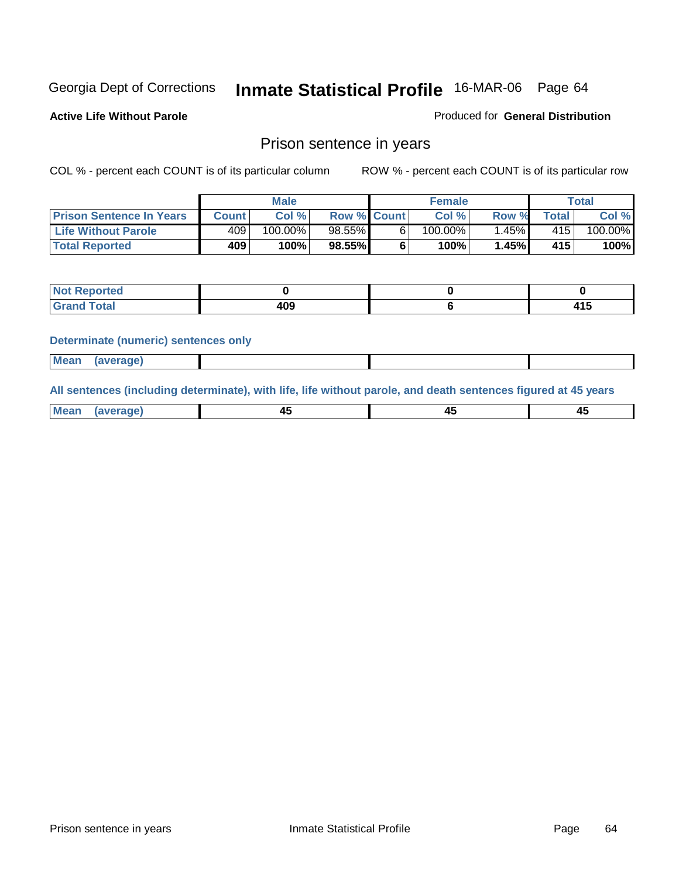Georgia Dept of Corrections **Inmate Statistical Profile** 16-MAR-06

**Active Life Without Parole**

Produced for **General Distribution**

## Prison sentence in years

COL % - percent each COUNT is of its particular column

ROW % - percent each COUNT is of its particular row

| | Male | | | Female | | | Total | |
|---|---|---|---|---|---|---|---|---|
| **Prison Sentence In Years** | **Count** | **Col %** | **Row %** | **Count** | **Col %** | **Row %** | **Total** | **Col %** |
| **Life Without Parole** | 409 | 100.00% | 98.55% | 6 | 100.00% | 1.45% | 415 | 100.00% |
| **Total Reported** | **409** | **100%** | **98.55%** | **6** | **100%** | **1.45%** | **415** | **100%** |

| | Male | Female | Total |
|---|---|---|---|
| **Not Reported** | **0** | **0** | **0** |
| **Grand Total** | **409** | **6** | **415** |

**Determinate (numeric) sentences only**

| | Male | Female | Total |
|---|---|---|---|
| **Mean (average)** | | | |

**All sentences (including determinate), with life, life without parole, and death sentences figured at 45 years**

| | Male | Female | Total |
|---|---|---|---|
| **Mean (average)** | **45** | **45** | **45** |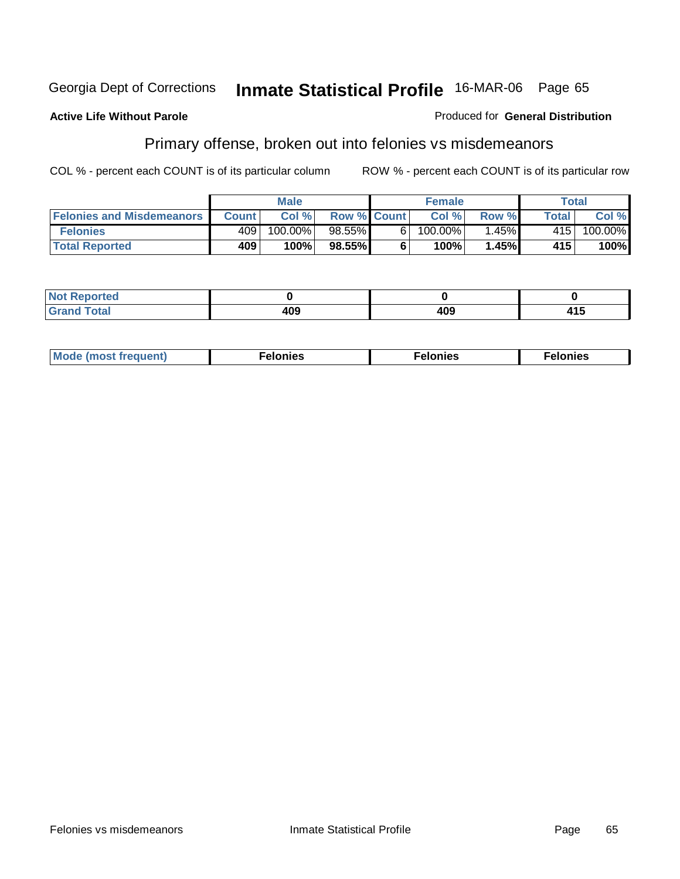Georgia Dept of Corrections **Inmate Statistical Profile** 16-MAR-06 Page 65

**Active Life Without Parole**

Produced for **General Distribution**

## Primary offense, broken out into felonies vs misdemeanors

COL % - percent each COUNT is of its particular column

ROW % - percent each COUNT is of its particular row

| | Male | | | Female | | | Total | |
|---|---|---|---|---|---|---|---|---|
| **Felonies and Misdemeanors** | **Count** | **Col %** | **Row %** | **Count** | **Col %** | **Row %** | **Total** | **Col %** |
| **Felonies** | 409 | 100.00% | 98.55% | 6 | 100.00% | 1.45% | 415 | 100.00% |
| **Total Reported** | **409** | **100%** | **98.55%** | **6** | **100%** | **1.45%** | **415** | **100%** |

| | | | |
|---|---|---|---|
| **Not Reported** | **0** | **0** | **0** |
| **Grand Total** | **409** | **409** | **415** |

| | | | |
|---|---|---|---|
| **Mode (most frequent)** | **Felonies** | **Felonies** | **Felonies** |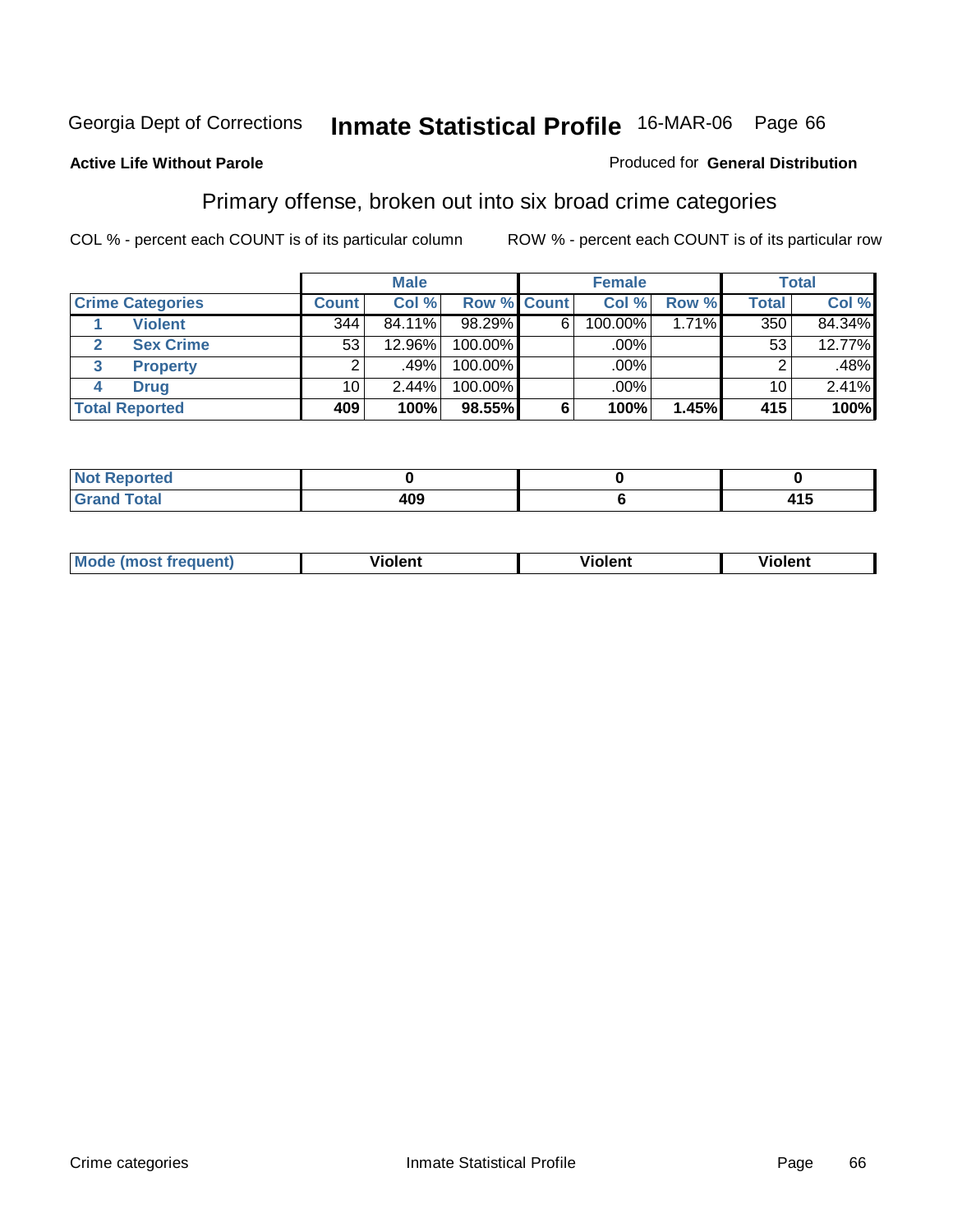Georgia Dept of Corrections **Inmate Statistical Profile** 16-MAR-06

**Active Life Without Parole**

Produced for **General Distribution**

## Primary offense, broken out into six broad crime categories

COL % - percent each COUNT is of its particular column

ROW % - percent each COUNT is of its particular row

| Crime Categories | | Male | | | Female | | | Total | |
|---|---|---|---|---|---|---|---|---|---|
| | | Count | Col % | Row % | Count | Col % | Row % | Total | Col % |
| 1 | Violent | 344 | 84.11% | 98.29% | 6 | 100.00% | 1.71% | 350 | 84.34% |
| 2 | Sex Crime | 53 | 12.96% | 100.00% | | .00% | | 53 | 12.77% |
| 3 | Property | 2 | .49% | 100.00% | | .00% | | 2 | .48% |
| 4 | Drug | 10 | 2.44% | 100.00% | | .00% | | 10 | 2.41% |
| **Total Reported** | | **409** | **100%** | **98.55%** | **6** | **100%** | **1.45%** | **415** | **100%** |

| | Male | Female | Total |
|---|---|---|---|
| Not Reported | 0 | 0 | 0 |
| Grand Total | 409 | 6 | 415 |

| | Male | Female | Total |
|---|---|---|---|
| Mode (most frequent) | Violent | Violent | Violent |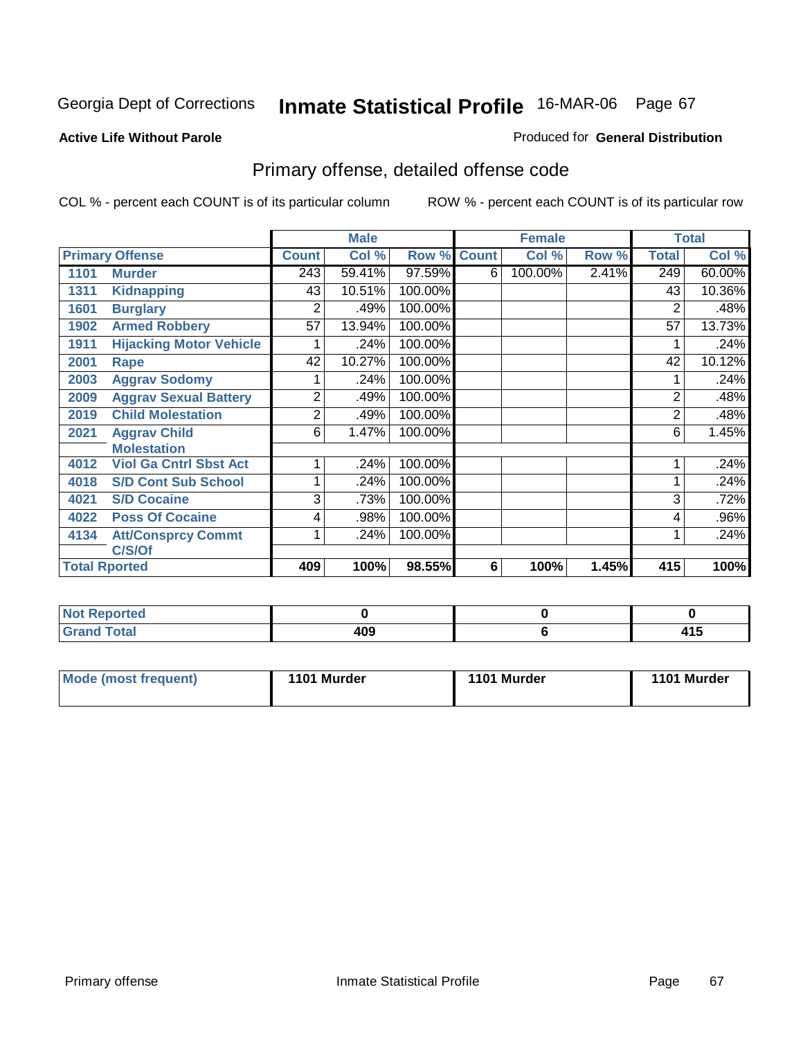Georgia Dept of Corrections **Inmate Statistical Profile** 16-MAR-06

**Active Life Without Parole**

Produced for **General Distribution**

## Primary offense, detailed offense code

COL % - percent each COUNT is of its particular column

ROW % - percent each COUNT is of its particular row

| Primary Offense | | Male | | | Female | | | Total | |
|---|---|---|---|---|---|---|---|---|---|
| | | Count | Col % | Row % | Count | Col % | Row % | Total | Col % |
| 1101 | Murder | 243 | 59.41% | 97.59% | 6 | 100.00% | 2.41% | 249 | 60.00% |
| 1311 | Kidnapping | 43 | 10.51% | 100.00% | | | | 43 | 10.36% |
| 1601 | Burglary | 2 | .49% | 100.00% | | | | 2 | .48% |
| 1902 | Armed Robbery | 57 | 13.94% | 100.00% | | | | 57 | 13.73% |
| 1911 | Hijacking Motor Vehicle | 1 | .24% | 100.00% | | | | 1 | .24% |
| 2001 | Rape | 42 | 10.27% | 100.00% | | | | 42 | 10.12% |
| 2003 | Aggrav Sodomy | 1 | .24% | 100.00% | | | | 1 | .24% |
| 2009 | Aggrav Sexual Battery | 2 | .49% | 100.00% | | | | 2 | .48% |
| 2019 | Child Molestation | 2 | .49% | 100.00% | | | | 2 | .48% |
| 2021 | Aggrav Child Molestation | 6 | 1.47% | 100.00% | | | | 6 | 1.45% |
| 4012 | Viol Ga Cntrl Sbst Act | 1 | .24% | 100.00% | | | | 1 | .24% |
| 4018 | S/D Cont Sub School | 1 | .24% | 100.00% | | | | 1 | .24% |
| 4021 | S/D Cocaine | 3 | .73% | 100.00% | | | | 3 | .72% |
| 4022 | Poss Of Cocaine | 4 | .98% | 100.00% | | | | 4 | .96% |
| 4134 | Att/Consprcy Commt C/S/Of | 1 | .24% | 100.00% | | | | 1 | .24% |
| **Total Rported** | | **409** | **100%** | **98.55%** | **6** | **100%** | **1.45%** | **415** | **100%** |

| | Male | Female | Total |
|---|---|---|---|
| Not Reported | 0 | 0 | 0 |
| Grand Total | 409 | 6 | 415 |

| | Male | Female | Total |
|---|---|---|---|
| Mode (most frequent) | 1101 Murder | 1101 Murder | 1101 Murder |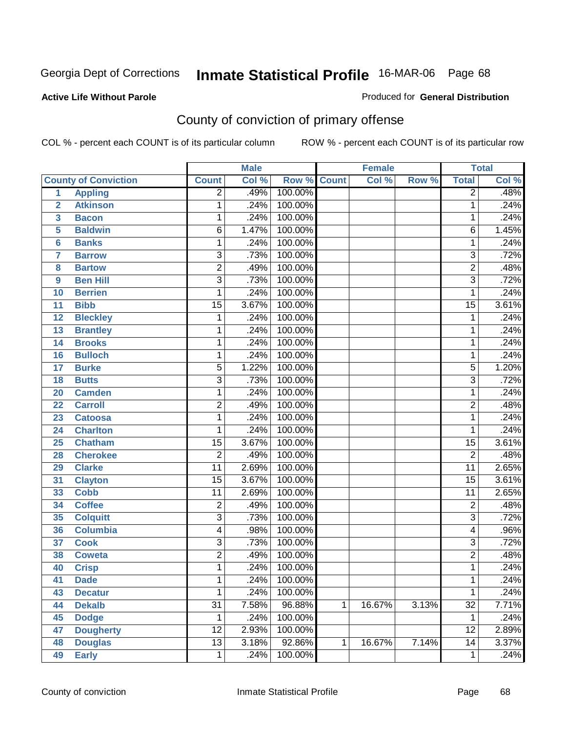Georgia Dept of Corrections **Inmate Statistical Profile** 16-MAR-06

**Active Life Without Parole**

Produced for **General Distribution**

## County of conviction of primary offense

COL % - percent each COUNT is of its particular column

ROW % - percent each COUNT is of its particular row

| County of Conviction | | Male | | | Female | | | Total | |
|---|---|---|---|---|---|---|---|---|---|
| | | Count | Col % | Row % | Count | Col % | Row % | Total | Col % |
| 1 | Appling | 2 | .49% | 100.00% | | | | 2 | .48% |
| 2 | Atkinson | 1 | .24% | 100.00% | | | | 1 | .24% |
| 3 | Bacon | 1 | .24% | 100.00% | | | | 1 | .24% |
| 5 | Baldwin | 6 | 1.47% | 100.00% | | | | 6 | 1.45% |
| 6 | Banks | 1 | .24% | 100.00% | | | | 1 | .24% |
| 7 | Barrow | 3 | .73% | 100.00% | | | | 3 | .72% |
| 8 | Bartow | 2 | .49% | 100.00% | | | | 2 | .48% |
| 9 | Ben Hill | 3 | .73% | 100.00% | | | | 3 | .72% |
| 10 | Berrien | 1 | .24% | 100.00% | | | | 1 | .24% |
| 11 | Bibb | 15 | 3.67% | 100.00% | | | | 15 | 3.61% |
| 12 | Bleckley | 1 | .24% | 100.00% | | | | 1 | .24% |
| 13 | Brantley | 1 | .24% | 100.00% | | | | 1 | .24% |
| 14 | Brooks | 1 | .24% | 100.00% | | | | 1 | .24% |
| 16 | Bulloch | 1 | .24% | 100.00% | | | | 1 | .24% |
| 17 | Burke | 5 | 1.22% | 100.00% | | | | 5 | 1.20% |
| 18 | Butts | 3 | .73% | 100.00% | | | | 3 | .72% |
| 20 | Camden | 1 | .24% | 100.00% | | | | 1 | .24% |
| 22 | Carroll | 2 | .49% | 100.00% | | | | 2 | .48% |
| 23 | Catoosa | 1 | .24% | 100.00% | | | | 1 | .24% |
| 24 | Charlton | 1 | .24% | 100.00% | | | | 1 | .24% |
| 25 | Chatham | 15 | 3.67% | 100.00% | | | | 15 | 3.61% |
| 28 | Cherokee | 2 | .49% | 100.00% | | | | 2 | .48% |
| 29 | Clarke | 11 | 2.69% | 100.00% | | | | 11 | 2.65% |
| 31 | Clayton | 15 | 3.67% | 100.00% | | | | 15 | 3.61% |
| 33 | Cobb | 11 | 2.69% | 100.00% | | | | 11 | 2.65% |
| 34 | Coffee | 2 | .49% | 100.00% | | | | 2 | .48% |
| 35 | Colquitt | 3 | .73% | 100.00% | | | | 3 | .72% |
| 36 | Columbia | 4 | .98% | 100.00% | | | | 4 | .96% |
| 37 | Cook | 3 | .73% | 100.00% | | | | 3 | .72% |
| 38 | Coweta | 2 | .49% | 100.00% | | | | 2 | .48% |
| 40 | Crisp | 1 | .24% | 100.00% | | | | 1 | .24% |
| 41 | Dade | 1 | .24% | 100.00% | | | | 1 | .24% |
| 43 | Decatur | 1 | .24% | 100.00% | | | | 1 | .24% |
| 44 | Dekalb | 31 | 7.58% | 96.88% | 1 | 16.67% | 3.13% | 32 | 7.71% |
| 45 | Dodge | 1 | .24% | 100.00% | | | | 1 | .24% |
| 47 | Dougherty | 12 | 2.93% | 100.00% | | | | 12 | 2.89% |
| 48 | Douglas | 13 | 3.18% | 92.86% | 1 | 16.67% | 7.14% | 14 | 3.37% |
| 49 | Early | 1 | .24% | 100.00% | | | | 1 | .24% |

County of conviction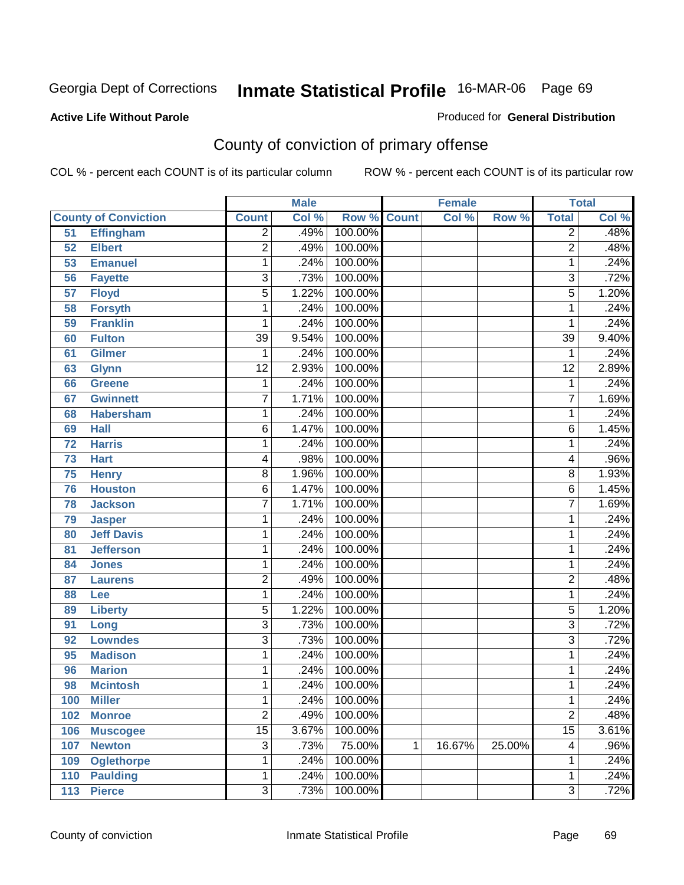Georgia Dept of Corrections **Inmate Statistical Profile** 16-MAR-06 Page 69

**Active Life Without Parole**

Produced for **General Distribution**

# County of conviction of primary offense

COL % - percent each COUNT is of its particular column

ROW % - percent each COUNT is of its particular row

| County of Conviction | | Male | | | Female | | | Total | |
|---|---|---|---|---|---|---|---|---|---|
| | | Count | Col % | Row % | Count | Col % | Row % | Total | Col % |
| 51 | Effingham | 2 | .49% | 100.00% | | | | 2 | .48% |
| 52 | Elbert | 2 | .49% | 100.00% | | | | 2 | .48% |
| 53 | Emanuel | 1 | .24% | 100.00% | | | | 1 | .24% |
| 56 | Fayette | 3 | .73% | 100.00% | | | | 3 | .72% |
| 57 | Floyd | 5 | 1.22% | 100.00% | | | | 5 | 1.20% |
| 58 | Forsyth | 1 | .24% | 100.00% | | | | 1 | .24% |
| 59 | Franklin | 1 | .24% | 100.00% | | | | 1 | .24% |
| 60 | Fulton | 39 | 9.54% | 100.00% | | | | 39 | 9.40% |
| 61 | Gilmer | 1 | .24% | 100.00% | | | | 1 | .24% |
| 63 | Glynn | 12 | 2.93% | 100.00% | | | | 12 | 2.89% |
| 66 | Greene | 1 | .24% | 100.00% | | | | 1 | .24% |
| 67 | Gwinnett | 7 | 1.71% | 100.00% | | | | 7 | 1.69% |
| 68 | Habersham | 1 | .24% | 100.00% | | | | 1 | .24% |
| 69 | Hall | 6 | 1.47% | 100.00% | | | | 6 | 1.45% |
| 72 | Harris | 1 | .24% | 100.00% | | | | 1 | .24% |
| 73 | Hart | 4 | .98% | 100.00% | | | | 4 | .96% |
| 75 | Henry | 8 | 1.96% | 100.00% | | | | 8 | 1.93% |
| 76 | Houston | 6 | 1.47% | 100.00% | | | | 6 | 1.45% |
| 78 | Jackson | 7 | 1.71% | 100.00% | | | | 7 | 1.69% |
| 79 | Jasper | 1 | .24% | 100.00% | | | | 1 | .24% |
| 80 | Jeff Davis | 1 | .24% | 100.00% | | | | 1 | .24% |
| 81 | Jefferson | 1 | .24% | 100.00% | | | | 1 | .24% |
| 84 | Jones | 1 | .24% | 100.00% | | | | 1 | .24% |
| 87 | Laurens | 2 | .49% | 100.00% | | | | 2 | .48% |
| 88 | Lee | 1 | .24% | 100.00% | | | | 1 | .24% |
| 89 | Liberty | 5 | 1.22% | 100.00% | | | | 5 | 1.20% |
| 91 | Long | 3 | .73% | 100.00% | | | | 3 | .72% |
| 92 | Lowndes | 3 | .73% | 100.00% | | | | 3 | .72% |
| 95 | Madison | 1 | .24% | 100.00% | | | | 1 | .24% |
| 96 | Marion | 1 | .24% | 100.00% | | | | 1 | .24% |
| 98 | Mcintosh | 1 | .24% | 100.00% | | | | 1 | .24% |
| 100 | Miller | 1 | .24% | 100.00% | | | | 1 | .24% |
| 102 | Monroe | 2 | .49% | 100.00% | | | | 2 | .48% |
| 106 | Muscogee | 15 | 3.67% | 100.00% | | | | 15 | 3.61% |
| 107 | Newton | 3 | .73% | 75.00% | 1 | 16.67% | 25.00% | 4 | .96% |
| 109 | Oglethorpe | 1 | .24% | 100.00% | | | | 1 | .24% |
| 110 | Paulding | 1 | .24% | 100.00% | | | | 1 | .24% |
| 113 | Pierce | 3 | .73% | 100.00% | | | | 3 | .72% |

County of conviction Inmate Statistical Profile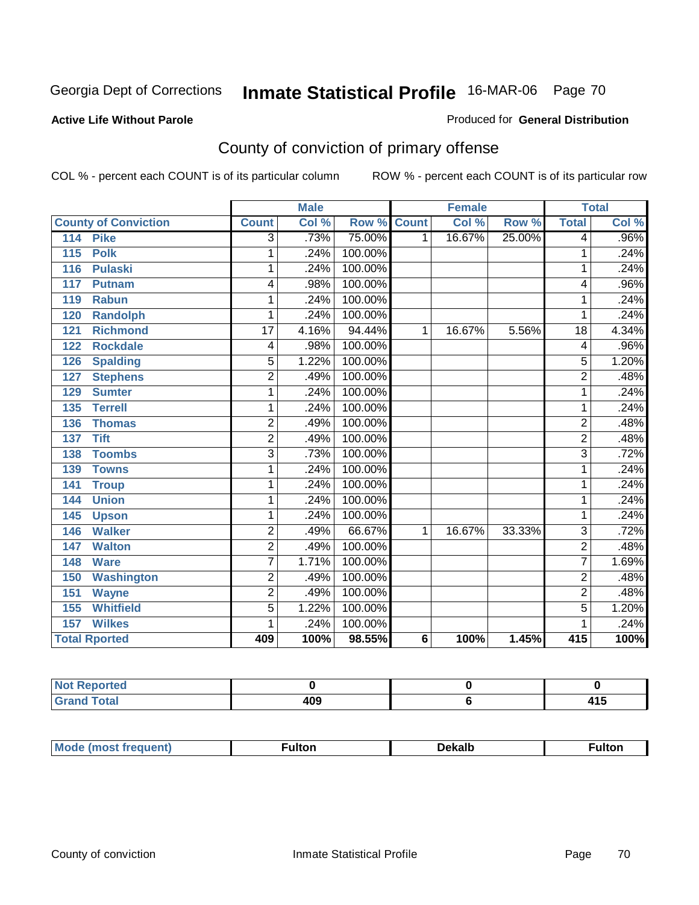Georgia Dept of Corrections **Inmate Statistical Profile** 16-MAR-06 Page 70

**Active Life Without Parole**

Produced for **General Distribution**

## County of conviction of primary offense

COL % - percent each COUNT is of its particular column ROW % - percent each COUNT is of its particular row

| | Male | | | Female | | | Total | |
|---|---|---|---|---|---|---|---|---|
| **County of Conviction** | **Count** | **Col %** | **Row %** | **Count** | **Col %** | **Row %** | **Total** | **Col %** |
| 114 Pike | 3 | .73% | 75.00% | 1 | 16.67% | 25.00% | 4 | .96% |
| 115 Polk | 1 | .24% | 100.00% | | | | 1 | .24% |
| 116 Pulaski | 1 | .24% | 100.00% | | | | 1 | .24% |
| 117 Putnam | 4 | .98% | 100.00% | | | | 4 | .96% |
| 119 Rabun | 1 | .24% | 100.00% | | | | 1 | .24% |
| 120 Randolph | 1 | .24% | 100.00% | | | | 1 | .24% |
| 121 Richmond | 17 | 4.16% | 94.44% | 1 | 16.67% | 5.56% | 18 | 4.34% |
| 122 Rockdale | 4 | .98% | 100.00% | | | | 4 | .96% |
| 126 Spalding | 5 | 1.22% | 100.00% | | | | 5 | 1.20% |
| 127 Stephens | 2 | .49% | 100.00% | | | | 2 | .48% |
| 129 Sumter | 1 | .24% | 100.00% | | | | 1 | .24% |
| 135 Terrell | 1 | .24% | 100.00% | | | | 1 | .24% |
| 136 Thomas | 2 | .49% | 100.00% | | | | 2 | .48% |
| 137 Tift | 2 | .49% | 100.00% | | | | 2 | .48% |
| 138 Toombs | 3 | .73% | 100.00% | | | | 3 | .72% |
| 139 Towns | 1 | .24% | 100.00% | | | | 1 | .24% |
| 141 Troup | 1 | .24% | 100.00% | | | | 1 | .24% |
| 144 Union | 1 | .24% | 100.00% | | | | 1 | .24% |
| 145 Upson | 1 | .24% | 100.00% | | | | 1 | .24% |
| 146 Walker | 2 | .49% | 66.67% | 1 | 16.67% | 33.33% | 3 | .72% |
| 147 Walton | 2 | .49% | 100.00% | | | | 2 | .48% |
| 148 Ware | 7 | 1.71% | 100.00% | | | | 7 | 1.69% |
| 150 Washington | 2 | .49% | 100.00% | | | | 2 | .48% |
| 151 Wayne | 2 | .49% | 100.00% | | | | 2 | .48% |
| 155 Whitfield | 5 | 1.22% | 100.00% | | | | 5 | 1.20% |
| 157 Wilkes | 1 | .24% | 100.00% | | | | 1 | .24% |
| **Total Rported** | **409** | **100%** | **98.55%** | **6** | **100%** | **1.45%** | **415** | **100%** |

| | Male | Female | Total |
|---|---|---|---|
| Not Reported | 0 | 0 | 0 |
| Grand Total | 409 | 6 | 415 |

| | Male | Female | Total |
|---|---|---|---|
| Mode (most frequent) | Fulton | Dekalb | Fulton |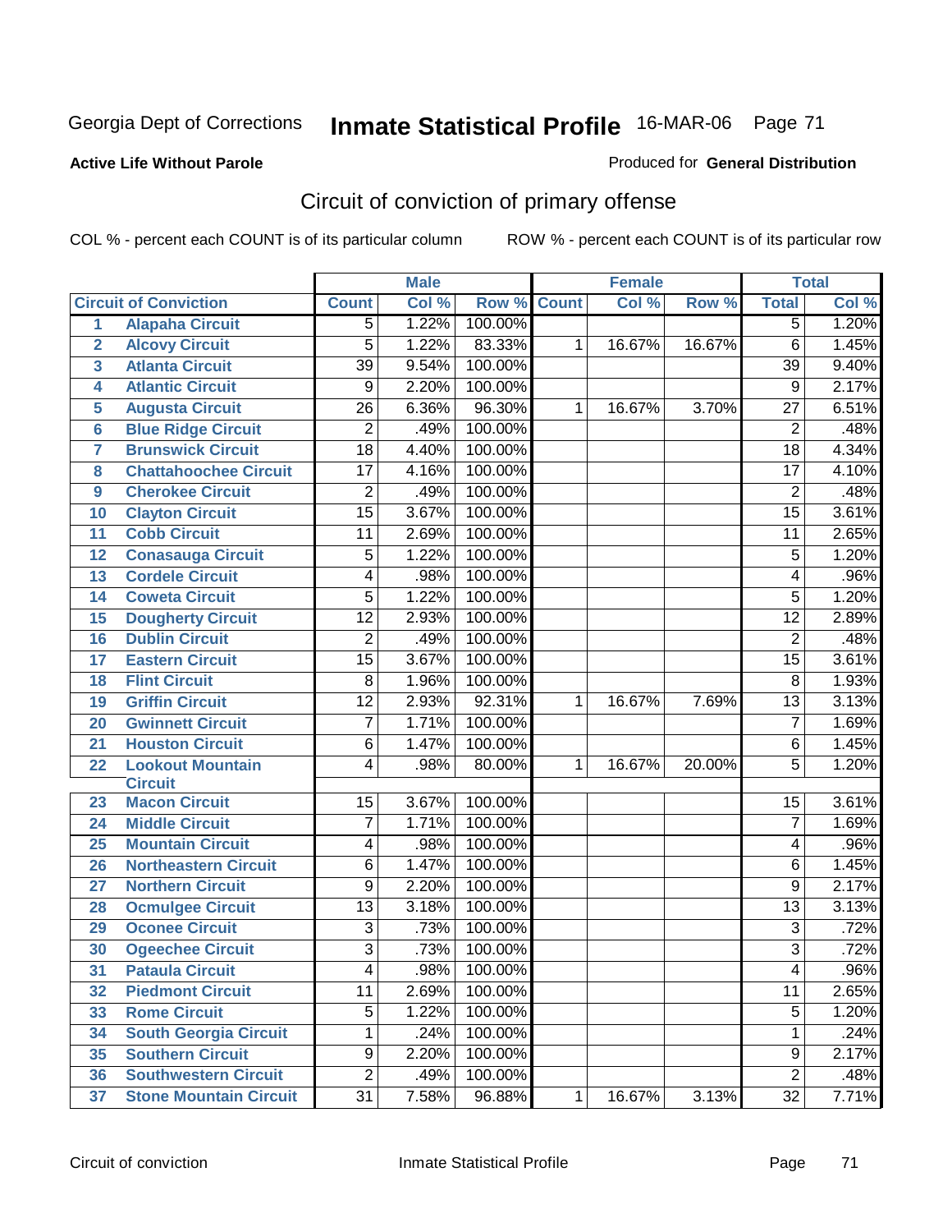Georgia Dept of Corrections **Inmate Statistical Profile** 16-MAR-06

**Active Life Without Parole**

Produced for **General Distribution**

## Circuit of conviction of primary offense

COL % - percent each COUNT is of its particular column    ROW % - percent each COUNT is of its particular row

| | | Male | | | Female | | | Total | |
|---|---|---|---|---|---|---|---|---|---|
| **Circuit of Conviction** | | **Count** | **Col %** | **Row %** | **Count** | **Col %** | **Row %** | **Total** | **Col %** |
| 1 | Alapaha Circuit | 5 | 1.22% | 100.00% | | | | 5 | 1.20% |
| 2 | Alcovy Circuit | 5 | 1.22% | 83.33% | 1 | 16.67% | 16.67% | 6 | 1.45% |
| 3 | Atlanta Circuit | 39 | 9.54% | 100.00% | | | | 39 | 9.40% |
| 4 | Atlantic Circuit | 9 | 2.20% | 100.00% | | | | 9 | 2.17% |
| 5 | Augusta Circuit | 26 | 6.36% | 96.30% | 1 | 16.67% | 3.70% | 27 | 6.51% |
| 6 | Blue Ridge Circuit | 2 | .49% | 100.00% | | | | 2 | .48% |
| 7 | Brunswick Circuit | 18 | 4.40% | 100.00% | | | | 18 | 4.34% |
| 8 | Chattahoochee Circuit | 17 | 4.16% | 100.00% | | | | 17 | 4.10% |
| 9 | Cherokee Circuit | 2 | .49% | 100.00% | | | | 2 | .48% |
| 10 | Clayton Circuit | 15 | 3.67% | 100.00% | | | | 15 | 3.61% |
| 11 | Cobb Circuit | 11 | 2.69% | 100.00% | | | | 11 | 2.65% |
| 12 | Conasauga Circuit | 5 | 1.22% | 100.00% | | | | 5 | 1.20% |
| 13 | Cordele Circuit | 4 | .98% | 100.00% | | | | 4 | .96% |
| 14 | Coweta Circuit | 5 | 1.22% | 100.00% | | | | 5 | 1.20% |
| 15 | Dougherty Circuit | 12 | 2.93% | 100.00% | | | | 12 | 2.89% |
| 16 | Dublin Circuit | 2 | .49% | 100.00% | | | | 2 | .48% |
| 17 | Eastern Circuit | 15 | 3.67% | 100.00% | | | | 15 | 3.61% |
| 18 | Flint Circuit | 8 | 1.96% | 100.00% | | | | 8 | 1.93% |
| 19 | Griffin Circuit | 12 | 2.93% | 92.31% | 1 | 16.67% | 7.69% | 13 | 3.13% |
| 20 | Gwinnett Circuit | 7 | 1.71% | 100.00% | | | | 7 | 1.69% |
| 21 | Houston Circuit | 6 | 1.47% | 100.00% | | | | 6 | 1.45% |
| 22 | Lookout Mountain Circuit | 4 | .98% | 80.00% | 1 | 16.67% | 20.00% | 5 | 1.20% |
| 23 | Macon Circuit | 15 | 3.67% | 100.00% | | | | 15 | 3.61% |
| 24 | Middle Circuit | 7 | 1.71% | 100.00% | | | | 7 | 1.69% |
| 25 | Mountain Circuit | 4 | .98% | 100.00% | | | | 4 | .96% |
| 26 | Northeastern Circuit | 6 | 1.47% | 100.00% | | | | 6 | 1.45% |
| 27 | Northern Circuit | 9 | 2.20% | 100.00% | | | | 9 | 2.17% |
| 28 | Ocmulgee Circuit | 13 | 3.18% | 100.00% | | | | 13 | 3.13% |
| 29 | Oconee Circuit | 3 | .73% | 100.00% | | | | 3 | .72% |
| 30 | Ogeechee Circuit | 3 | .73% | 100.00% | | | | 3 | .72% |
| 31 | Pataula Circuit | 4 | .98% | 100.00% | | | | 4 | .96% |
| 32 | Piedmont Circuit | 11 | 2.69% | 100.00% | | | | 11 | 2.65% |
| 33 | Rome Circuit | 5 | 1.22% | 100.00% | | | | 5 | 1.20% |
| 34 | South Georgia Circuit | 1 | .24% | 100.00% | | | | 1 | .24% |
| 35 | Southern Circuit | 9 | 2.20% | 100.00% | | | | 9 | 2.17% |
| 36 | Southwestern Circuit | 2 | .49% | 100.00% | | | | 2 | .48% |
| 37 | Stone Mountain Circuit | 31 | 7.58% | 96.88% | 1 | 16.67% | 3.13% | 32 | 7.71% |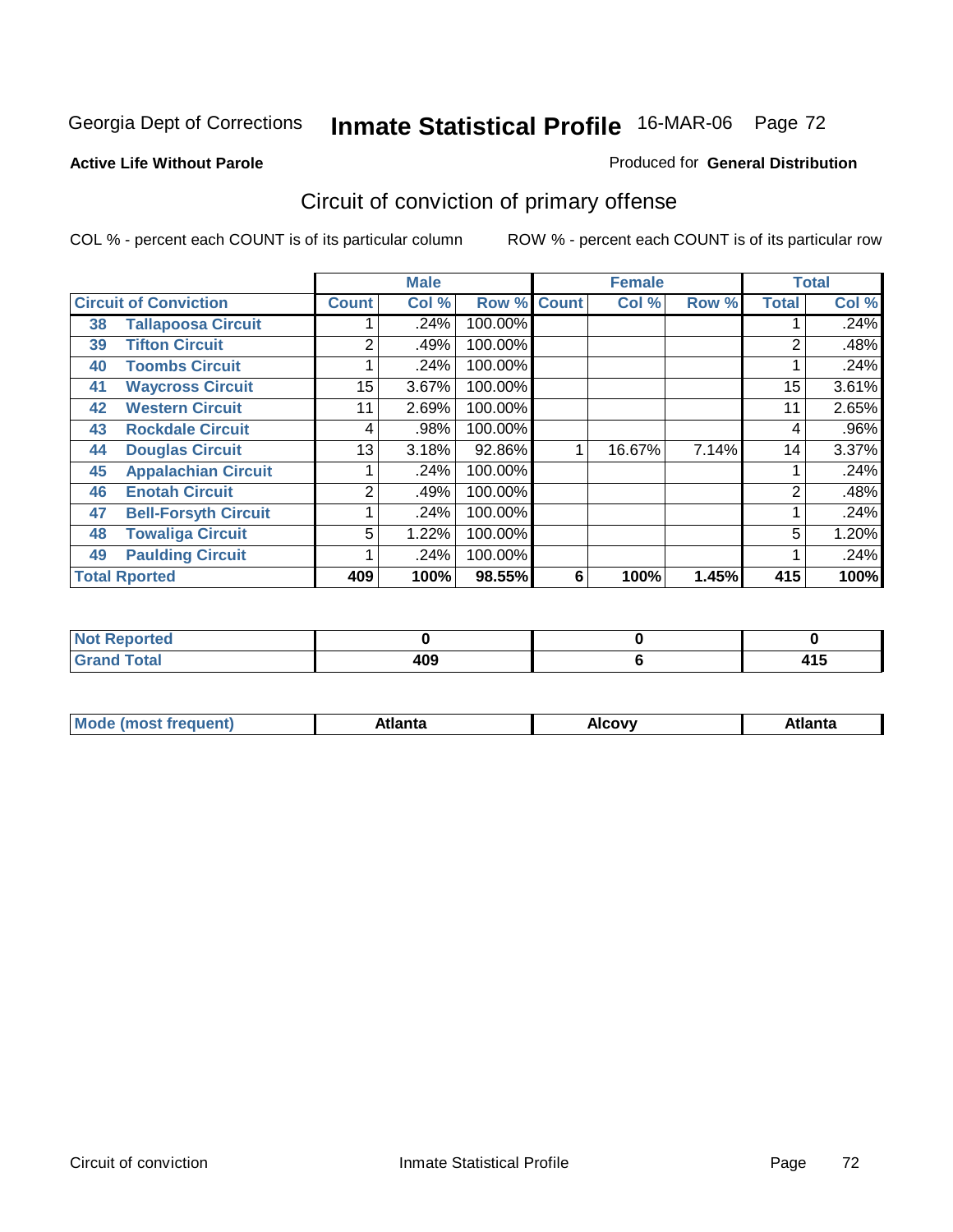**Active Life Without Parole**

Produced for **General Distribution**

## Circuit of conviction of primary offense

COL % - percent each COUNT is of its particular column

ROW % - percent each COUNT is of its particular row

| Circuit of Conviction | Male | | | Female | | | Total | |
|---|---|---|---|---|---|---|---|---|
| | Count | Col % | Row % | Count | Col % | Row % | Total | Col % |
| 38 Tallapoosa Circuit | 1 | .24% | 100.00% | | | | 1 | .24% |
| 39 Tifton Circuit | 2 | .49% | 100.00% | | | | 2 | .48% |
| 40 Toombs Circuit | 1 | .24% | 100.00% | | | | 1 | .24% |
| 41 Waycross Circuit | 15 | 3.67% | 100.00% | | | | 15 | 3.61% |
| 42 Western Circuit | 11 | 2.69% | 100.00% | | | | 11 | 2.65% |
| 43 Rockdale Circuit | 4 | .98% | 100.00% | | | | 4 | .96% |
| 44 Douglas Circuit | 13 | 3.18% | 92.86% | 1 | 16.67% | 7.14% | 14 | 3.37% |
| 45 Appalachian Circuit | 1 | .24% | 100.00% | | | | 1 | .24% |
| 46 Enotah Circuit | 2 | .49% | 100.00% | | | | 2 | .48% |
| 47 Bell-Forsyth Circuit | 1 | .24% | 100.00% | | | | 1 | .24% |
| 48 Towaliga Circuit | 5 | 1.22% | 100.00% | | | | 5 | 1.20% |
| 49 Paulding Circuit | 1 | .24% | 100.00% | | | | 1 | .24% |
| **Total Rported** | **409** | **100%** | **98.55%** | **6** | **100%** | **1.45%** | **415** | **100%** |

| | Male | Female | Total |
|---|---|---|---|
| Not Reported | 0 | 0 | 0 |
| Grand Total | 409 | 6 | 415 |

| | Male | Female | Total |
|---|---|---|---|
| Mode (most frequent) | Atlanta | Alcovy | Atlanta |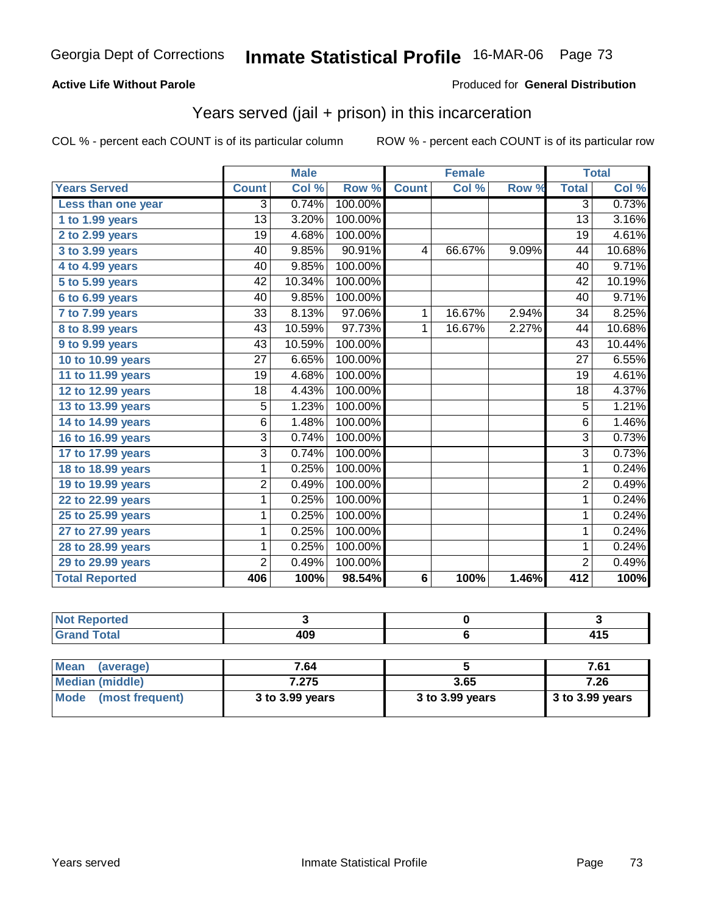Georgia Dept of Corrections **Inmate Statistical Profile** 16-MAR-06

**Active Life Without Parole**

Produced for **General Distribution**

## Years served (jail + prison) in this incarceration

COL % - percent each COUNT is of its particular column

ROW % - percent each COUNT is of its particular row

| | Male | | | Female | | | Total | |
|---|---|---|---|---|---|---|---|---|
| **Years Served** | **Count** | **Col %** | **Row %** | **Count** | **Col %** | **Row %** | **Total** | **Col %** |
| Less than one year | 3 | 0.74% | 100.00% | | | | 3 | 0.73% |
| 1 to 1.99 years | 13 | 3.20% | 100.00% | | | | 13 | 3.16% |
| 2 to 2.99 years | 19 | 4.68% | 100.00% | | | | 19 | 4.61% |
| 3 to 3.99 years | 40 | 9.85% | 90.91% | 4 | 66.67% | 9.09% | 44 | 10.68% |
| 4 to 4.99 years | 40 | 9.85% | 100.00% | | | | 40 | 9.71% |
| 5 to 5.99 years | 42 | 10.34% | 100.00% | | | | 42 | 10.19% |
| 6 to 6.99 years | 40 | 9.85% | 100.00% | | | | 40 | 9.71% |
| 7 to 7.99 years | 33 | 8.13% | 97.06% | 1 | 16.67% | 2.94% | 34 | 8.25% |
| 8 to 8.99 years | 43 | 10.59% | 97.73% | 1 | 16.67% | 2.27% | 44 | 10.68% |
| 9 to 9.99 years | 43 | 10.59% | 100.00% | | | | 43 | 10.44% |
| 10 to 10.99 years | 27 | 6.65% | 100.00% | | | | 27 | 6.55% |
| 11 to 11.99 years | 19 | 4.68% | 100.00% | | | | 19 | 4.61% |
| 12 to 12.99 years | 18 | 4.43% | 100.00% | | | | 18 | 4.37% |
| 13 to 13.99 years | 5 | 1.23% | 100.00% | | | | 5 | 1.21% |
| 14 to 14.99 years | 6 | 1.48% | 100.00% | | | | 6 | 1.46% |
| 16 to 16.99 years | 3 | 0.74% | 100.00% | | | | 3 | 0.73% |
| 17 to 17.99 years | 3 | 0.74% | 100.00% | | | | 3 | 0.73% |
| 18 to 18.99 years | 1 | 0.25% | 100.00% | | | | 1 | 0.24% |
| 19 to 19.99 years | 2 | 0.49% | 100.00% | | | | 2 | 0.49% |
| 22 to 22.99 years | 1 | 0.25% | 100.00% | | | | 1 | 0.24% |
| 25 to 25.99 years | 1 | 0.25% | 100.00% | | | | 1 | 0.24% |
| 27 to 27.99 years | 1 | 0.25% | 100.00% | | | | 1 | 0.24% |
| 28 to 28.99 years | 1 | 0.25% | 100.00% | | | | 1 | 0.24% |
| 29 to 29.99 years | 2 | 0.49% | 100.00% | | | | 2 | 0.49% |
| **Total Reported** | **406** | **100%** | **98.54%** | **6** | **100%** | **1.46%** | **412** | **100%** |

| | Male | Female | Total |
|---|---|---|---|
| **Not Reported** | **3** | **0** | **3** |
| **Grand Total** | **409** | **6** | **415** |

| | Male | Female | Total |
|---|---|---|---|
| **Mean (average)** | **7.64** | **5** | **7.61** |
| **Median (middle)** | **7.275** | **3.65** | **7.26** |
| **Mode (most frequent)** | **3 to 3.99 years** | **3 to 3.99 years** | **3 to 3.99 years** |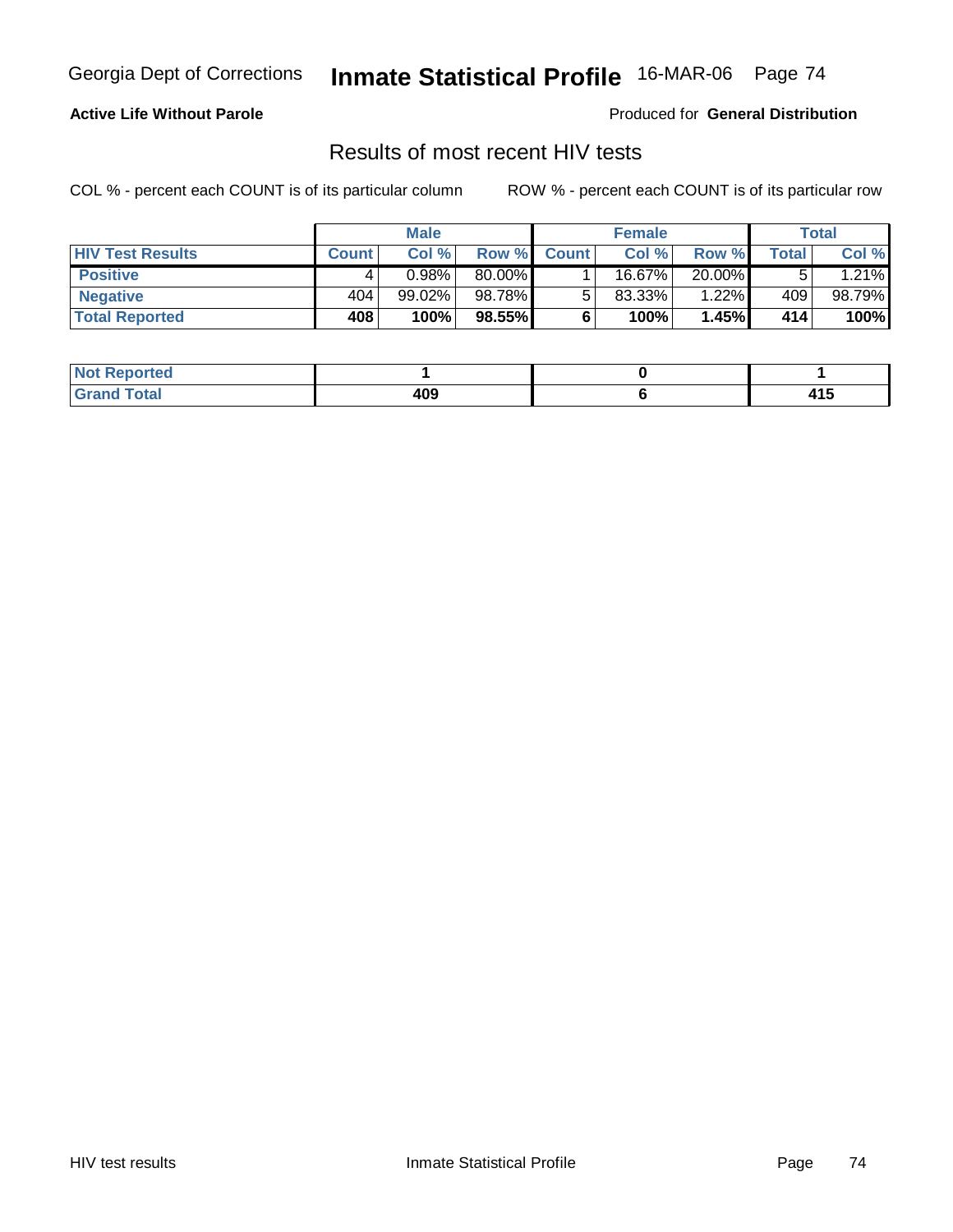**Active Life Without Parole**

Produced for **General Distribution**

## Results of most recent HIV tests

COL % - percent each COUNT is of its particular column

ROW % - percent each COUNT is of its particular row

| | Male | | | Female | | | Total | |
|---|---|---|---|---|---|---|---|---|
| **HIV Test Results** | **Count** | **Col %** | **Row %** | **Count** | **Col %** | **Row %** | **Total** | **Col %** |
| **Positive** | 4 | 0.98% | 80.00% | 1 | 16.67% | 20.00% | 5 | 1.21% |
| **Negative** | 404 | 99.02% | 98.78% | 5 | 83.33% | 1.22% | 409 | 98.79% |
| **Total Reported** | **408** | **100%** | **98.55%** | **6** | **100%** | **1.45%** | **414** | **100%** |

| | Male | Female | Total |
|---|---|---|---|
| **Not Reported** | **1** | **0** | **1** |
| **Grand Total** | **409** | **6** | **415** |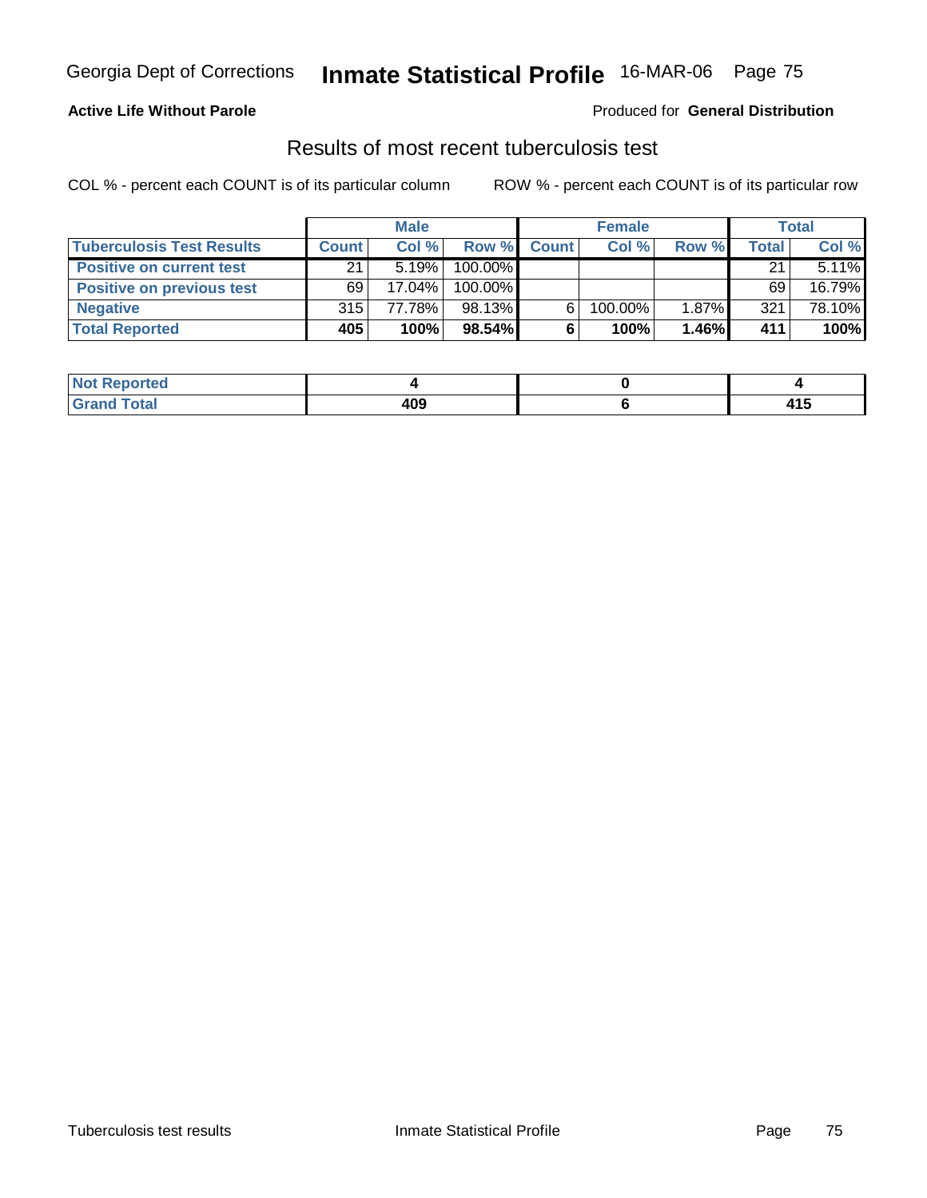**Active Life Without Parole**

Produced for **General Distribution**

## Results of most recent tuberculosis test

COL % - percent each COUNT is of its particular column

ROW % - percent each COUNT is of its particular row

| | Male | | | Female | | | Total | |
|---|---|---|---|---|---|---|---|---|
| **Tuberculosis Test Results** | **Count** | **Col %** | **Row %** | **Count** | **Col %** | **Row %** | **Total** | **Col %** |
| **Positive on current test** | 21 | 5.19% | 100.00% | | | | 21 | 5.11% |
| **Positive on previous test** | 69 | 17.04% | 100.00% | | | | 69 | 16.79% |
| **Negative** | 315 | 77.78% | 98.13% | 6 | 100.00% | 1.87% | 321 | 78.10% |
| **Total Reported** | **405** | **100%** | **98.54%** | **6** | **100%** | **1.46%** | **411** | **100%** |

| | Male | Female | Total |
|---|---|---|---|
| **Not Reported** | **4** | **0** | **4** |
| **Grand Total** | **409** | **6** | **415** |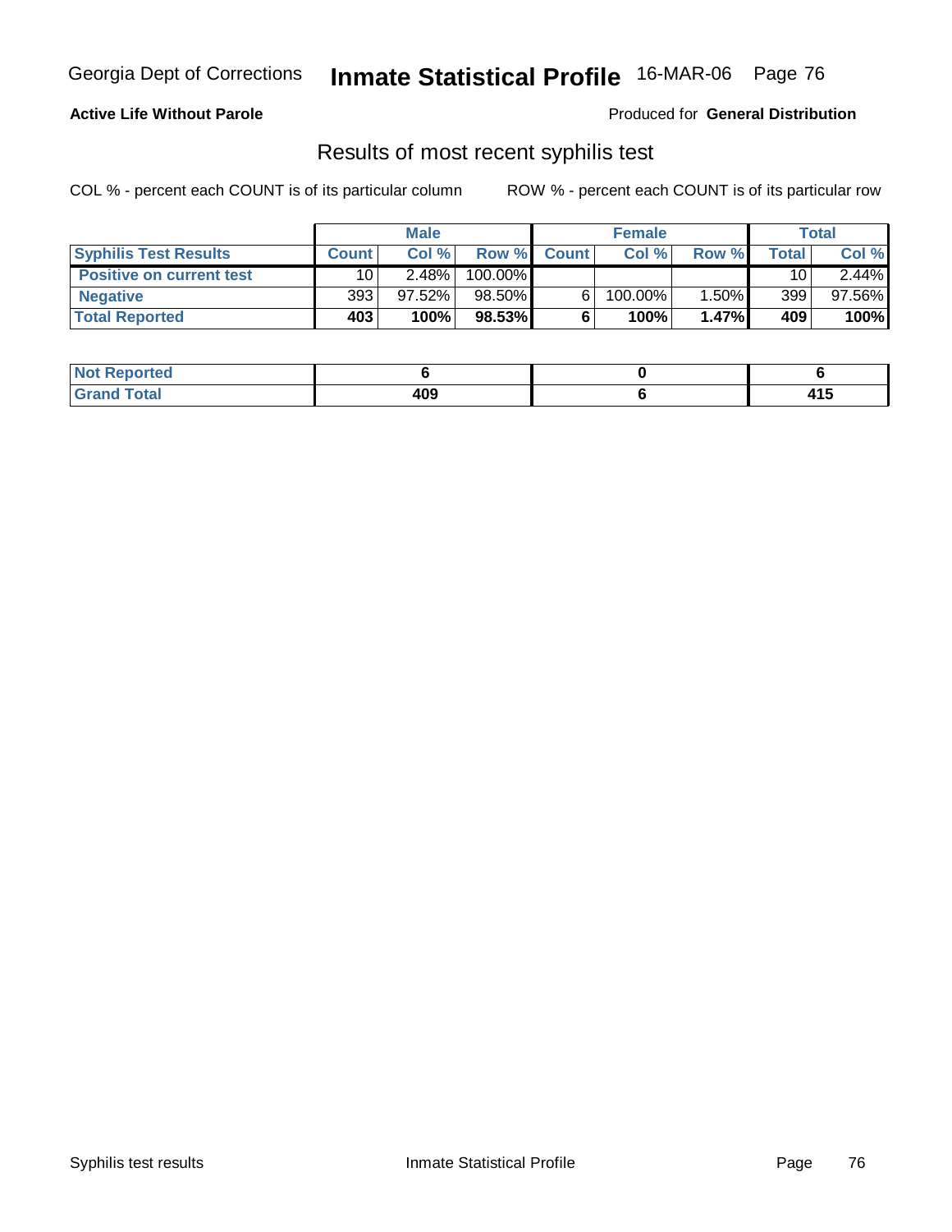**Active Life Without Parole**

Produced for **General Distribution**

## Results of most recent syphilis test

COL % - percent each COUNT is of its particular column

ROW % - percent each COUNT is of its particular row

| | Male | | | Female | | | Total | |
|---|---|---|---|---|---|---|---|---|
| **Syphilis Test Results** | **Count** | **Col %** | **Row %** | **Count** | **Col %** | **Row %** | **Total** | **Col %** |
| **Positive on current test** | 10 | 2.48% | 100.00% | | | | 10 | 2.44% |
| **Negative** | 393 | 97.52% | 98.50% | 6 | 100.00% | 1.50% | 399 | 97.56% |
| **Total Reported** | **403** | **100%** | **98.53%** | **6** | **100%** | **1.47%** | **409** | **100%** |

| | Male | Female | Total |
|---|---|---|---|
| **Not Reported** | **6** | **0** | **6** |
| **Grand Total** | **409** | **6** | **415** |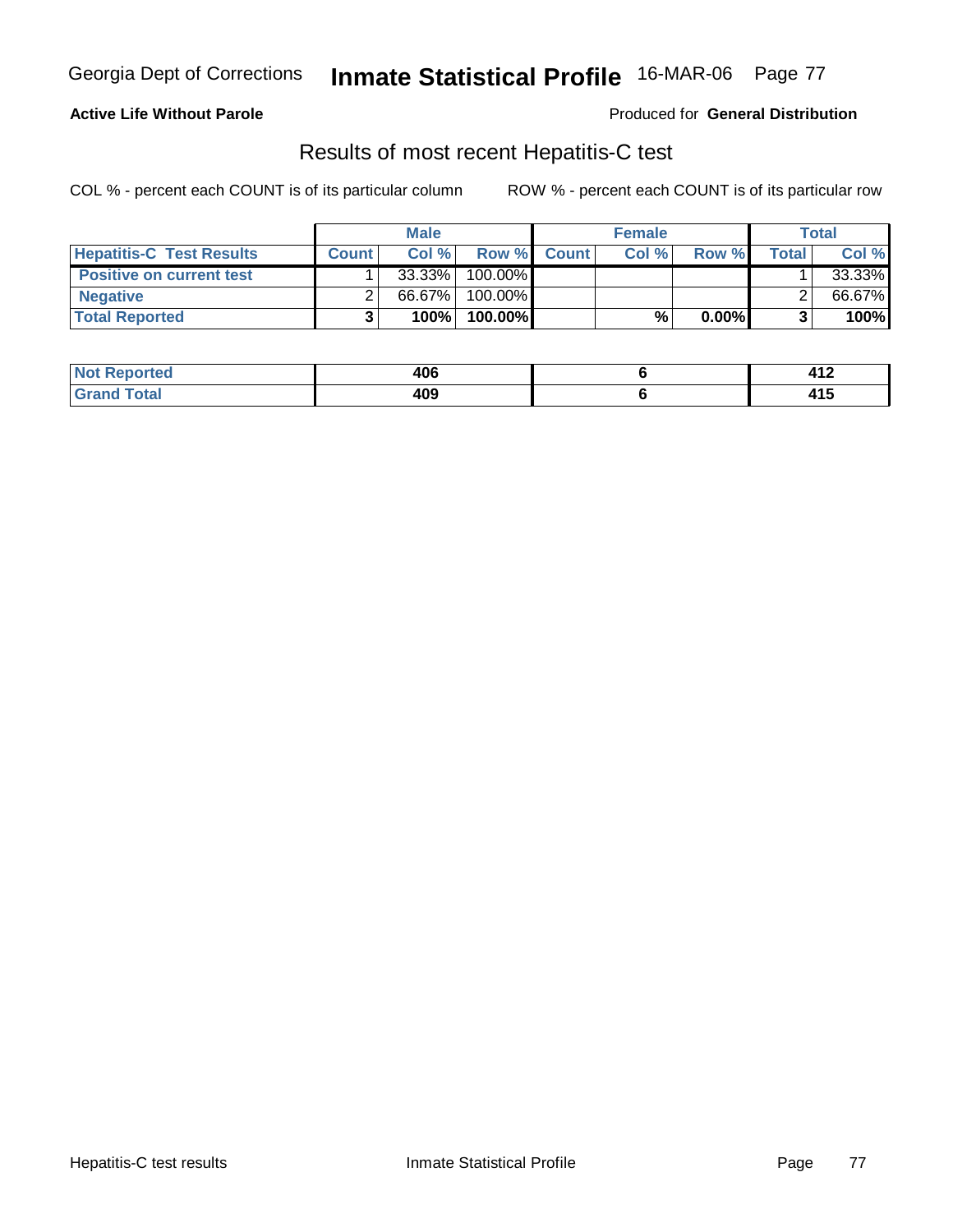**Active Life Without Parole**

Produced for **General Distribution**

## Results of most recent Hepatitis-C test

COL % - percent each COUNT is of its particular column

ROW % - percent each COUNT is of its particular row

| | Male | | | Female | | | Total | |
|---|---|---|---|---|---|---|---|---|
| **Hepatitis-C Test Results** | **Count** | **Col %** | **Row %** | **Count** | **Col %** | **Row %** | **Total** | **Col %** |
| **Positive on current test** | 1 | 33.33% | 100.00% | | | | 1 | 33.33% |
| **Negative** | 2 | 66.67% | 100.00% | | | | 2 | 66.67% |
| **Total Reported** | **3** | **100%** | **100.00%** | | **%** | **0.00%** | **3** | **100%** |

| | Male | Female | Total |
|---|---|---|---|
| **Not Reported** | **406** | **6** | **412** |
| **Grand Total** | **409** | **6** | **415** |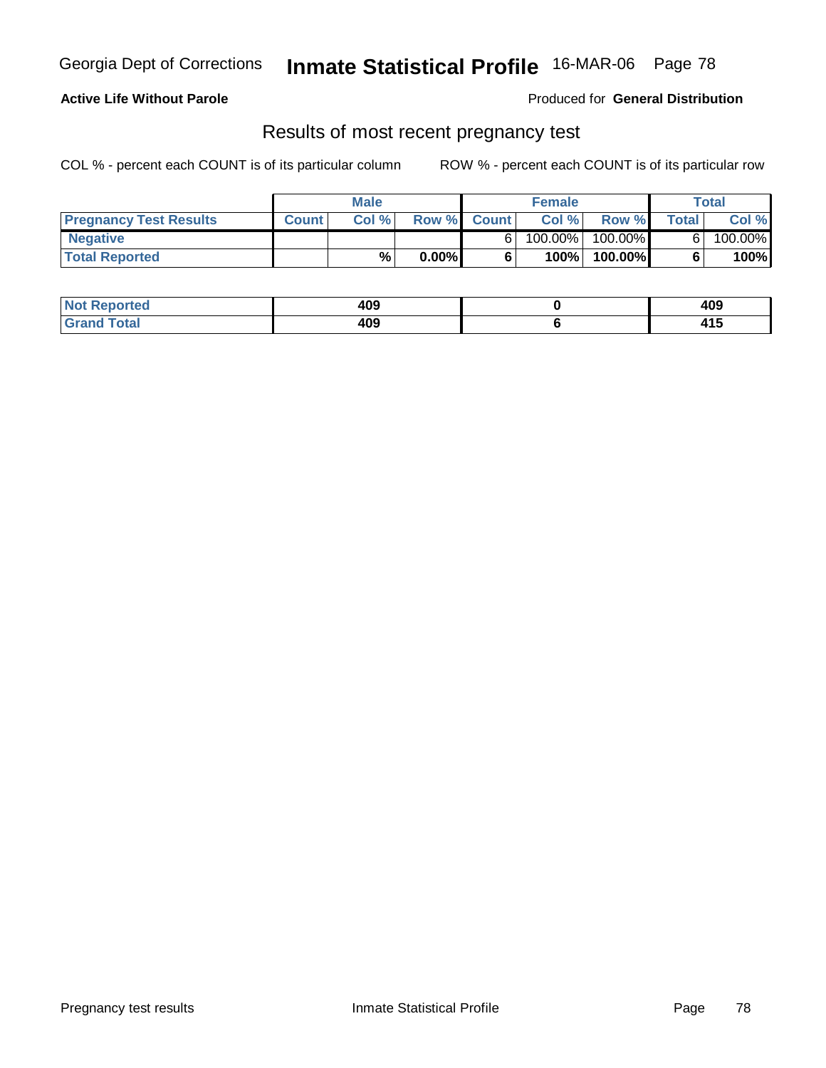**Active Life Without Parole**

Produced for **General Distribution**

## Results of most recent pregnancy test

COL % - percent each COUNT is of its particular column

ROW % - percent each COUNT is of its particular row

| | Male | | | Female | | | Total | |
|---|---|---|---|---|---|---|---|---|
| **Pregnancy Test Results** | **Count** | **Col %** | **Row %** | **Count** | **Col %** | **Row %** | **Total** | **Col %** |
| **Negative** | | | | 6 | 100.00% | 100.00% | 6 | 100.00% |
| **Total Reported** | | **%** | **0.00%** | **6** | **100%** | **100.00%** | **6** | **100%** |

| | Male | Female | Total |
|---|---|---|---|
| **Not Reported** | **409** | **0** | **409** |
| **Grand Total** | **409** | **6** | **415** |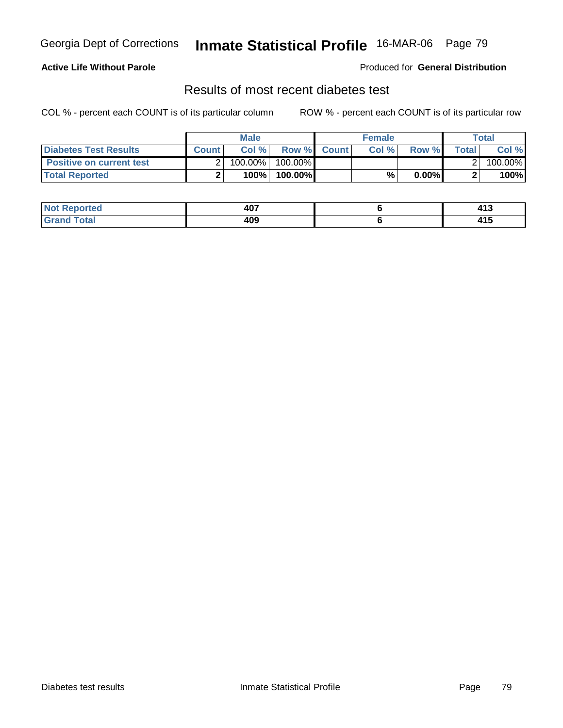**Active Life Without Parole**

Produced for **General Distribution**

## Results of most recent diabetes test

COL % - percent each COUNT is of its particular column

ROW % - percent each COUNT is of its particular row

| | Male | | | Female | | | Total | |
|---|---|---|---|---|---|---|---|---|
| **Diabetes Test Results** | **Count** | **Col %** | **Row %** | **Count** | **Col %** | **Row %** | **Total** | **Col %** |
| **Positive on current test** | 2 | 100.00% | 100.00% | | | | 2 | 100.00% |
| **Total Reported** | **2** | **100%** | **100.00%** | | **%** | **0.00%** | **2** | **100%** |

| | Male | Female | Total |
|---|---|---|---|
| **Not Reported** | **407** | **6** | **413** |
| **Grand Total** | **409** | **6** | **415** |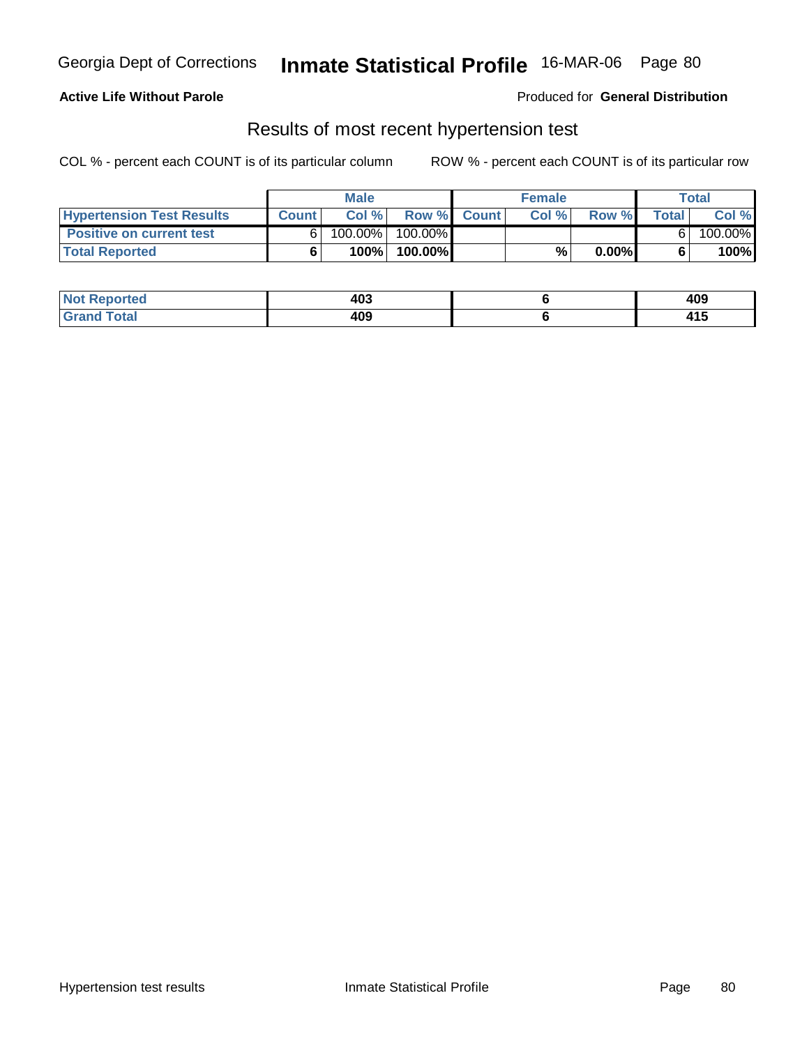Georgia Dept of Corrections **Inmate Statistical Profile** 16-MAR-06

**Active Life Without Parole**

Produced for **General Distribution**

## Results of most recent hypertension test

COL % - percent each COUNT is of its particular column ROW % - percent each COUNT is of its particular row

| | Male | | | Female | | | Total | |
|---|---|---|---|---|---|---|---|---|
| **Hypertension Test Results** | **Count** | **Col %** | **Row %** | **Count** | **Col %** | **Row %** | **Total** | **Col %** |
| **Positive on current test** | 6 | 100.00% | 100.00% | | | | 6 | 100.00% |
| **Total Reported** | **6** | **100%** | **100.00%** | | **%** | **0.00%** | **6** | **100%** |

| | Male | Female | Total |
|---|---|---|---|
| **Not Reported** | **403** | **6** | **409** |
| **Grand Total** | **409** | **6** | **415** |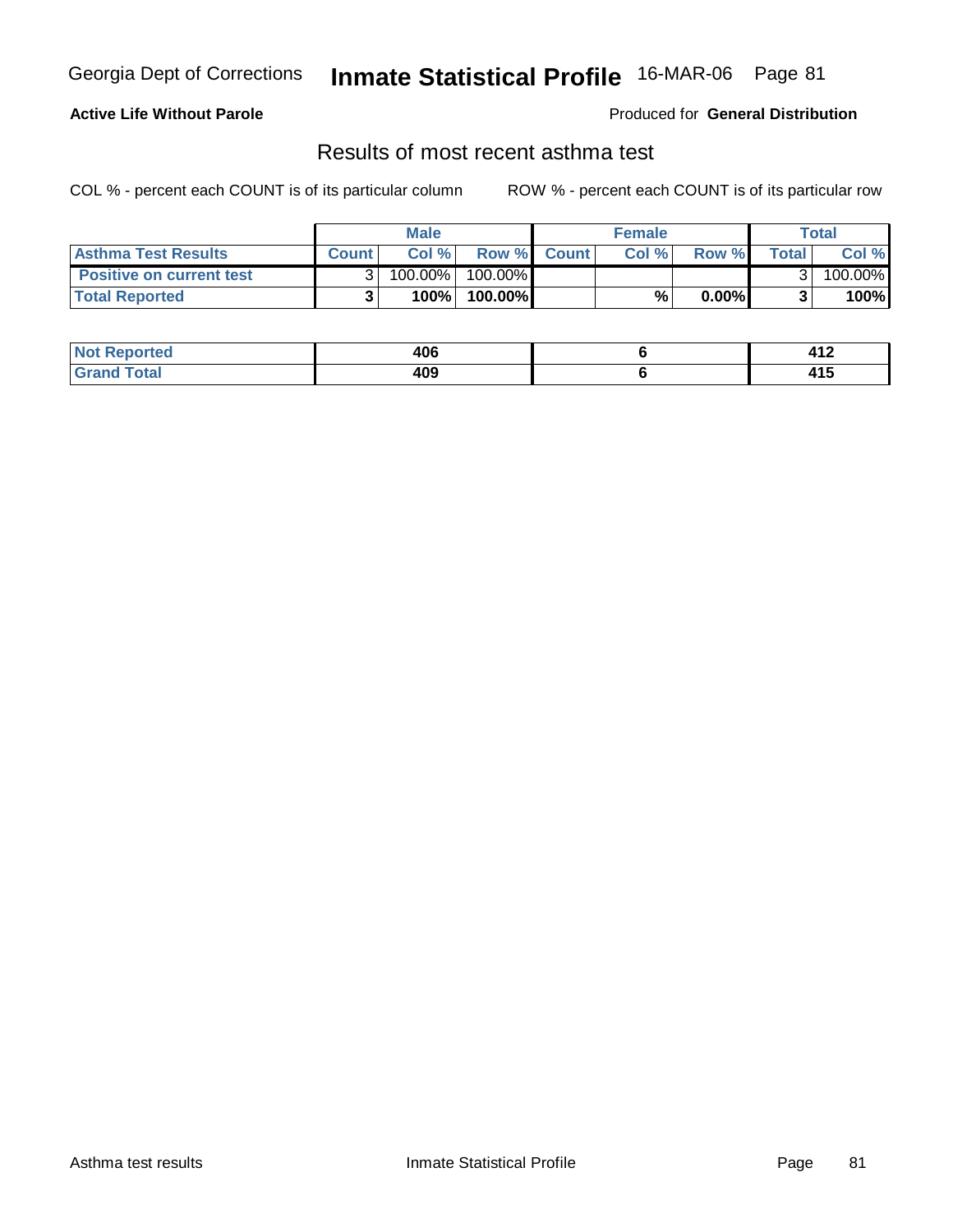Georgia Dept of Corrections **Inmate Statistical Profile** 16-MAR-06 Page 81

**Active Life Without Parole**

Produced for **General Distribution**

## Results of most recent asthma test

COL % - percent each COUNT is of its particular column

ROW % - percent each COUNT is of its particular row

| | Male | | | Female | | | Total | |
|---|---|---|---|---|---|---|---|---|
| **Asthma Test Results** | **Count** | **Col %** | **Row %** | **Count** | **Col %** | **Row %** | **Total** | **Col %** |
| **Positive on current test** | 3 | 100.00% | 100.00% | | | | 3 | 100.00% |
| **Total Reported** | **3** | **100%** | **100.00%** | | **%** | **0.00%** | **3** | **100%** |

| | Male | Female | Total |
|---|---|---|---|
| **Not Reported** | **406** | **6** | **412** |
| **Grand Total** | **409** | **6** | **415** |